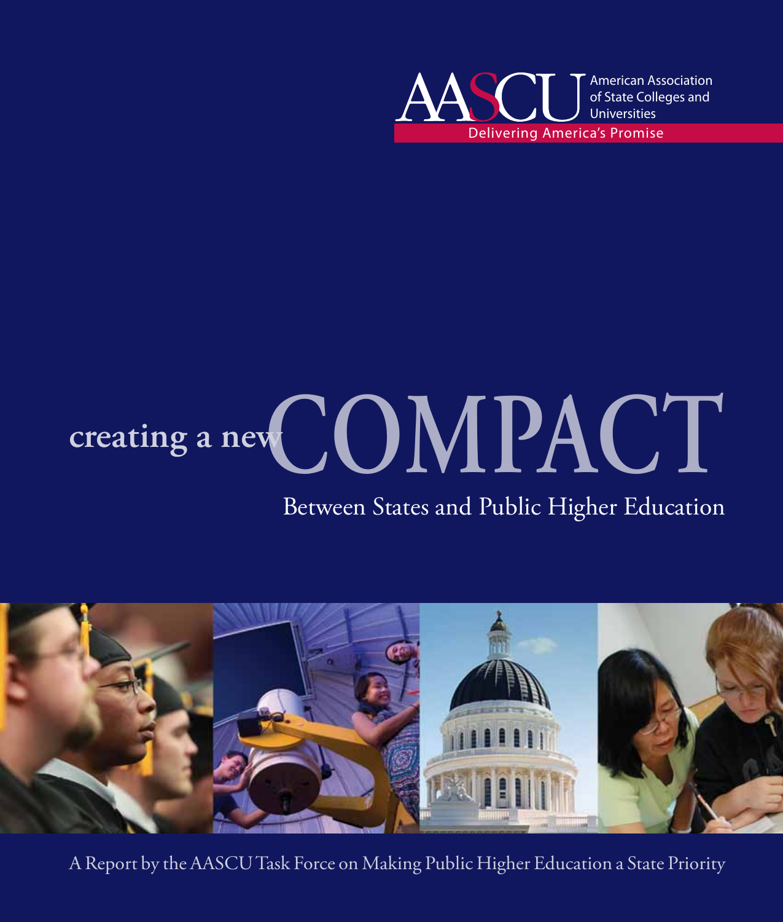AASCU American Association of State Colleges and Universities

Delivering America's Promise

# creating a new COMPACT

## Between States and Public Higher Education

A Report by the AASCU Task Force on Making Public Higher Education a State Priority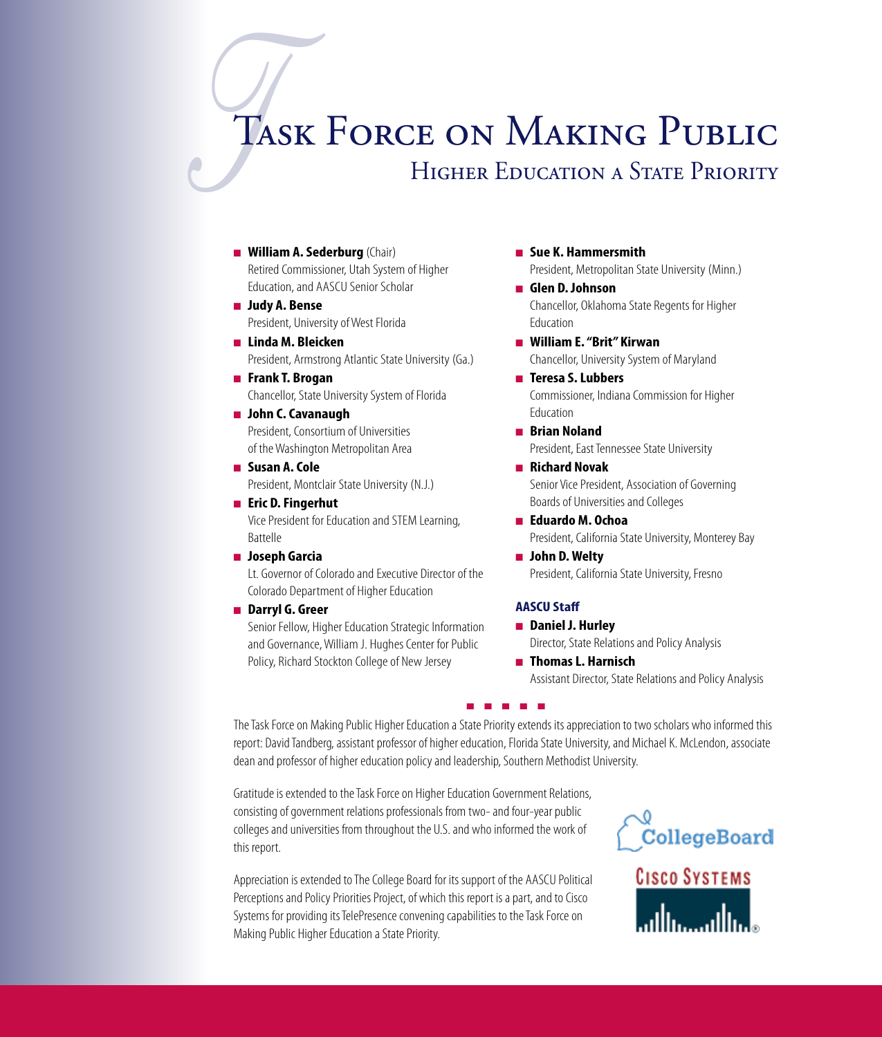# Task Force on Making Public Higher Education a State Priority

- **William A. Sederburg** (Chair)
  Retired Commissioner, Utah System of Higher Education, and AASCU Senior Scholar
- **Judy A. Bense**
  President, University of West Florida
- **Linda M. Bleicken**
  President, Armstrong Atlantic State University (Ga.)
- **Frank T. Brogan**
  Chancellor, State University System of Florida
- **John C. Cavanaugh**
  President, Consortium of Universities of the Washington Metropolitan Area
- **Susan A. Cole**
  President, Montclair State University (N.J.)
- **Eric D. Fingerhut**
  Vice President for Education and STEM Learning, Battelle
- **Joseph Garcia**
  Lt. Governor of Colorado and Executive Director of the Colorado Department of Higher Education
- **Darryl G. Greer**
  Senior Fellow, Higher Education Strategic Information and Governance, William J. Hughes Center for Public Policy, Richard Stockton College of New Jersey
- **Sue K. Hammersmith**
  President, Metropolitan State University (Minn.)
- **Glen D. Johnson**
  Chancellor, Oklahoma State Regents for Higher Education
- **William E. "Brit" Kirwan**
  Chancellor, University System of Maryland
- **Teresa S. Lubbers**
  Commissioner, Indiana Commission for Higher Education
- **Brian Noland**
  President, East Tennessee State University
- **Richard Novak**
  Senior Vice President, Association of Governing Boards of Universities and Colleges
- **Eduardo M. Ochoa**
  President, California State University, Monterey Bay
- **John D. Welty**
  President, California State University, Fresno

**AASCU Staff**

- **Daniel J. Hurley**
  Director, State Relations and Policy Analysis
- **Thomas L. Harnisch**
  Assistant Director, State Relations and Policy Analysis

The Task Force on Making Public Higher Education a State Priority extends its appreciation to two scholars who informed this report: David Tandberg, assistant professor of higher education, Florida State University, and Michael K. McLendon, associate dean and professor of higher education policy and leadership, Southern Methodist University.

Gratitude is extended to the Task Force on Higher Education Government Relations, consisting of government relations professionals from two- and four-year public colleges and universities from throughout the U.S. and who informed the work of this report.

Appreciation is extended to The College Board for its support of the AASCU Political Perceptions and Policy Priorities Project, of which this report is a part, and to Cisco Systems for providing its TelePresence convening capabilities to the Task Force on Making Public Higher Education a State Priority.

CollegeBoard

Cisco Systems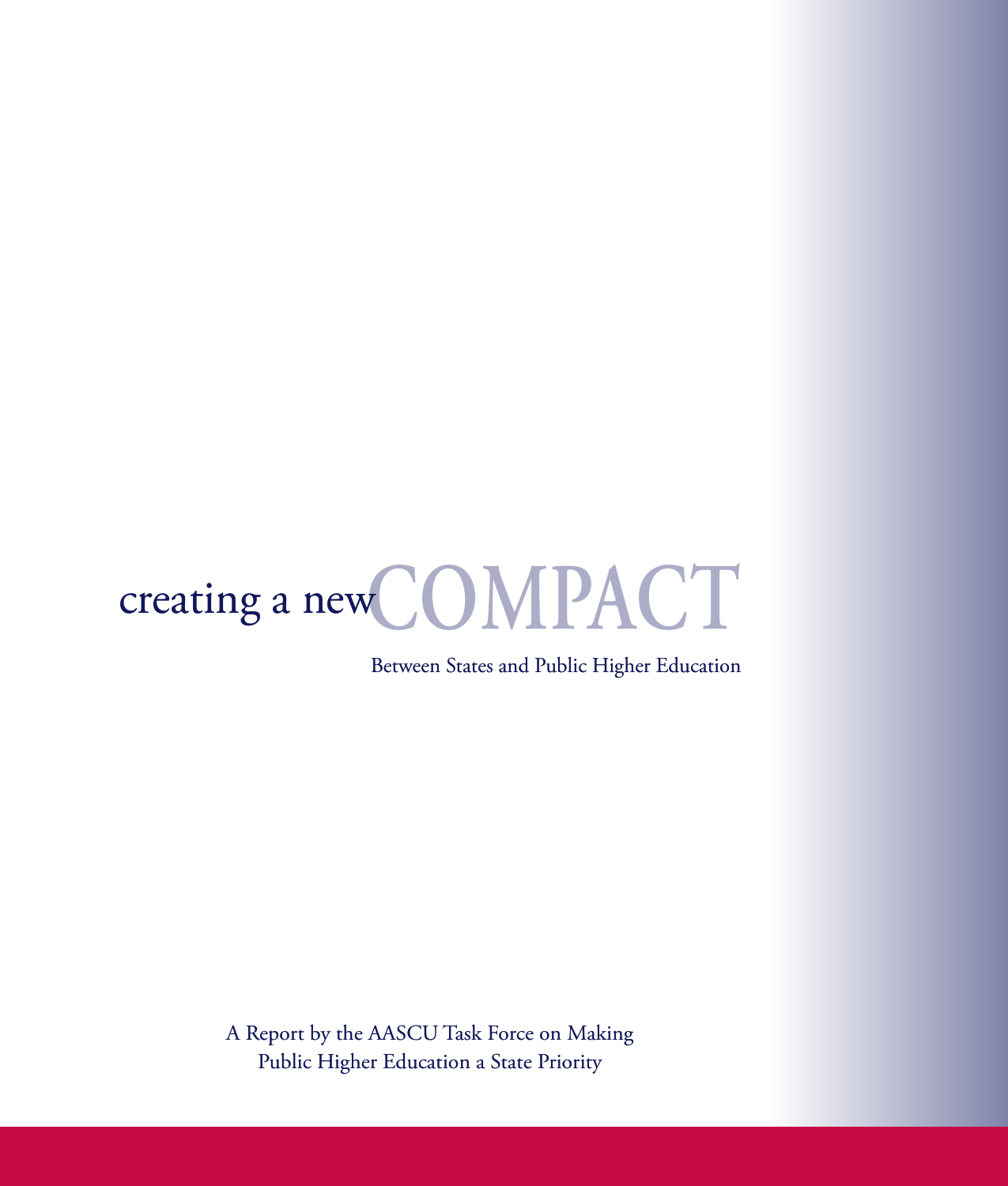# creating a new COMPACT

Between States and Public Higher Education

A Report by the AASCU Task Force on Making Public Higher Education a State Priority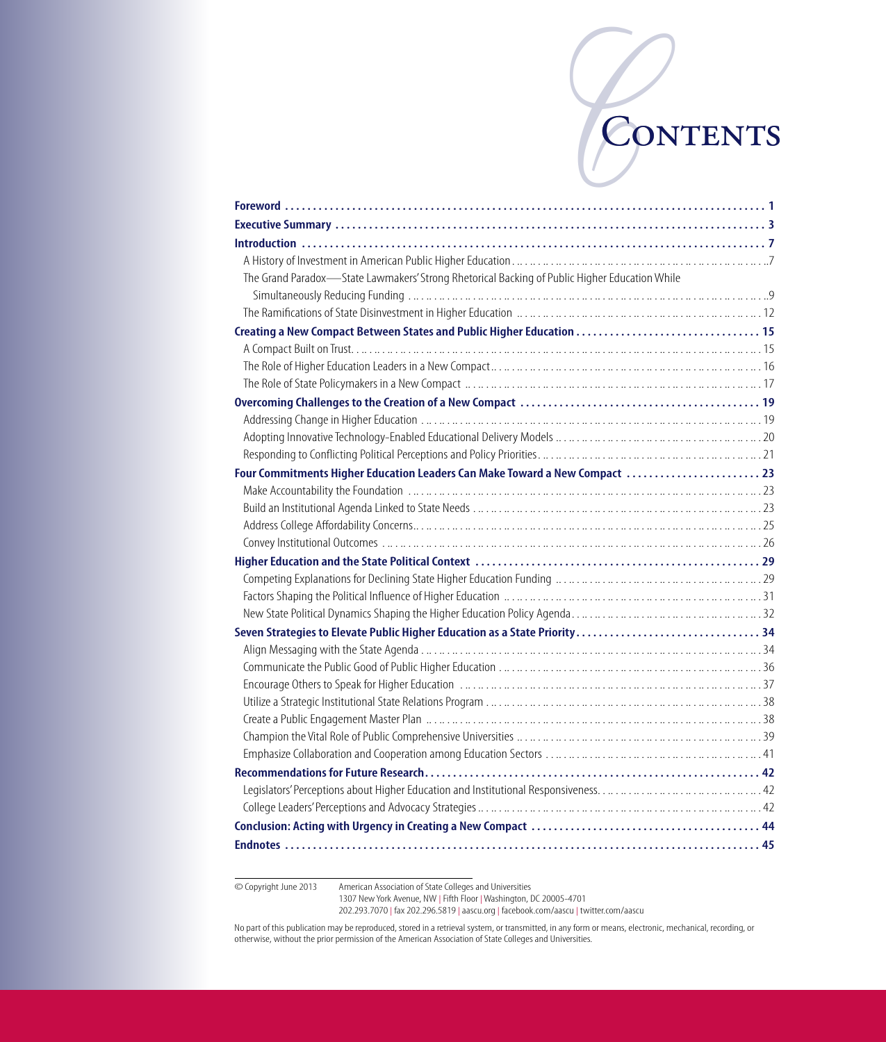# Contents

**Foreword** .......... 1

**Executive Summary** .......... 3

**Introduction** .......... 7

- A History of Investment in American Public Higher Education .......... 7
- The Grand Paradox—State Lawmakers' Strong Rhetorical Backing of Public Higher Education While Simultaneously Reducing Funding .......... 9
- The Ramifications of State Disinvestment in Higher Education .......... 12

**Creating a New Compact Between States and Public Higher Education** .......... 15

- A Compact Built on Trust .......... 15
- The Role of Higher Education Leaders in a New Compact .......... 16
- The Role of State Policymakers in a New Compact .......... 17

**Overcoming Challenges to the Creation of a New Compact** .......... 19

- Addressing Change in Higher Education .......... 19
- Adopting Innovative Technology-Enabled Educational Delivery Models .......... 20
- Responding to Conflicting Political Perceptions and Policy Priorities .......... 21

**Four Commitments Higher Education Leaders Can Make Toward a New Compact** .......... 23

- Make Accountability the Foundation .......... 23
- Build an Institutional Agenda Linked to State Needs .......... 23
- Address College Affordability Concerns .......... 25
- Convey Institutional Outcomes .......... 26

**Higher Education and the State Political Context** .......... 29

- Competing Explanations for Declining State Higher Education Funding .......... 29
- Factors Shaping the Political Influence of Higher Education .......... 31
- New State Political Dynamics Shaping the Higher Education Policy Agenda .......... 32

**Seven Strategies to Elevate Public Higher Education as a State Priority** .......... 34

- Align Messaging with the State Agenda .......... 34
- Communicate the Public Good of Public Higher Education .......... 36
- Encourage Others to Speak for Higher Education .......... 37
- Utilize a Strategic Institutional State Relations Program .......... 38
- Create a Public Engagement Master Plan .......... 38
- Champion the Vital Role of Public Comprehensive Universities .......... 39
- Emphasize Collaboration and Cooperation among Education Sectors .......... 41

**Recommendations for Future Research** .......... 42

- Legislators' Perceptions about Higher Education and Institutional Responsiveness .......... 42
- College Leaders' Perceptions and Advocacy Strategies .......... 42

**Conclusion: Acting with Urgency in Creating a New Compact** .......... 44

**Endnotes** .......... 45

---

© Copyright June 2013 American Association of State Colleges and Universities
1307 New York Avenue, NW | Fifth Floor | Washington, DC 20005-4701
202.293.7070 | fax 202.296.5819 | aascu.org | facebook.com/aascu | twitter.com/aascu

No part of this publication may be reproduced, stored in a retrieval system, or transmitted, in any form or means, electronic, mechanical, recording, or otherwise, without the prior permission of the American Association of State Colleges and Universities.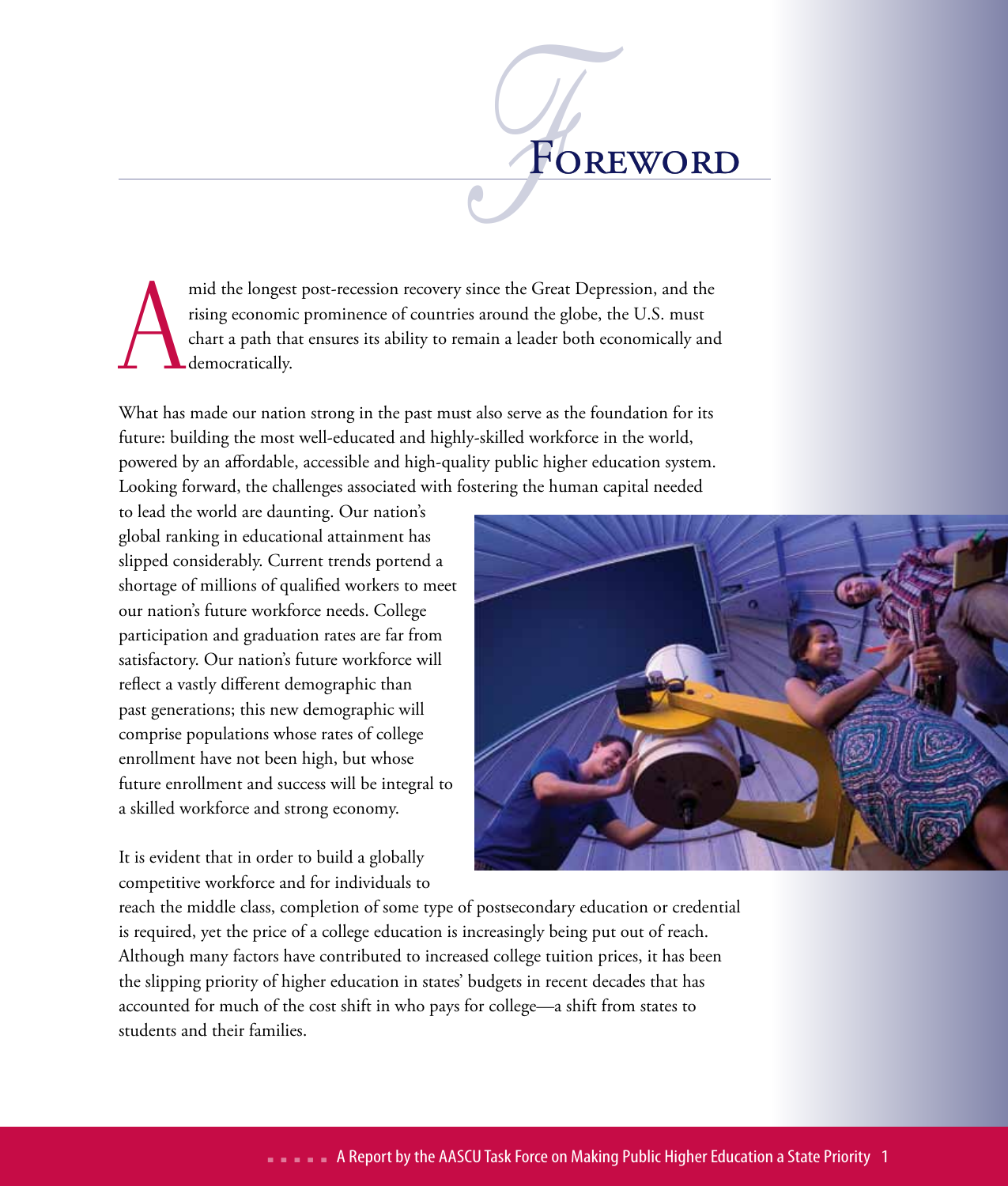# Foreword

Amid the longest post-recession recovery since the Great Depression, and the rising economic prominence of countries around the globe, the U.S. must chart a path that ensures its ability to remain a leader both economically and democratically.

What has made our nation strong in the past must also serve as the foundation for its future: building the most well-educated and highly-skilled workforce in the world, powered by an affordable, accessible and high-quality public higher education system. Looking forward, the challenges associated with fostering the human capital needed to lead the world are daunting. Our nation's global ranking in educational attainment has slipped considerably. Current trends portend a shortage of millions of qualified workers to meet our nation's future workforce needs. College participation and graduation rates are far from satisfactory. Our nation's future workforce will reflect a vastly different demographic than past generations; this new demographic will comprise populations whose rates of college enrollment have not been high, but whose future enrollment and success will be integral to a skilled workforce and strong economy.

It is evident that in order to build a globally competitive workforce and for individuals to reach the middle class, completion of some type of postsecondary education or credential is required, yet the price of a college education is increasingly being put out of reach. Although many factors have contributed to increased college tuition prices, it has been the slipping priority of higher education in states' budgets in recent decades that has accounted for much of the cost shift in who pays for college—a shift from states to students and their families.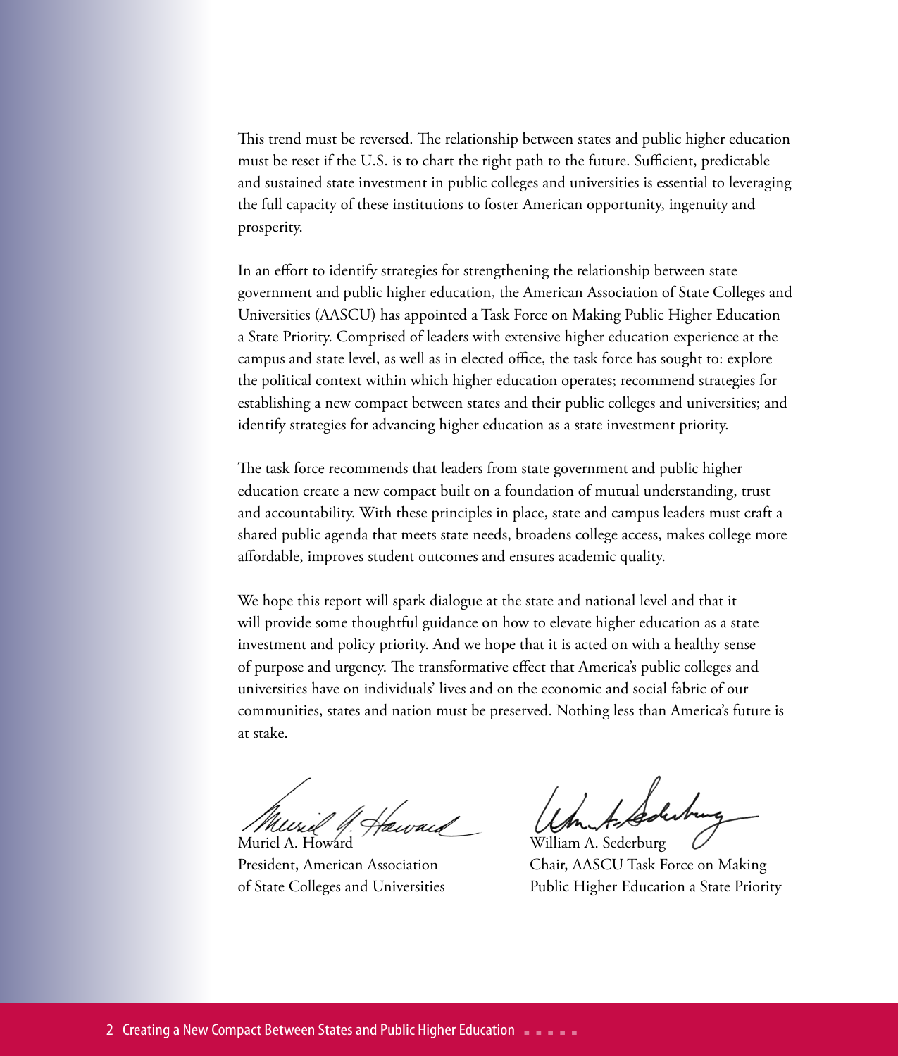This trend must be reversed. The relationship between states and public higher education must be reset if the U.S. is to chart the right path to the future. Sufficient, predictable and sustained state investment in public colleges and universities is essential to leveraging the full capacity of these institutions to foster American opportunity, ingenuity and prosperity.

In an effort to identify strategies for strengthening the relationship between state government and public higher education, the American Association of State Colleges and Universities (AASCU) has appointed a Task Force on Making Public Higher Education a State Priority. Comprised of leaders with extensive higher education experience at the campus and state level, as well as in elected office, the task force has sought to: explore the political context within which higher education operates; recommend strategies for establishing a new compact between states and their public colleges and universities; and identify strategies for advancing higher education as a state investment priority.

The task force recommends that leaders from state government and public higher education create a new compact built on a foundation of mutual understanding, trust and accountability. With these principles in place, state and campus leaders must craft a shared public agenda that meets state needs, broadens college access, makes college more affordable, improves student outcomes and ensures academic quality.

We hope this report will spark dialogue at the state and national level and that it will provide some thoughtful guidance on how to elevate higher education as a state investment and policy priority. And we hope that it is acted on with a healthy sense of purpose and urgency. The transformative effect that America's public colleges and universities have on individuals' lives and on the economic and social fabric of our communities, states and nation must be preserved. Nothing less than America's future is at stake.

Muriel A. Howard
President, American Association of State Colleges and Universities

William A. Sederburg
Chair, AASCU Task Force on Making Public Higher Education a State Priority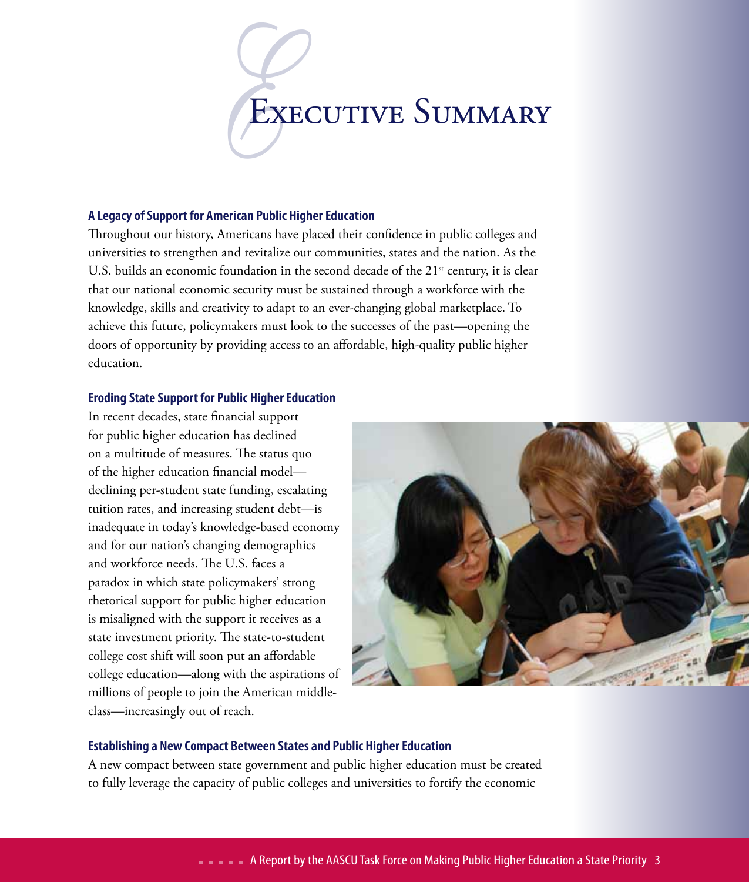# Executive Summary

### A Legacy of Support for American Public Higher Education

Throughout our history, Americans have placed their confidence in public colleges and universities to strengthen and revitalize our communities, states and the nation. As the U.S. builds an economic foundation in the second decade of the 21st century, it is clear that our national economic security must be sustained through a workforce with the knowledge, skills and creativity to adapt to an ever-changing global marketplace. To achieve this future, policymakers must look to the successes of the past—opening the doors of opportunity by providing access to an affordable, high-quality public higher education.

### Eroding State Support for Public Higher Education

In recent decades, state financial support for public higher education has declined on a multitude of measures. The status quo of the higher education financial model—declining per-student state funding, escalating tuition rates, and increasing student debt—is inadequate in today's knowledge-based economy and for our nation's changing demographics and workforce needs. The U.S. faces a paradox in which state policymakers' strong rhetorical support for public higher education is misaligned with the support it receives as a state investment priority. The state-to-student college cost shift will soon put an affordable college education—along with the aspirations of millions of people to join the American middle-class—increasingly out of reach.

### Establishing a New Compact Between States and Public Higher Education

A new compact between state government and public higher education must be created to fully leverage the capacity of public colleges and universities to fortify the economic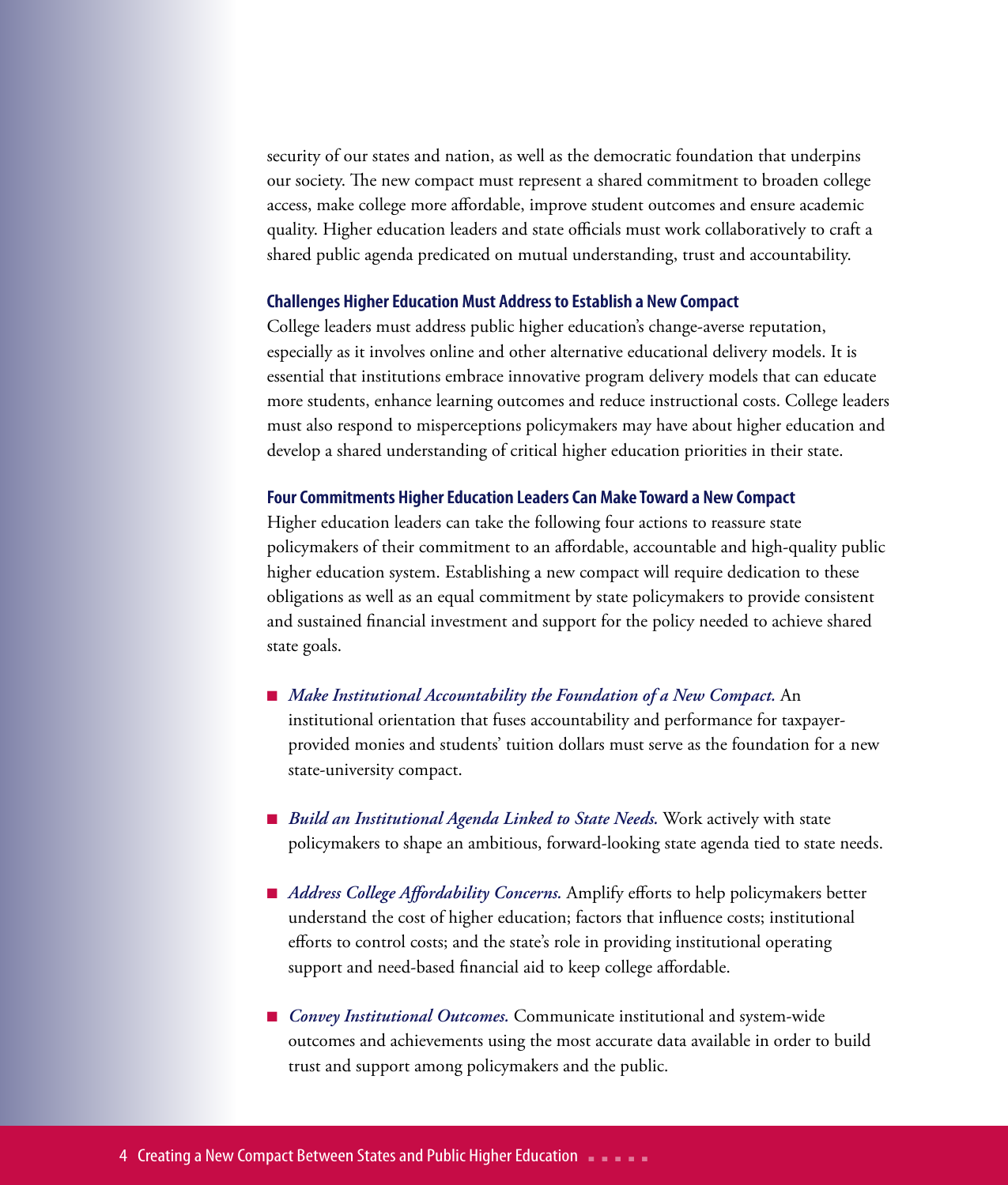security of our states and nation, as well as the democratic foundation that underpins our society. The new compact must represent a shared commitment to broaden college access, make college more affordable, improve student outcomes and ensure academic quality. Higher education leaders and state officials must work collaboratively to craft a shared public agenda predicated on mutual understanding, trust and accountability.

### Challenges Higher Education Must Address to Establish a New Compact

College leaders must address public higher education's change-averse reputation, especially as it involves online and other alternative educational delivery models. It is essential that institutions embrace innovative program delivery models that can educate more students, enhance learning outcomes and reduce instructional costs. College leaders must also respond to misperceptions policymakers may have about higher education and develop a shared understanding of critical higher education priorities in their state.

### Four Commitments Higher Education Leaders Can Make Toward a New Compact

Higher education leaders can take the following four actions to reassure state policymakers of their commitment to an affordable, accountable and high-quality public higher education system. Establishing a new compact will require dedication to these obligations as well as an equal commitment by state policymakers to provide consistent and sustained financial investment and support for the policy needed to achieve shared state goals.

- *Make Institutional Accountability the Foundation of a New Compact.* An institutional orientation that fuses accountability and performance for taxpayer-provided monies and students' tuition dollars must serve as the foundation for a new state-university compact.

- *Build an Institutional Agenda Linked to State Needs.* Work actively with state policymakers to shape an ambitious, forward-looking state agenda tied to state needs.

- *Address College Affordability Concerns.* Amplify efforts to help policymakers better understand the cost of higher education; factors that influence costs; institutional efforts to control costs; and the state's role in providing institutional operating support and need-based financial aid to keep college affordable.

- *Convey Institutional Outcomes.* Communicate institutional and system-wide outcomes and achievements using the most accurate data available in order to build trust and support among policymakers and the public.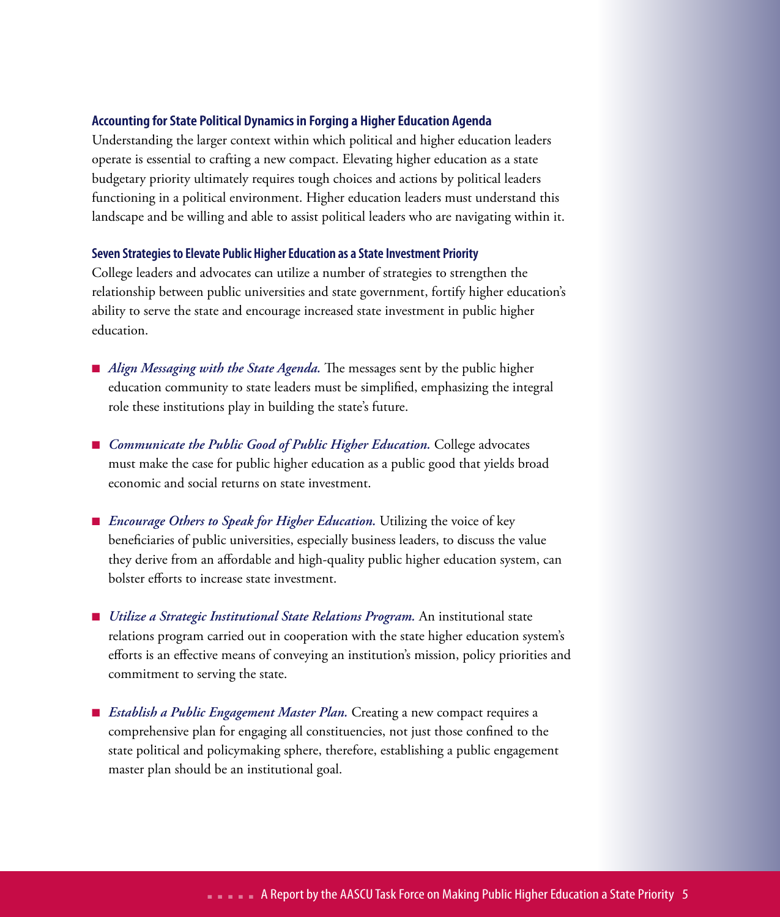### Accounting for State Political Dynamics in Forging a Higher Education Agenda

Understanding the larger context within which political and higher education leaders operate is essential to crafting a new compact. Elevating higher education as a state budgetary priority ultimately requires tough choices and actions by political leaders functioning in a political environment. Higher education leaders must understand this landscape and be willing and able to assist political leaders who are navigating within it.

### Seven Strategies to Elevate Public Higher Education as a State Investment Priority

College leaders and advocates can utilize a number of strategies to strengthen the relationship between public universities and state government, fortify higher education's ability to serve the state and encourage increased state investment in public higher education.

- *Align Messaging with the State Agenda.* The messages sent by the public higher education community to state leaders must be simplified, emphasizing the integral role these institutions play in building the state's future.

- *Communicate the Public Good of Public Higher Education.* College advocates must make the case for public higher education as a public good that yields broad economic and social returns on state investment.

- *Encourage Others to Speak for Higher Education.* Utilizing the voice of key beneficiaries of public universities, especially business leaders, to discuss the value they derive from an affordable and high-quality public higher education system, can bolster efforts to increase state investment.

- *Utilize a Strategic Institutional State Relations Program.* An institutional state relations program carried out in cooperation with the state higher education system's efforts is an effective means of conveying an institution's mission, policy priorities and commitment to serving the state.

- *Establish a Public Engagement Master Plan.* Creating a new compact requires a comprehensive plan for engaging all constituencies, not just those confined to the state political and policymaking sphere, therefore, establishing a public engagement master plan should be an institutional goal.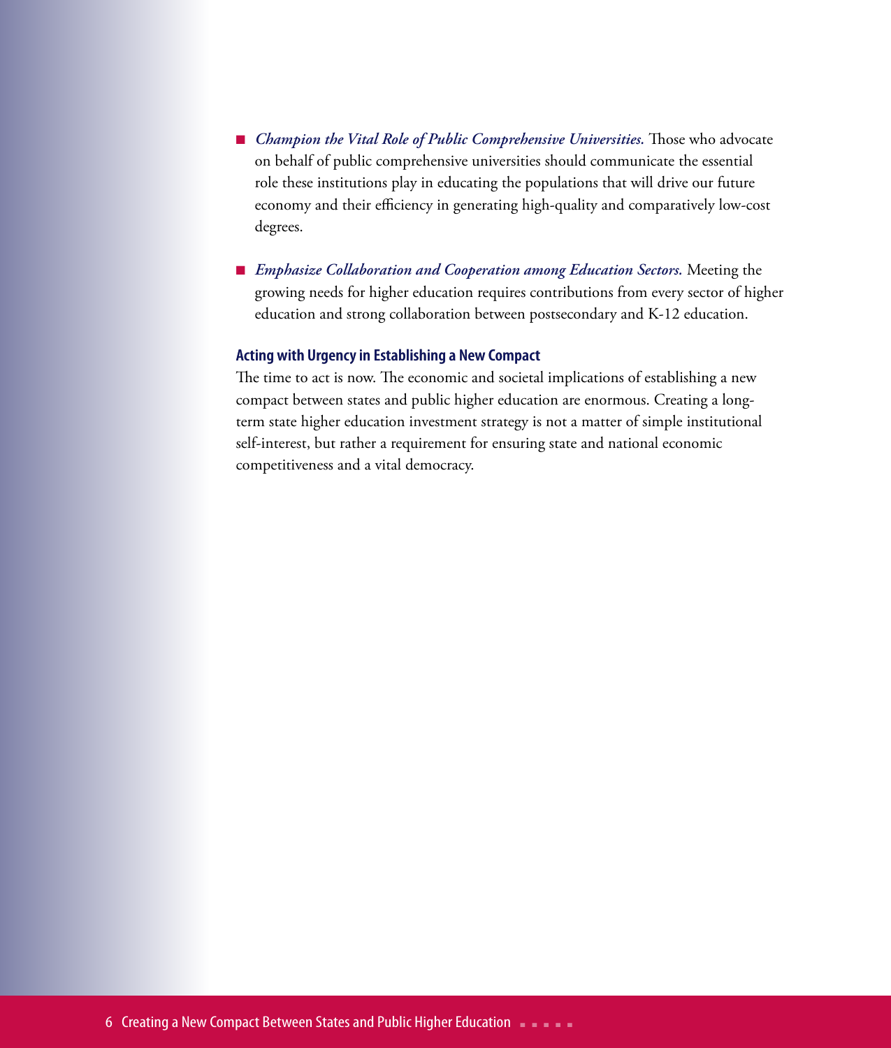- *Champion the Vital Role of Public Comprehensive Universities.* Those who advocate on behalf of public comprehensive universities should communicate the essential role these institutions play in educating the populations that will drive our future economy and their efficiency in generating high-quality and comparatively low-cost degrees.

- *Emphasize Collaboration and Cooperation among Education Sectors.* Meeting the growing needs for higher education requires contributions from every sector of higher education and strong collaboration between postsecondary and K-12 education.

### Acting with Urgency in Establishing a New Compact

The time to act is now. The economic and societal implications of establishing a new compact between states and public higher education are enormous. Creating a long-term state higher education investment strategy is not a matter of simple institutional self-interest, but rather a requirement for ensuring state and national economic competitiveness and a vital democracy.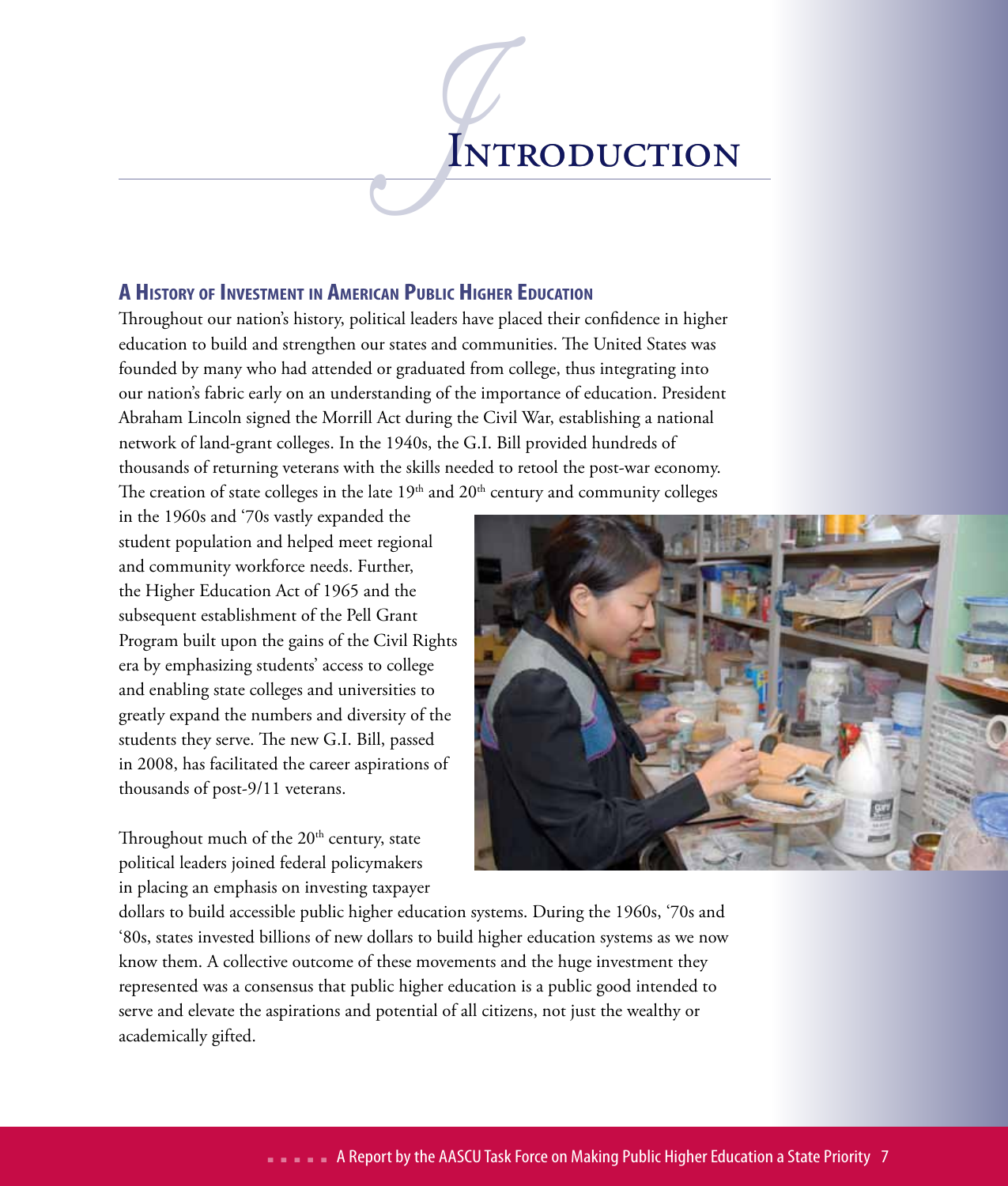# Introduction

## A History of Investment in American Public Higher Education

Throughout our nation's history, political leaders have placed their confidence in higher education to build and strengthen our states and communities. The United States was founded by many who had attended or graduated from college, thus integrating into our nation's fabric early on an understanding of the importance of education. President Abraham Lincoln signed the Morrill Act during the Civil War, establishing a national network of land-grant colleges. In the 1940s, the G.I. Bill provided hundreds of thousands of returning veterans with the skills needed to retool the post-war economy. The creation of state colleges in the late 19th and 20th century and community colleges in the 1960s and '70s vastly expanded the student population and helped meet regional and community workforce needs. Further, the Higher Education Act of 1965 and the subsequent establishment of the Pell Grant Program built upon the gains of the Civil Rights era by emphasizing students' access to college and enabling state colleges and universities to greatly expand the numbers and diversity of the students they serve. The new G.I. Bill, passed in 2008, has facilitated the career aspirations of thousands of post-9/11 veterans.

Throughout much of the 20th century, state political leaders joined federal policymakers in placing an emphasis on investing taxpayer dollars to build accessible public higher education systems. During the 1960s, '70s and '80s, states invested billions of new dollars to build higher education systems as we now know them. A collective outcome of these movements and the huge investment they represented was a consensus that public higher education is a public good intended to serve and elevate the aspirations and potential of all citizens, not just the wealthy or academically gifted.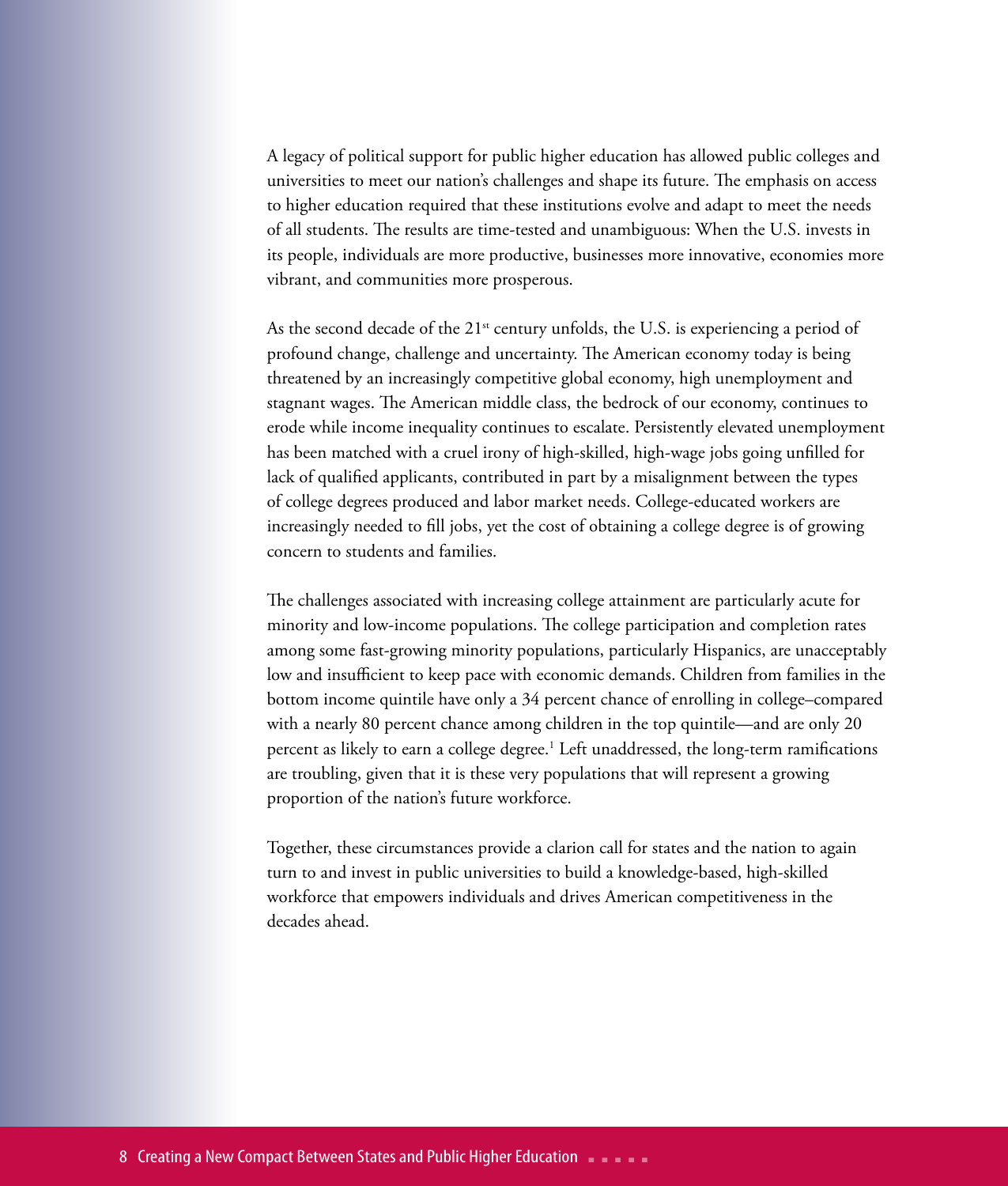A legacy of political support for public higher education has allowed public colleges and universities to meet our nation's challenges and shape its future. The emphasis on access to higher education required that these institutions evolve and adapt to meet the needs of all students. The results are time-tested and unambiguous: When the U.S. invests in its people, individuals are more productive, businesses more innovative, economies more vibrant, and communities more prosperous.

As the second decade of the 21st century unfolds, the U.S. is experiencing a period of profound change, challenge and uncertainty. The American economy today is being threatened by an increasingly competitive global economy, high unemployment and stagnant wages. The American middle class, the bedrock of our economy, continues to erode while income inequality continues to escalate. Persistently elevated unemployment has been matched with a cruel irony of high-skilled, high-wage jobs going unfilled for lack of qualified applicants, contributed in part by a misalignment between the types of college degrees produced and labor market needs. College-educated workers are increasingly needed to fill jobs, yet the cost of obtaining a college degree is of growing concern to students and families.

The challenges associated with increasing college attainment are particularly acute for minority and low-income populations. The college participation and completion rates among some fast-growing minority populations, particularly Hispanics, are unacceptably low and insufficient to keep pace with economic demands. Children from families in the bottom income quintile have only a 34 percent chance of enrolling in college–compared with a nearly 80 percent chance among children in the top quintile—and are only 20 percent as likely to earn a college degree.[1] Left unaddressed, the long-term ramifications are troubling, given that it is these very populations that will represent a growing proportion of the nation's future workforce.

Together, these circumstances provide a clarion call for states and the nation to again turn to and invest in public universities to build a knowledge-based, high-skilled workforce that empowers individuals and drives American competitiveness in the decades ahead.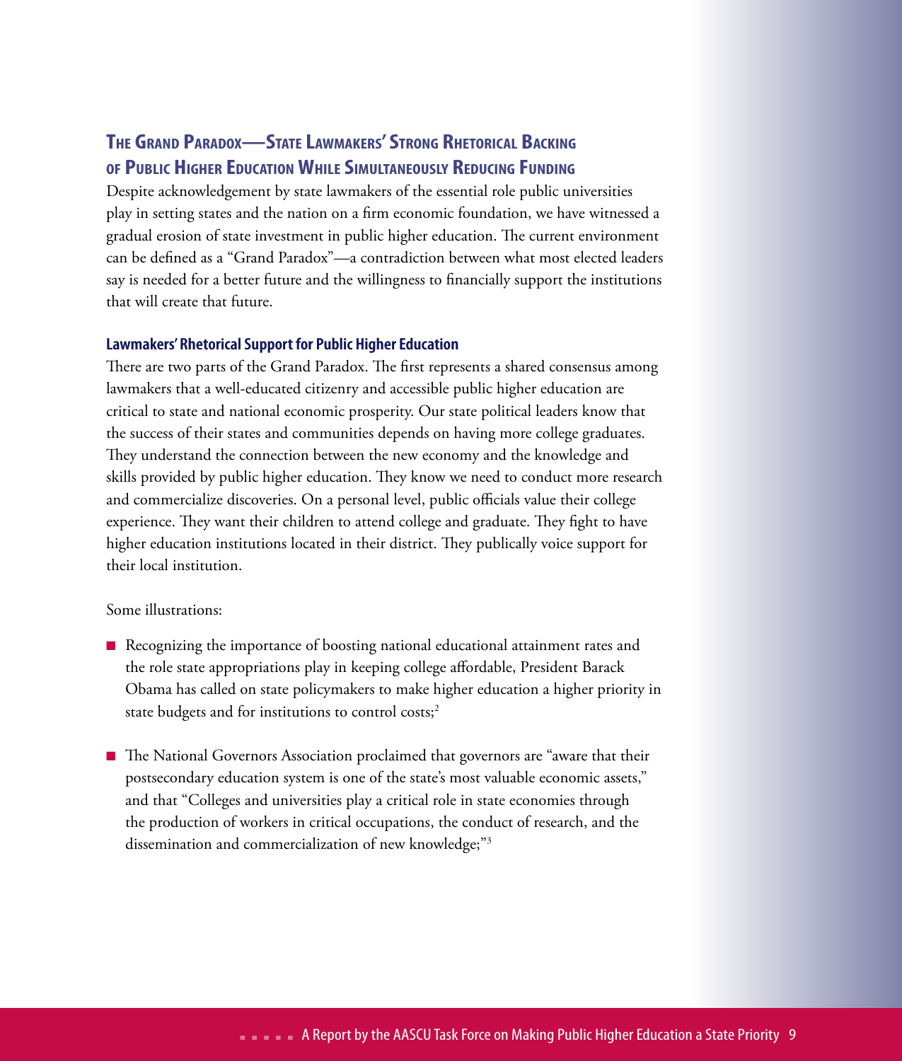## The Grand Paradox—State Lawmakers' Strong Rhetorical Backing of Public Higher Education While Simultaneously Reducing Funding

Despite acknowledgement by state lawmakers of the essential role public universities play in setting states and the nation on a firm economic foundation, we have witnessed a gradual erosion of state investment in public higher education. The current environment can be defined as a "Grand Paradox"—a contradiction between what most elected leaders say is needed for a better future and the willingness to financially support the institutions that will create that future.

### Lawmakers' Rhetorical Support for Public Higher Education

There are two parts of the Grand Paradox. The first represents a shared consensus among lawmakers that a well-educated citizenry and accessible public higher education are critical to state and national economic prosperity. Our state political leaders know that the success of their states and communities depends on having more college graduates. They understand the connection between the new economy and the knowledge and skills provided by public higher education. They know we need to conduct more research and commercialize discoveries. On a personal level, public officials value their college experience. They want their children to attend college and graduate. They fight to have higher education institutions located in their district. They publically voice support for their local institution.

Some illustrations:

- Recognizing the importance of boosting national educational attainment rates and the role state appropriations play in keeping college affordable, President Barack Obama has called on state policymakers to make higher education a higher priority in state budgets and for institutions to control costs;[2]

- The National Governors Association proclaimed that governors are "aware that their postsecondary education system is one of the state's most valuable economic assets," and that "Colleges and universities play a critical role in state economies through the production of workers in critical occupations, the conduct of research, and the dissemination and commercialization of new knowledge;"[3]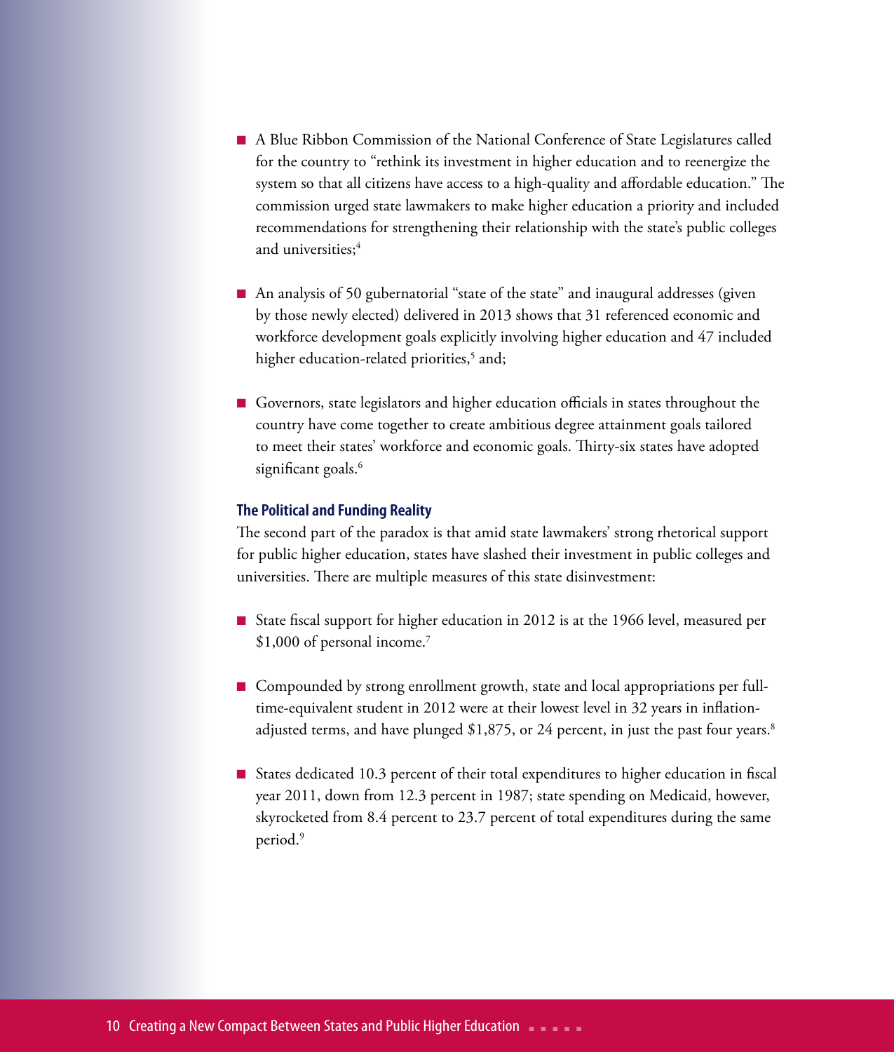- A Blue Ribbon Commission of the National Conference of State Legislatures called for the country to "rethink its investment in higher education and to reenergize the system so that all citizens have access to a high-quality and affordable education." The commission urged state lawmakers to make higher education a priority and included recommendations for strengthening their relationship with the state's public colleges and universities;[4]

- An analysis of 50 gubernatorial "state of the state" and inaugural addresses (given by those newly elected) delivered in 2013 shows that 31 referenced economic and workforce development goals explicitly involving higher education and 47 included higher education-related priorities,[5] and;

- Governors, state legislators and higher education officials in states throughout the country have come together to create ambitious degree attainment goals tailored to meet their states' workforce and economic goals. Thirty-six states have adopted significant goals.[6]

### The Political and Funding Reality

The second part of the paradox is that amid state lawmakers' strong rhetorical support for public higher education, states have slashed their investment in public colleges and universities. There are multiple measures of this state disinvestment:

- State fiscal support for higher education in 2012 is at the 1966 level, measured per $1,000 of personal income.[7]

- Compounded by strong enrollment growth, state and local appropriations per full-time-equivalent student in 2012 were at their lowest level in 32 years in inflation-adjusted terms, and have plunged $1,875, or 24 percent, in just the past four years.[8]

- States dedicated 10.3 percent of their total expenditures to higher education in fiscal year 2011, down from 12.3 percent in 1987; state spending on Medicaid, however, skyrocketed from 8.4 percent to 23.7 percent of total expenditures during the same period.[9]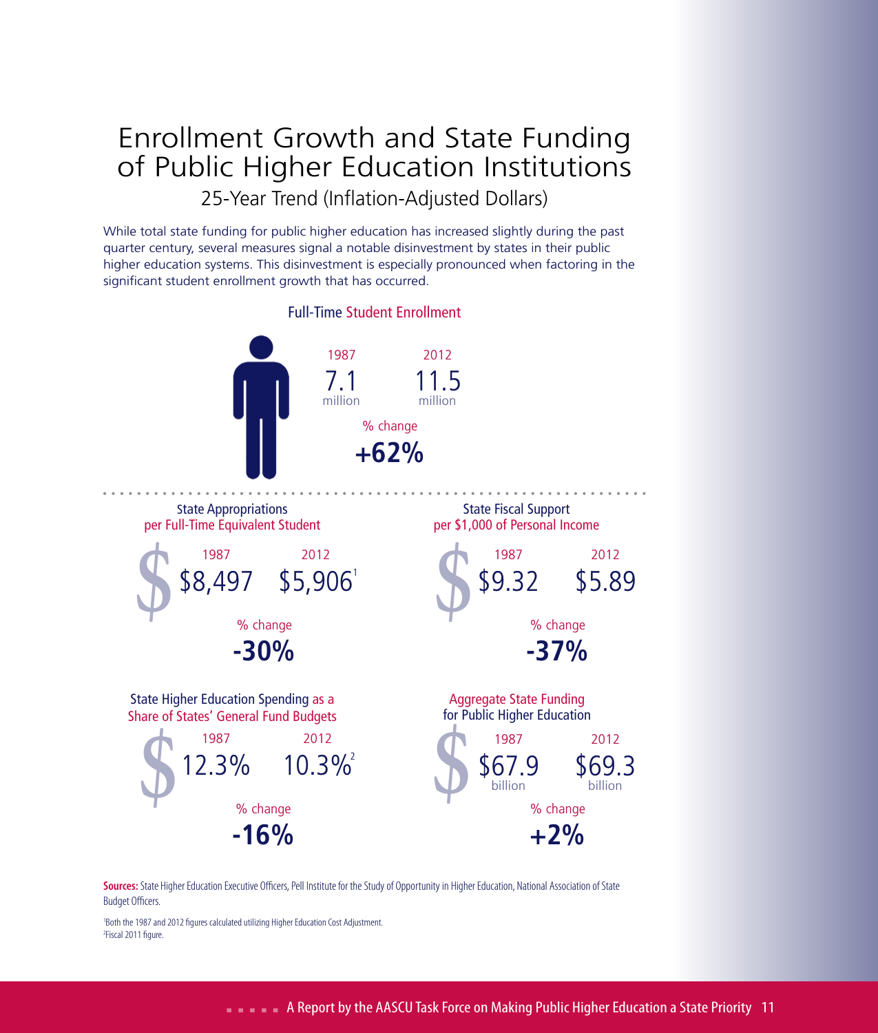# Enrollment Growth and State Funding of Public Higher Education Institutions

## 25-Year Trend (Inflation-Adjusted Dollars)

While total state funding for public higher education has increased slightly during the past quarter century, several measures signal a notable disinvestment by states in their public higher education systems. This disinvestment is especially pronounced when factoring in the significant student enrollment growth that has occurred.

### Full-Time Student Enrollment

| 1987 | 2012 |
|---|---|
| 7.1 million | 11.5 million |

% change **+62%**

### State Appropriations per Full-Time Equivalent Student

| 1987 | 2012 |
|---|---|
| $8,497 | $5,906[1] |

% change **-30%**

### State Fiscal Support per $1,000 of Personal Income

| 1987 | 2012 |
|---|---|
| $9.32 | $5.89 |

% change **-37%**

### State Higher Education Spending as a Share of States' General Fund Budgets

| 1987 | 2012 |
|---|---|
| 12.3% | 10.3%[2] |

% change **-16%**

### Aggregate State Funding for Public Higher Education

| 1987 | 2012 |
|---|---|
| $67.9 billion | $69.3 billion |

% change **+2%**

**Sources:** State Higher Education Executive Officers, Pell Institute for the Study of Opportunity in Higher Education, National Association of State Budget Officers.

[1] Both the 1987 and 2012 figures calculated utilizing Higher Education Cost Adjustment.
[2] Fiscal 2011 figure.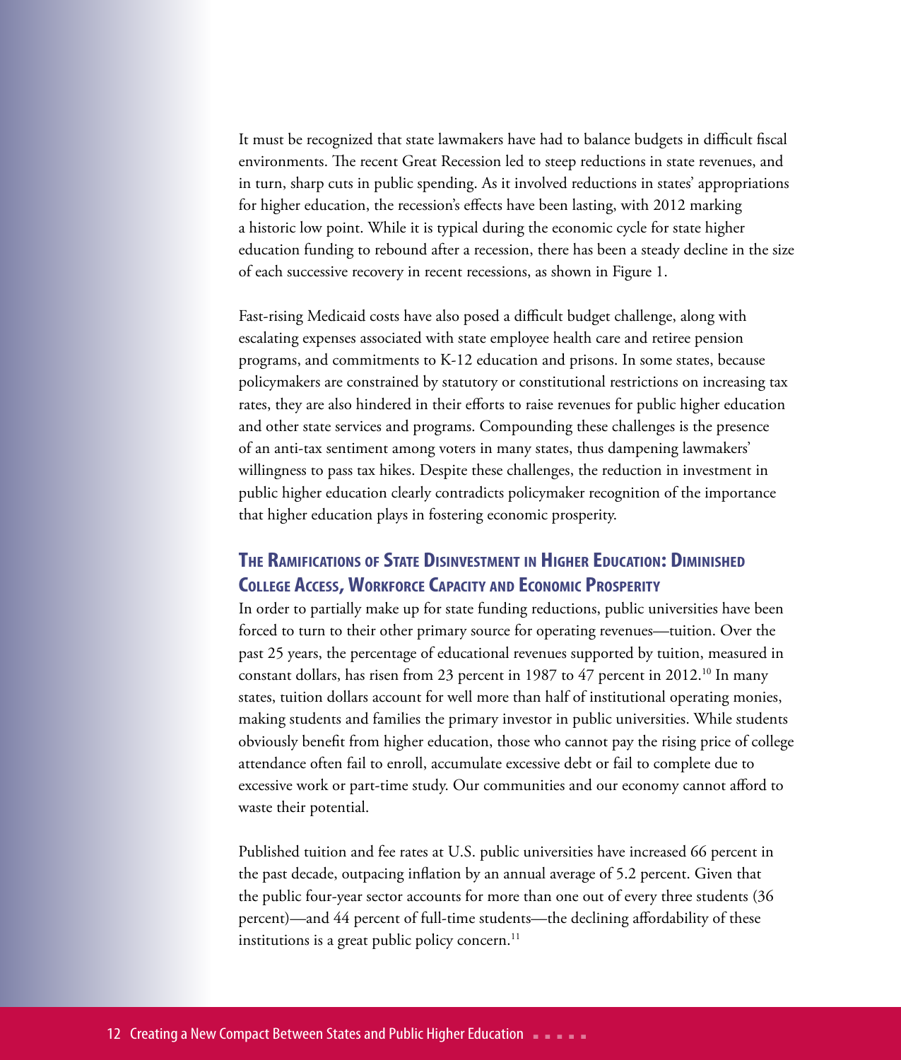It must be recognized that state lawmakers have had to balance budgets in difficult fiscal environments. The recent Great Recession led to steep reductions in state revenues, and in turn, sharp cuts in public spending. As it involved reductions in states' appropriations for higher education, the recession's effects have been lasting, with 2012 marking a historic low point. While it is typical during the economic cycle for state higher education funding to rebound after a recession, there has been a steady decline in the size of each successive recovery in recent recessions, as shown in Figure 1.

Fast-rising Medicaid costs have also posed a difficult budget challenge, along with escalating expenses associated with state employee health care and retiree pension programs, and commitments to K-12 education and prisons. In some states, because policymakers are constrained by statutory or constitutional restrictions on increasing tax rates, they are also hindered in their efforts to raise revenues for public higher education and other state services and programs. Compounding these challenges is the presence of an anti-tax sentiment among voters in many states, thus dampening lawmakers' willingness to pass tax hikes. Despite these challenges, the reduction in investment in public higher education clearly contradicts policymaker recognition of the importance that higher education plays in fostering economic prosperity.

## The Ramifications of State Disinvestment in Higher Education: Diminished College Access, Workforce Capacity and Economic Prosperity

In order to partially make up for state funding reductions, public universities have been forced to turn to their other primary source for operating revenues—tuition. Over the past 25 years, the percentage of educational revenues supported by tuition, measured in constant dollars, has risen from 23 percent in 1987 to 47 percent in 2012.[10] In many states, tuition dollars account for well more than half of institutional operating monies, making students and families the primary investor in public universities. While students obviously benefit from higher education, those who cannot pay the rising price of college attendance often fail to enroll, accumulate excessive debt or fail to complete due to excessive work or part-time study. Our communities and our economy cannot afford to waste their potential.

Published tuition and fee rates at U.S. public universities have increased 66 percent in the past decade, outpacing inflation by an annual average of 5.2 percent. Given that the public four-year sector accounts for more than one out of every three students (36 percent)—and 44 percent of full-time students—the declining affordability of these institutions is a great public policy concern.[11]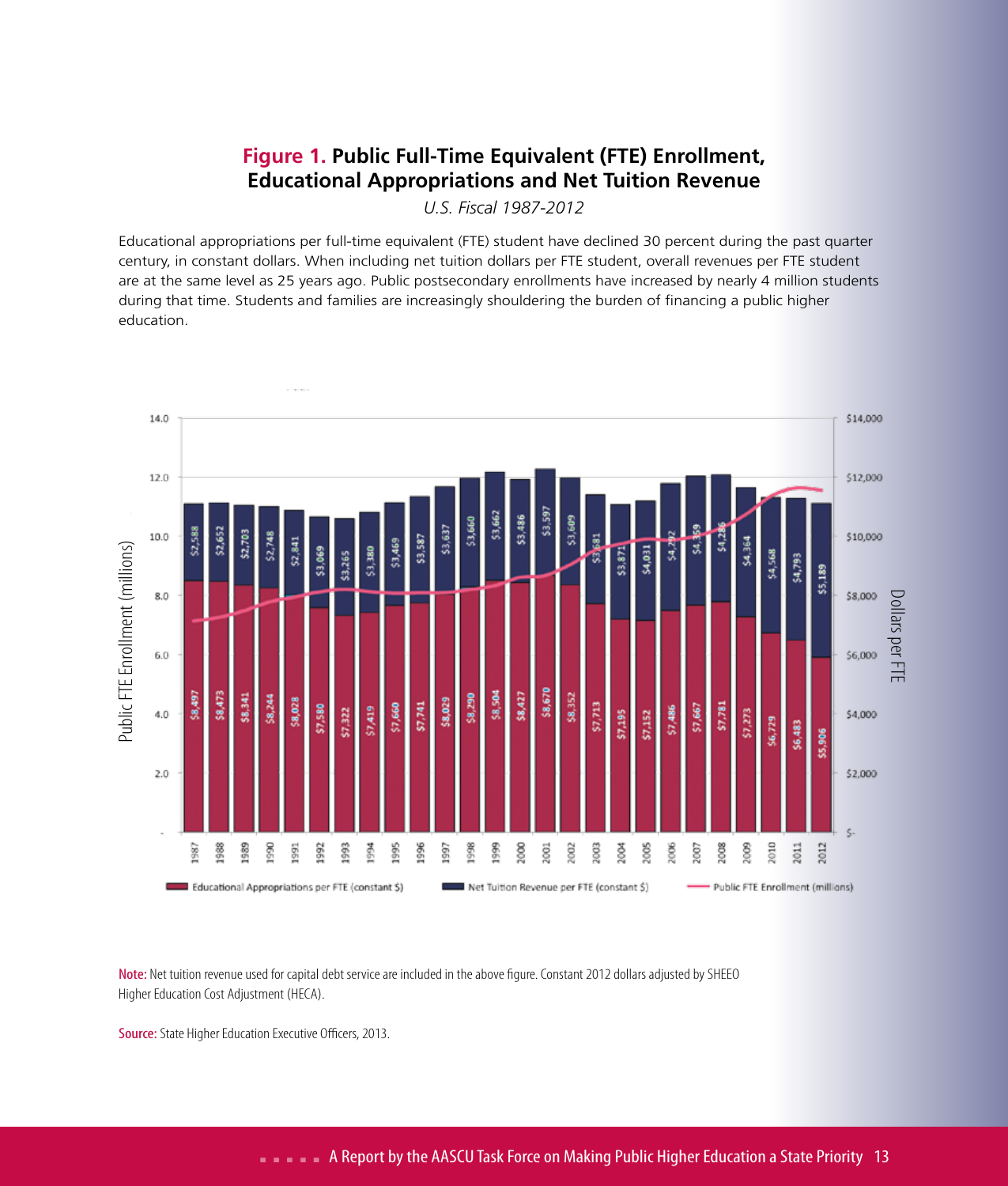## **Figure 1.** Public Full-Time Equivalent (FTE) Enrollment, Educational Appropriations and Net Tuition Revenue

*U.S. Fiscal 1987-2012*

Educational appropriations per full-time equivalent (FTE) student have declined 30 percent during the past quarter century, in constant dollars. When including net tuition dollars per FTE student, overall revenues per FTE student are at the same level as 25 years ago. Public postsecondary enrollments have increased by nearly 4 million students during that time. Students and families are increasingly shouldering the burden of financing a public higher education.

| Year | Educational Appropriations per FTE (constant $) | Net Tuition Revenue per FTE (constant $) |
|---|---|---|
| 1987 | $8,497 | $2,588 |
| 1988 | $8,473 | $2,652 |
| 1989 | $8,341 | $2,703 |
| 1990 | $8,244 | $2,748 |
| 1991 | $8,028 | $2,841 |
| 1992 | $7,580 | $3,069 |
| 1993 | $7,322 | $3,265 |
| 1994 | $7,419 | $3,380 |
| 1995 | $7,660 | $3,469 |
| 1996 | $7,741 | $3,587 |
| 1997 | $8,029 | $3,637 |
| 1998 | $8,290 | $3,660 |
| 1999 | $8,504 | $3,662 |
| 2000 | $8,427 | $3,486 |
| 2001 | $8,670 | $3,597 |
| 2002 | $8,352 | $3,609 |
| 2003 | $7,713 | $3,681 |
| 2004 | $7,195 | $3,871 |
| 2005 | $7,152 | $4,031 |
| 2006 | $7,486 | $4,292 |
| 2007 | $7,667 | $4,359 |
| 2008 | $7,781 | $4,286 |
| 2009 | $7,273 | $4,364 |
| 2010 | $6,729 | $4,568 |
| 2011 | $6,483 | $4,793 |
| 2012 | $5,906 | $5,189 |

Left axis: Public FTE Enrollment (millions); Right axis: Dollars per FTE. Legend: Educational Appropriations per FTE (constant $); Net Tuition Revenue per FTE (constant $); Public FTE Enrollment (millions)

**Note:** Net tuition revenue used for capital debt service are included in the above figure. Constant 2012 dollars adjusted by SHEEO Higher Education Cost Adjustment (HECA).

**Source:** State Higher Education Executive Officers, 2013.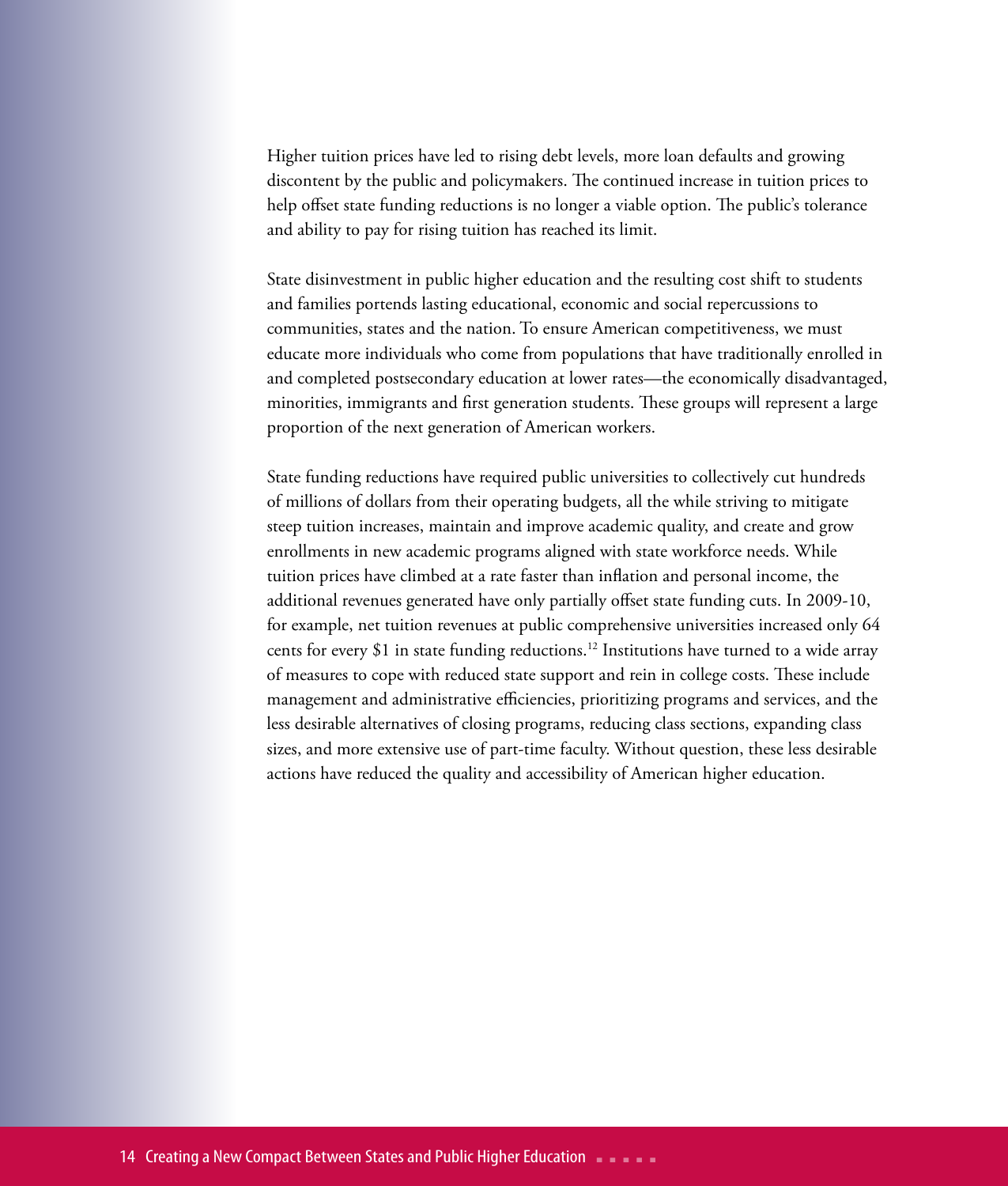Higher tuition prices have led to rising debt levels, more loan defaults and growing discontent by the public and policymakers. The continued increase in tuition prices to help offset state funding reductions is no longer a viable option. The public's tolerance and ability to pay for rising tuition has reached its limit.

State disinvestment in public higher education and the resulting cost shift to students and families portends lasting educational, economic and social repercussions to communities, states and the nation. To ensure American competitiveness, we must educate more individuals who come from populations that have traditionally enrolled in and completed postsecondary education at lower rates—the economically disadvantaged, minorities, immigrants and first generation students. These groups will represent a large proportion of the next generation of American workers.

State funding reductions have required public universities to collectively cut hundreds of millions of dollars from their operating budgets, all the while striving to mitigate steep tuition increases, maintain and improve academic quality, and create and grow enrollments in new academic programs aligned with state workforce needs. While tuition prices have climbed at a rate faster than inflation and personal income, the additional revenues generated have only partially offset state funding cuts. In 2009-10, for example, net tuition revenues at public comprehensive universities increased only 64 cents for every $1 in state funding reductions.[12] Institutions have turned to a wide array of measures to cope with reduced state support and rein in college costs. These include management and administrative efficiencies, prioritizing programs and services, and the less desirable alternatives of closing programs, reducing class sections, expanding class sizes, and more extensive use of part-time faculty. Without question, these less desirable actions have reduced the quality and accessibility of American higher education.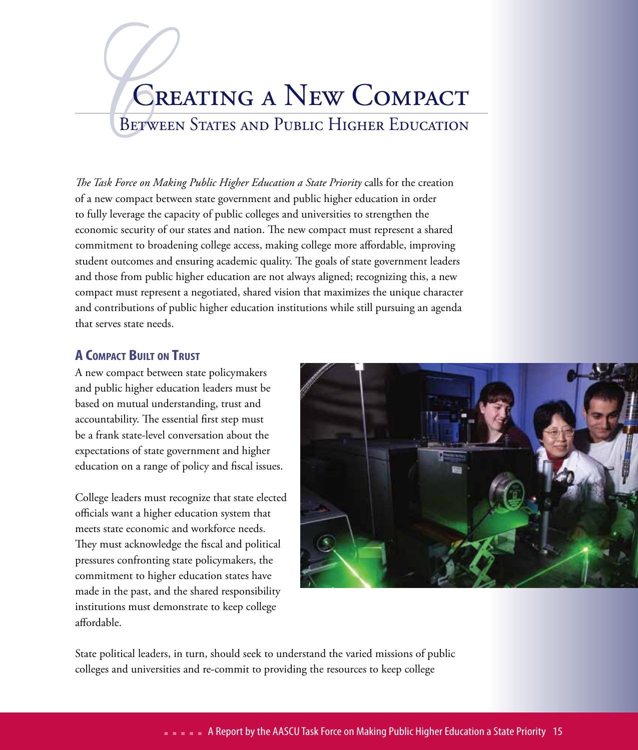# Creating a New Compact

## Between States and Public Higher Education

*The Task Force on Making Public Higher Education a State Priority* calls for the creation of a new compact between state government and public higher education in order to fully leverage the capacity of public colleges and universities to strengthen the economic security of our states and nation. The new compact must represent a shared commitment to broadening college access, making college more affordable, improving student outcomes and ensuring academic quality. The goals of state government leaders and those from public higher education are not always aligned; recognizing this, a new compact must represent a negotiated, shared vision that maximizes the unique character and contributions of public higher education institutions while still pursuing an agenda that serves state needs.

### A Compact Built on Trust

A new compact between state policymakers and public higher education leaders must be based on mutual understanding, trust and accountability. The essential first step must be a frank state-level conversation about the expectations of state government and higher education on a range of policy and fiscal issues.

College leaders must recognize that state elected officials want a higher education system that meets state economic and workforce needs. They must acknowledge the fiscal and political pressures confronting state policymakers, the commitment to higher education states have made in the past, and the shared responsibility institutions must demonstrate to keep college affordable.

State political leaders, in turn, should seek to understand the varied missions of public colleges and universities and re-commit to providing the resources to keep college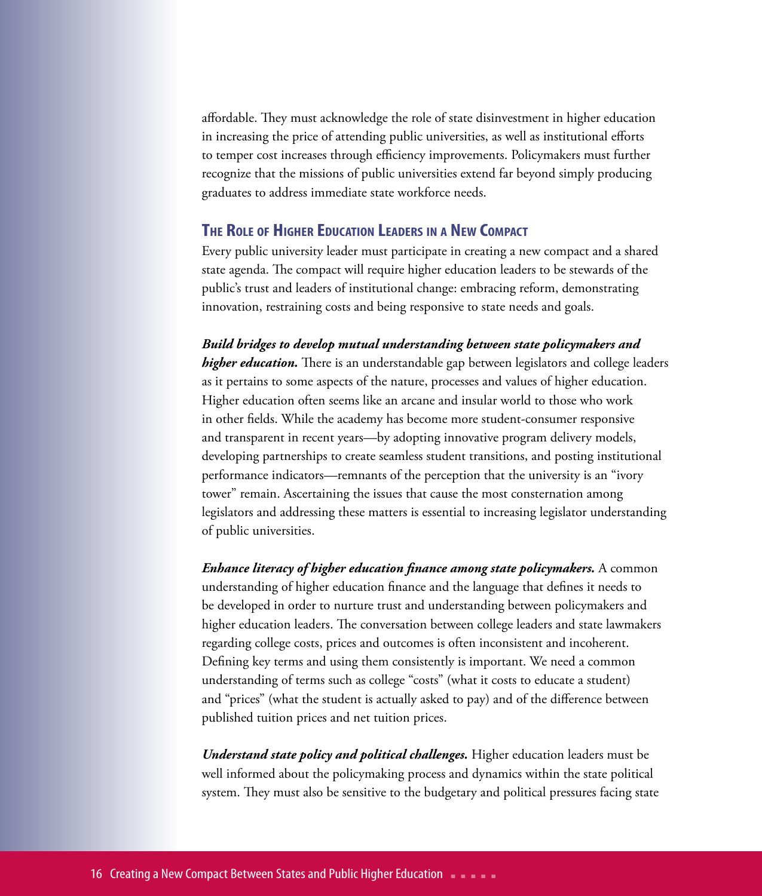affordable. They must acknowledge the role of state disinvestment in higher education in increasing the price of attending public universities, as well as institutional efforts to temper cost increases through efficiency improvements. Policymakers must further recognize that the missions of public universities extend far beyond simply producing graduates to address immediate state workforce needs.

## The Role of Higher Education Leaders in a New Compact

Every public university leader must participate in creating a new compact and a shared state agenda. The compact will require higher education leaders to be stewards of the public's trust and leaders of institutional change: embracing reform, demonstrating innovation, restraining costs and being responsive to state needs and goals.

***Build bridges to develop mutual understanding between state policymakers and higher education.*** There is an understandable gap between legislators and college leaders as it pertains to some aspects of the nature, processes and values of higher education. Higher education often seems like an arcane and insular world to those who work in other fields. While the academy has become more student-consumer responsive and transparent in recent years—by adopting innovative program delivery models, developing partnerships to create seamless student transitions, and posting institutional performance indicators—remnants of the perception that the university is an "ivory tower" remain. Ascertaining the issues that cause the most consternation among legislators and addressing these matters is essential to increasing legislator understanding of public universities.

***Enhance literacy of higher education finance among state policymakers.*** A common understanding of higher education finance and the language that defines it needs to be developed in order to nurture trust and understanding between policymakers and higher education leaders. The conversation between college leaders and state lawmakers regarding college costs, prices and outcomes is often inconsistent and incoherent. Defining key terms and using them consistently is important. We need a common understanding of terms such as college "costs" (what it costs to educate a student) and "prices" (what the student is actually asked to pay) and of the difference between published tuition prices and net tuition prices.

***Understand state policy and political challenges.*** Higher education leaders must be well informed about the policymaking process and dynamics within the state political system. They must also be sensitive to the budgetary and political pressures facing state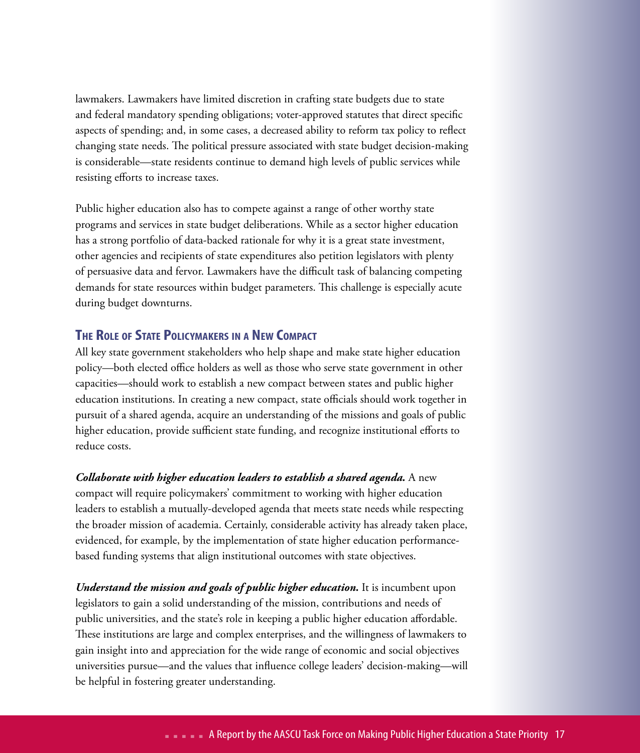lawmakers. Lawmakers have limited discretion in crafting state budgets due to state and federal mandatory spending obligations; voter-approved statutes that direct specific aspects of spending; and, in some cases, a decreased ability to reform tax policy to reflect changing state needs. The political pressure associated with state budget decision-making is considerable—state residents continue to demand high levels of public services while resisting efforts to increase taxes.

Public higher education also has to compete against a range of other worthy state programs and services in state budget deliberations. While as a sector higher education has a strong portfolio of data-backed rationale for why it is a great state investment, other agencies and recipients of state expenditures also petition legislators with plenty of persuasive data and fervor. Lawmakers have the difficult task of balancing competing demands for state resources within budget parameters. This challenge is especially acute during budget downturns.

## The Role of State Policymakers in a New Compact

All key state government stakeholders who help shape and make state higher education policy—both elected office holders as well as those who serve state government in other capacities—should work to establish a new compact between states and public higher education institutions. In creating a new compact, state officials should work together in pursuit of a shared agenda, acquire an understanding of the missions and goals of public higher education, provide sufficient state funding, and recognize institutional efforts to reduce costs.

***Collaborate with higher education leaders to establish a shared agenda.*** A new compact will require policymakers' commitment to working with higher education leaders to establish a mutually-developed agenda that meets state needs while respecting the broader mission of academia. Certainly, considerable activity has already taken place, evidenced, for example, by the implementation of state higher education performance-based funding systems that align institutional outcomes with state objectives.

***Understand the mission and goals of public higher education.*** It is incumbent upon legislators to gain a solid understanding of the mission, contributions and needs of public universities, and the state's role in keeping a public higher education affordable. These institutions are large and complex enterprises, and the willingness of lawmakers to gain insight into and appreciation for the wide range of economic and social objectives universities pursue—and the values that influence college leaders' decision-making—will be helpful in fostering greater understanding.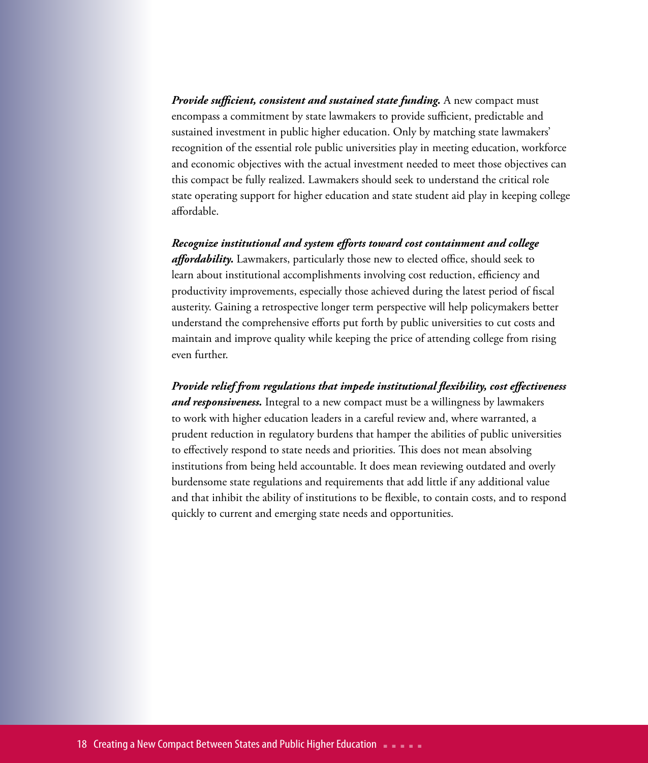***Provide sufficient, consistent and sustained state funding.*** A new compact must encompass a commitment by state lawmakers to provide sufficient, predictable and sustained investment in public higher education. Only by matching state lawmakers' recognition of the essential role public universities play in meeting education, workforce and economic objectives with the actual investment needed to meet those objectives can this compact be fully realized. Lawmakers should seek to understand the critical role state operating support for higher education and state student aid play in keeping college affordable.

***Recognize institutional and system efforts toward cost containment and college affordability.*** Lawmakers, particularly those new to elected office, should seek to learn about institutional accomplishments involving cost reduction, efficiency and productivity improvements, especially those achieved during the latest period of fiscal austerity. Gaining a retrospective longer term perspective will help policymakers better understand the comprehensive efforts put forth by public universities to cut costs and maintain and improve quality while keeping the price of attending college from rising even further.

***Provide relief from regulations that impede institutional flexibility, cost effectiveness and responsiveness.*** Integral to a new compact must be a willingness by lawmakers to work with higher education leaders in a careful review and, where warranted, a prudent reduction in regulatory burdens that hamper the abilities of public universities to effectively respond to state needs and priorities. This does not mean absolving institutions from being held accountable. It does mean reviewing outdated and overly burdensome state regulations and requirements that add little if any additional value and that inhibit the ability of institutions to be flexible, to contain costs, and to respond quickly to current and emerging state needs and opportunities.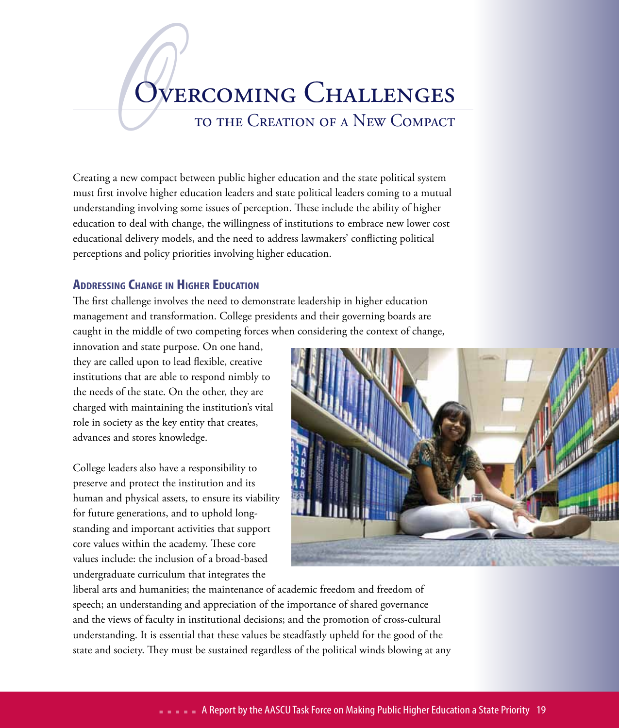# Overcoming Challenges

## to the Creation of a New Compact

Creating a new compact between public higher education and the state political system must first involve higher education leaders and state political leaders coming to a mutual understanding involving some issues of perception. These include the ability of higher education to deal with change, the willingness of institutions to embrace new lower cost educational delivery models, and the need to address lawmakers' conflicting political perceptions and policy priorities involving higher education.

### Addressing Change in Higher Education

The first challenge involves the need to demonstrate leadership in higher education management and transformation. College presidents and their governing boards are caught in the middle of two competing forces when considering the context of change, innovation and state purpose. On one hand, they are called upon to lead flexible, creative institutions that are able to respond nimbly to the needs of the state. On the other, they are charged with maintaining the institution's vital role in society as the key entity that creates, advances and stores knowledge.

College leaders also have a responsibility to preserve and protect the institution and its human and physical assets, to ensure its viability for future generations, and to uphold long-standing and important activities that support core values within the academy. These core values include: the inclusion of a broad-based undergraduate curriculum that integrates the liberal arts and humanities; the maintenance of academic freedom and freedom of speech; an understanding and appreciation of the importance of shared governance and the views of faculty in institutional decisions; and the promotion of cross-cultural understanding. It is essential that these values be steadfastly upheld for the good of the state and society. They must be sustained regardless of the political winds blowing at any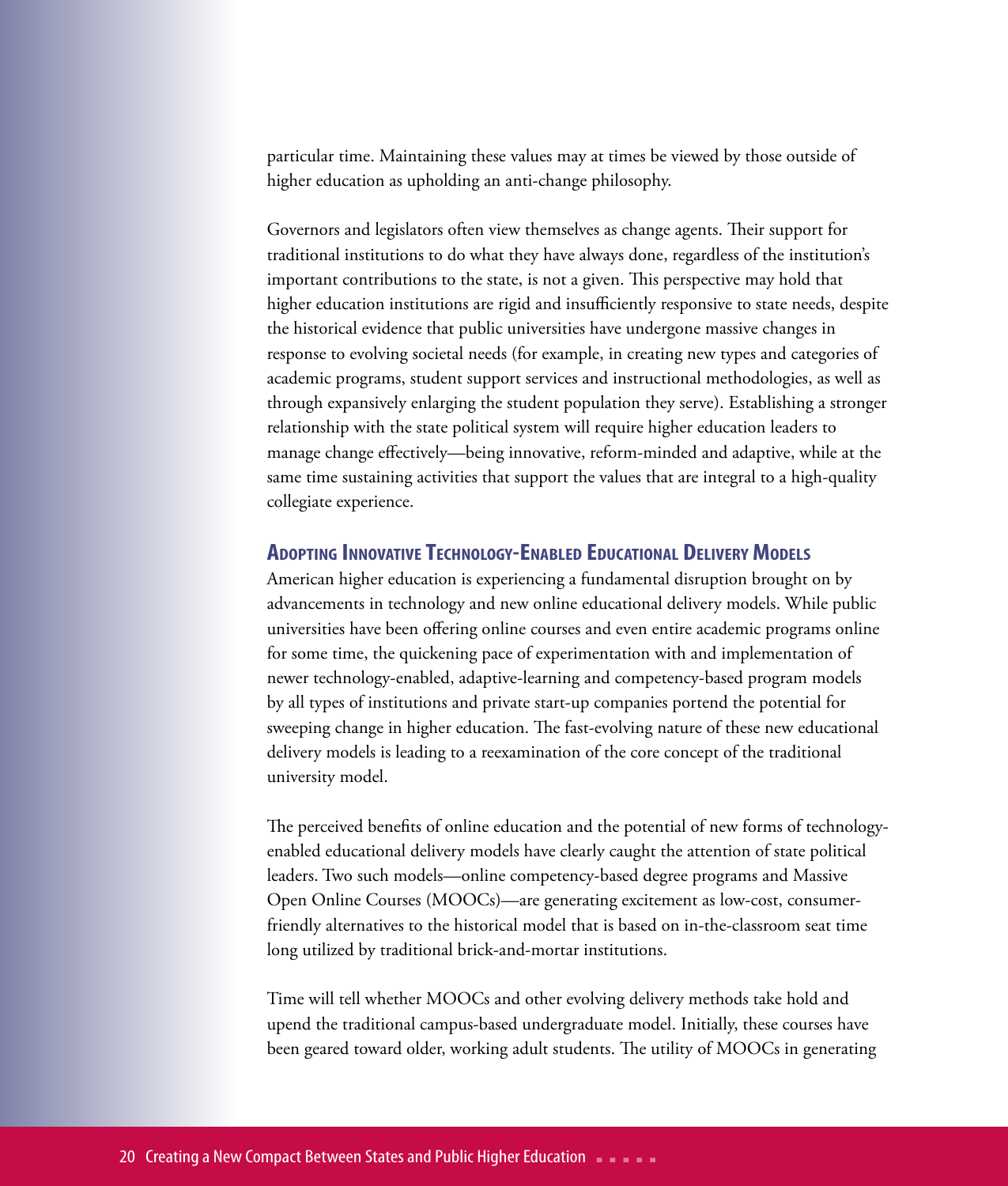particular time. Maintaining these values may at times be viewed by those outside of higher education as upholding an anti-change philosophy.

Governors and legislators often view themselves as change agents. Their support for traditional institutions to do what they have always done, regardless of the institution's important contributions to the state, is not a given. This perspective may hold that higher education institutions are rigid and insufficiently responsive to state needs, despite the historical evidence that public universities have undergone massive changes in response to evolving societal needs (for example, in creating new types and categories of academic programs, student support services and instructional methodologies, as well as through expansively enlarging the student population they serve). Establishing a stronger relationship with the state political system will require higher education leaders to manage change effectively—being innovative, reform-minded and adaptive, while at the same time sustaining activities that support the values that are integral to a high-quality collegiate experience.

### Adopting Innovative Technology-Enabled Educational Delivery Models

American higher education is experiencing a fundamental disruption brought on by advancements in technology and new online educational delivery models. While public universities have been offering online courses and even entire academic programs online for some time, the quickening pace of experimentation with and implementation of newer technology-enabled, adaptive-learning and competency-based program models by all types of institutions and private start-up companies portend the potential for sweeping change in higher education. The fast-evolving nature of these new educational delivery models is leading to a reexamination of the core concept of the traditional university model.

The perceived benefits of online education and the potential of new forms of technology-enabled educational delivery models have clearly caught the attention of state political leaders. Two such models—online competency-based degree programs and Massive Open Online Courses (MOOCs)—are generating excitement as low-cost, consumer-friendly alternatives to the historical model that is based on in-the-classroom seat time long utilized by traditional brick-and-mortar institutions.

Time will tell whether MOOCs and other evolving delivery methods take hold and upend the traditional campus-based undergraduate model. Initially, these courses have been geared toward older, working adult students. The utility of MOOCs in generating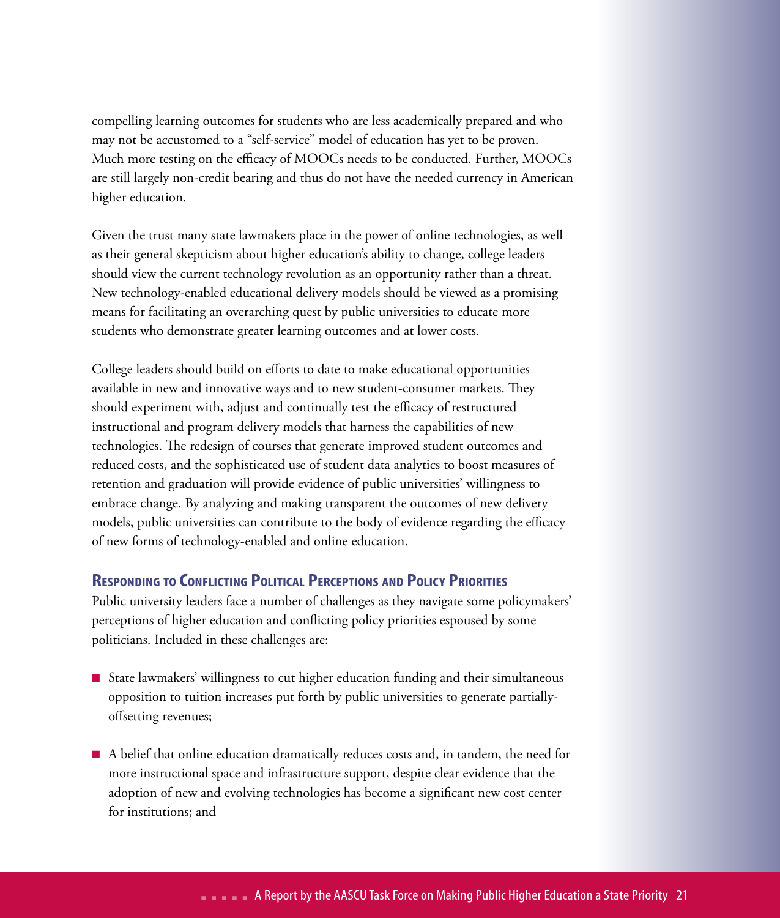compelling learning outcomes for students who are less academically prepared and who may not be accustomed to a "self-service" model of education has yet to be proven. Much more testing on the efficacy of MOOCs needs to be conducted. Further, MOOCs are still largely non-credit bearing and thus do not have the needed currency in American higher education.

Given the trust many state lawmakers place in the power of online technologies, as well as their general skepticism about higher education's ability to change, college leaders should view the current technology revolution as an opportunity rather than a threat. New technology-enabled educational delivery models should be viewed as a promising means for facilitating an overarching quest by public universities to educate more students who demonstrate greater learning outcomes and at lower costs.

College leaders should build on efforts to date to make educational opportunities available in new and innovative ways and to new student-consumer markets. They should experiment with, adjust and continually test the efficacy of restructured instructional and program delivery models that harness the capabilities of new technologies. The redesign of courses that generate improved student outcomes and reduced costs, and the sophisticated use of student data analytics to boost measures of retention and graduation will provide evidence of public universities' willingness to embrace change. By analyzing and making transparent the outcomes of new delivery models, public universities can contribute to the body of evidence regarding the efficacy of new forms of technology-enabled and online education.

### Responding to Conflicting Political Perceptions and Policy Priorities

Public university leaders face a number of challenges as they navigate some policymakers' perceptions of higher education and conflicting policy priorities espoused by some politicians. Included in these challenges are:

- State lawmakers' willingness to cut higher education funding and their simultaneous opposition to tuition increases put forth by public universities to generate partially-offsetting revenues;
- A belief that online education dramatically reduces costs and, in tandem, the need for more instructional space and infrastructure support, despite clear evidence that the adoption of new and evolving technologies has become a significant new cost center for institutions; and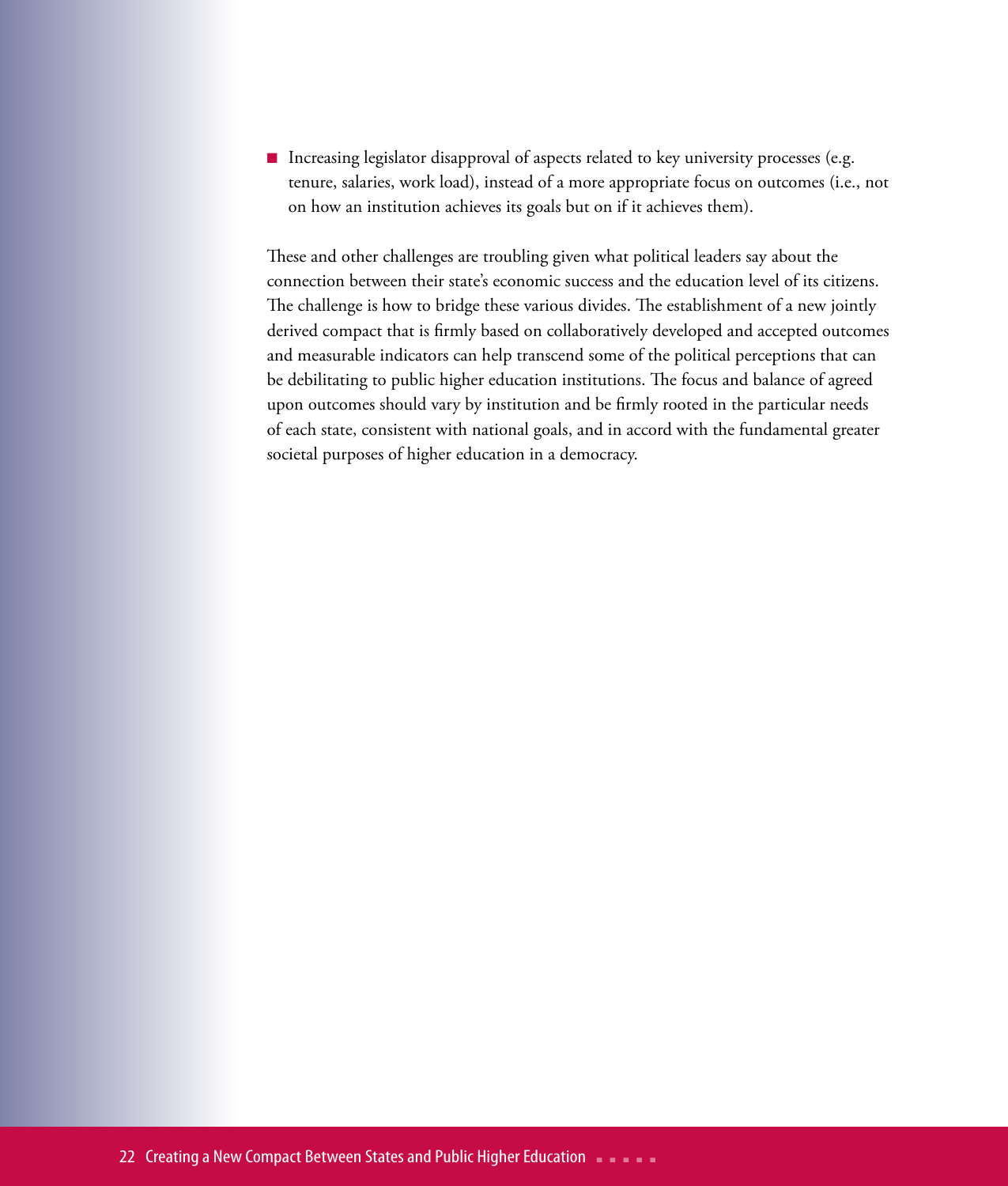- Increasing legislator disapproval of aspects related to key university processes (e.g. tenure, salaries, work load), instead of a more appropriate focus on outcomes (i.e., not on how an institution achieves its goals but on if it achieves them).

These and other challenges are troubling given what political leaders say about the connection between their state's economic success and the education level of its citizens. The challenge is how to bridge these various divides. The establishment of a new jointly derived compact that is firmly based on collaboratively developed and accepted outcomes and measurable indicators can help transcend some of the political perceptions that can be debilitating to public higher education institutions. The focus and balance of agreed upon outcomes should vary by institution and be firmly rooted in the particular needs of each state, consistent with national goals, and in accord with the fundamental greater societal purposes of higher education in a democracy.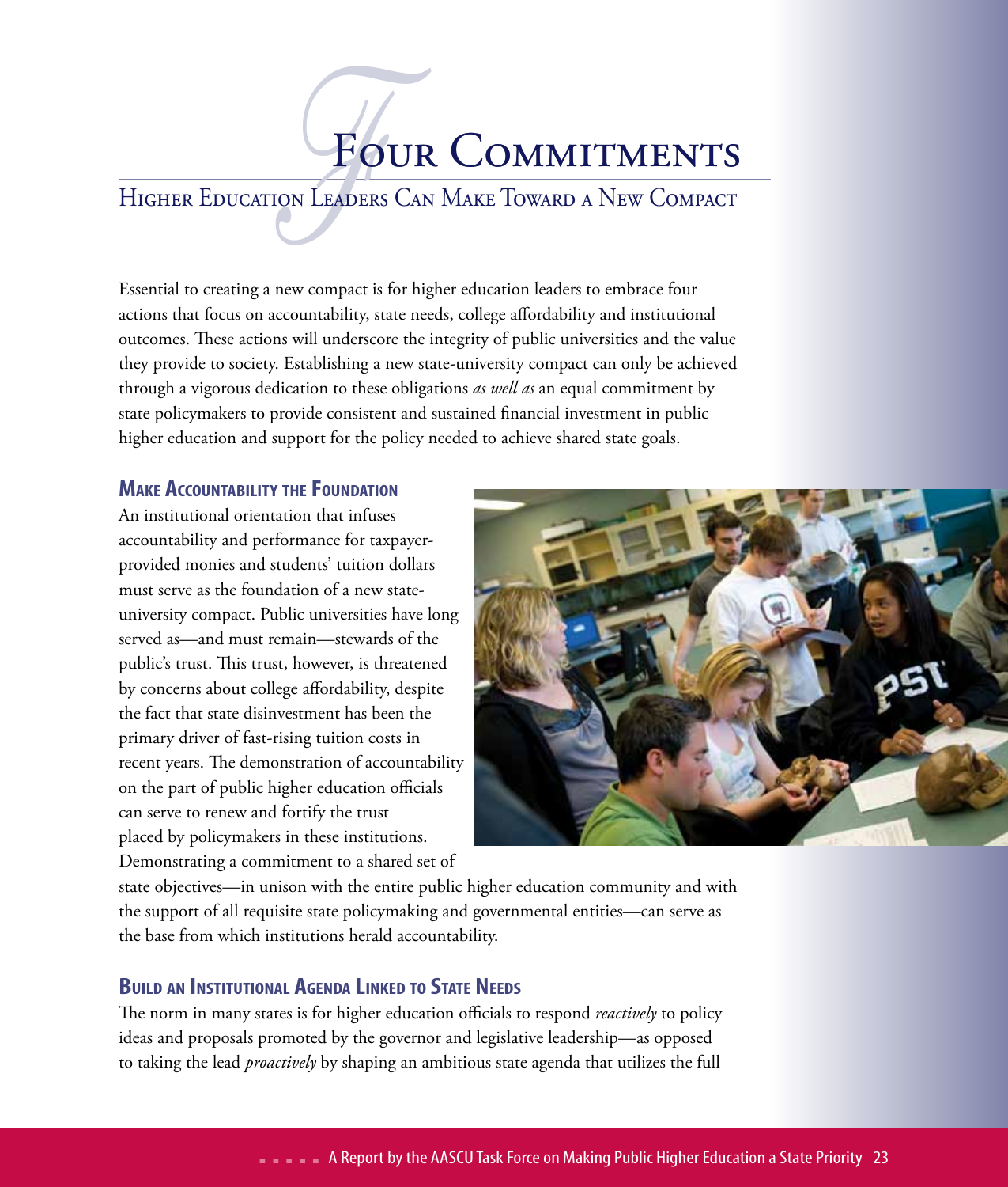# Four Commitments

## Higher Education Leaders Can Make Toward a New Compact

Essential to creating a new compact is for higher education leaders to embrace four actions that focus on accountability, state needs, college affordability and institutional outcomes. These actions will underscore the integrity of public universities and the value they provide to society. Establishing a new state-university compact can only be achieved through a vigorous dedication to these obligations *as well as* an equal commitment by state policymakers to provide consistent and sustained financial investment in public higher education and support for the policy needed to achieve shared state goals.

### Make Accountability the Foundation

An institutional orientation that infuses accountability and performance for taxpayer-provided monies and students' tuition dollars must serve as the foundation of a new state-university compact. Public universities have long served as—and must remain—stewards of the public's trust. This trust, however, is threatened by concerns about college affordability, despite the fact that state disinvestment has been the primary driver of fast-rising tuition costs in recent years. The demonstration of accountability on the part of public higher education officials can serve to renew and fortify the trust placed by policymakers in these institutions. Demonstrating a commitment to a shared set of state objectives—in unison with the entire public higher education community and with the support of all requisite state policymaking and governmental entities—can serve as the base from which institutions herald accountability.

### Build an Institutional Agenda Linked to State Needs

The norm in many states is for higher education officials to respond *reactively* to policy ideas and proposals promoted by the governor and legislative leadership—as opposed to taking the lead *proactively* by shaping an ambitious state agenda that utilizes the full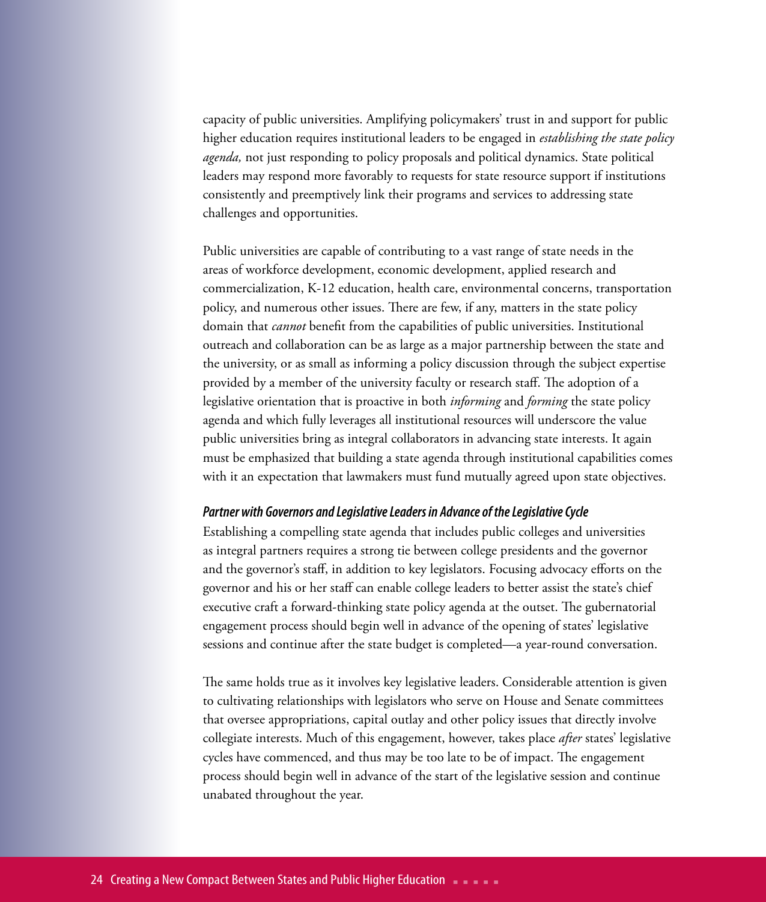capacity of public universities. Amplifying policymakers' trust in and support for public higher education requires institutional leaders to be engaged in *establishing the state policy agenda,* not just responding to policy proposals and political dynamics. State political leaders may respond more favorably to requests for state resource support if institutions consistently and preemptively link their programs and services to addressing state challenges and opportunities.

Public universities are capable of contributing to a vast range of state needs in the areas of workforce development, economic development, applied research and commercialization, K-12 education, health care, environmental concerns, transportation policy, and numerous other issues. There are few, if any, matters in the state policy domain that *cannot* benefit from the capabilities of public universities. Institutional outreach and collaboration can be as large as a major partnership between the state and the university, or as small as informing a policy discussion through the subject expertise provided by a member of the university faculty or research staff. The adoption of a legislative orientation that is proactive in both *informing* and *forming* the state policy agenda and which fully leverages all institutional resources will underscore the value public universities bring as integral collaborators in advancing state interests. It again must be emphasized that building a state agenda through institutional capabilities comes with it an expectation that lawmakers must fund mutually agreed upon state objectives.

### *Partner with Governors and Legislative Leaders in Advance of the Legislative Cycle*

Establishing a compelling state agenda that includes public colleges and universities as integral partners requires a strong tie between college presidents and the governor and the governor's staff, in addition to key legislators. Focusing advocacy efforts on the governor and his or her staff can enable college leaders to better assist the state's chief executive craft a forward-thinking state policy agenda at the outset. The gubernatorial engagement process should begin well in advance of the opening of states' legislative sessions and continue after the state budget is completed—a year-round conversation.

The same holds true as it involves key legislative leaders. Considerable attention is given to cultivating relationships with legislators who serve on House and Senate committees that oversee appropriations, capital outlay and other policy issues that directly involve collegiate interests. Much of this engagement, however, takes place *after* states' legislative cycles have commenced, and thus may be too late to be of impact. The engagement process should begin well in advance of the start of the legislative session and continue unabated throughout the year.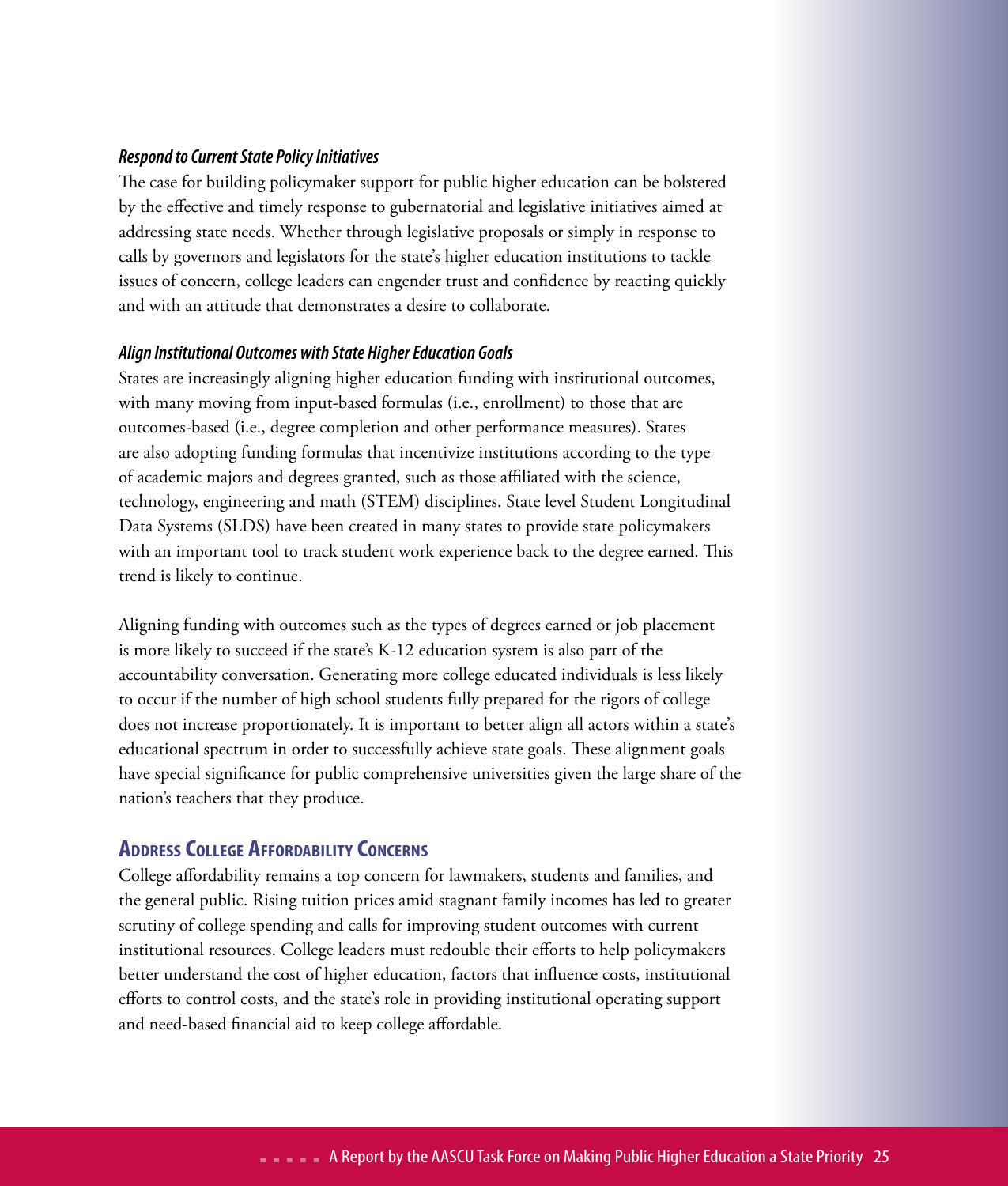### *Respond to Current State Policy Initiatives*

The case for building policymaker support for public higher education can be bolstered by the effective and timely response to gubernatorial and legislative initiatives aimed at addressing state needs. Whether through legislative proposals or simply in response to calls by governors and legislators for the state's higher education institutions to tackle issues of concern, college leaders can engender trust and confidence by reacting quickly and with an attitude that demonstrates a desire to collaborate.

### *Align Institutional Outcomes with State Higher Education Goals*

States are increasingly aligning higher education funding with institutional outcomes, with many moving from input-based formulas (i.e., enrollment) to those that are outcomes-based (i.e., degree completion and other performance measures). States are also adopting funding formulas that incentivize institutions according to the type of academic majors and degrees granted, such as those affiliated with the science, technology, engineering and math (STEM) disciplines. State level Student Longitudinal Data Systems (SLDS) have been created in many states to provide state policymakers with an important tool to track student work experience back to the degree earned. This trend is likely to continue.

Aligning funding with outcomes such as the types of degrees earned or job placement is more likely to succeed if the state's K-12 education system is also part of the accountability conversation. Generating more college educated individuals is less likely to occur if the number of high school students fully prepared for the rigors of college does not increase proportionately. It is important to better align all actors within a state's educational spectrum in order to successfully achieve state goals. These alignment goals have special significance for public comprehensive universities given the large share of the nation's teachers that they produce.

## Address College Affordability Concerns

College affordability remains a top concern for lawmakers, students and families, and the general public. Rising tuition prices amid stagnant family incomes has led to greater scrutiny of college spending and calls for improving student outcomes with current institutional resources. College leaders must redouble their efforts to help policymakers better understand the cost of higher education, factors that influence costs, institutional efforts to control costs, and the state's role in providing institutional operating support and need-based financial aid to keep college affordable.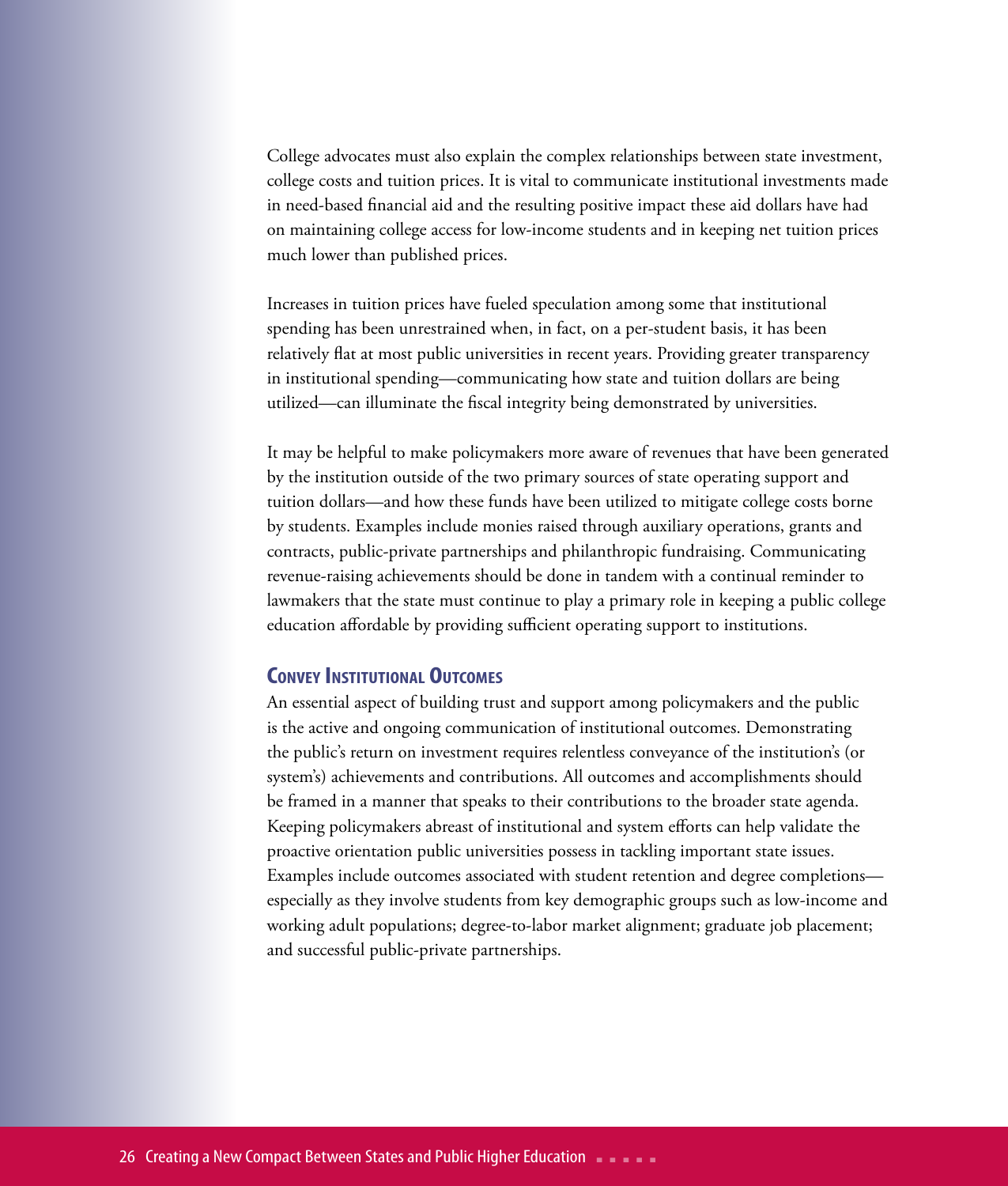College advocates must also explain the complex relationships between state investment, college costs and tuition prices. It is vital to communicate institutional investments made in need-based financial aid and the resulting positive impact these aid dollars have had on maintaining college access for low-income students and in keeping net tuition prices much lower than published prices.

Increases in tuition prices have fueled speculation among some that institutional spending has been unrestrained when, in fact, on a per-student basis, it has been relatively flat at most public universities in recent years. Providing greater transparency in institutional spending—communicating how state and tuition dollars are being utilized—can illuminate the fiscal integrity being demonstrated by universities.

It may be helpful to make policymakers more aware of revenues that have been generated by the institution outside of the two primary sources of state operating support and tuition dollars—and how these funds have been utilized to mitigate college costs borne by students. Examples include monies raised through auxiliary operations, grants and contracts, public-private partnerships and philanthropic fundraising. Communicating revenue-raising achievements should be done in tandem with a continual reminder to lawmakers that the state must continue to play a primary role in keeping a public college education affordable by providing sufficient operating support to institutions.

### Convey Institutional Outcomes

An essential aspect of building trust and support among policymakers and the public is the active and ongoing communication of institutional outcomes. Demonstrating the public's return on investment requires relentless conveyance of the institution's (or system's) achievements and contributions. All outcomes and accomplishments should be framed in a manner that speaks to their contributions to the broader state agenda. Keeping policymakers abreast of institutional and system efforts can help validate the proactive orientation public universities possess in tackling important state issues. Examples include outcomes associated with student retention and degree completions—especially as they involve students from key demographic groups such as low-income and working adult populations; degree-to-labor market alignment; graduate job placement; and successful public-private partnerships.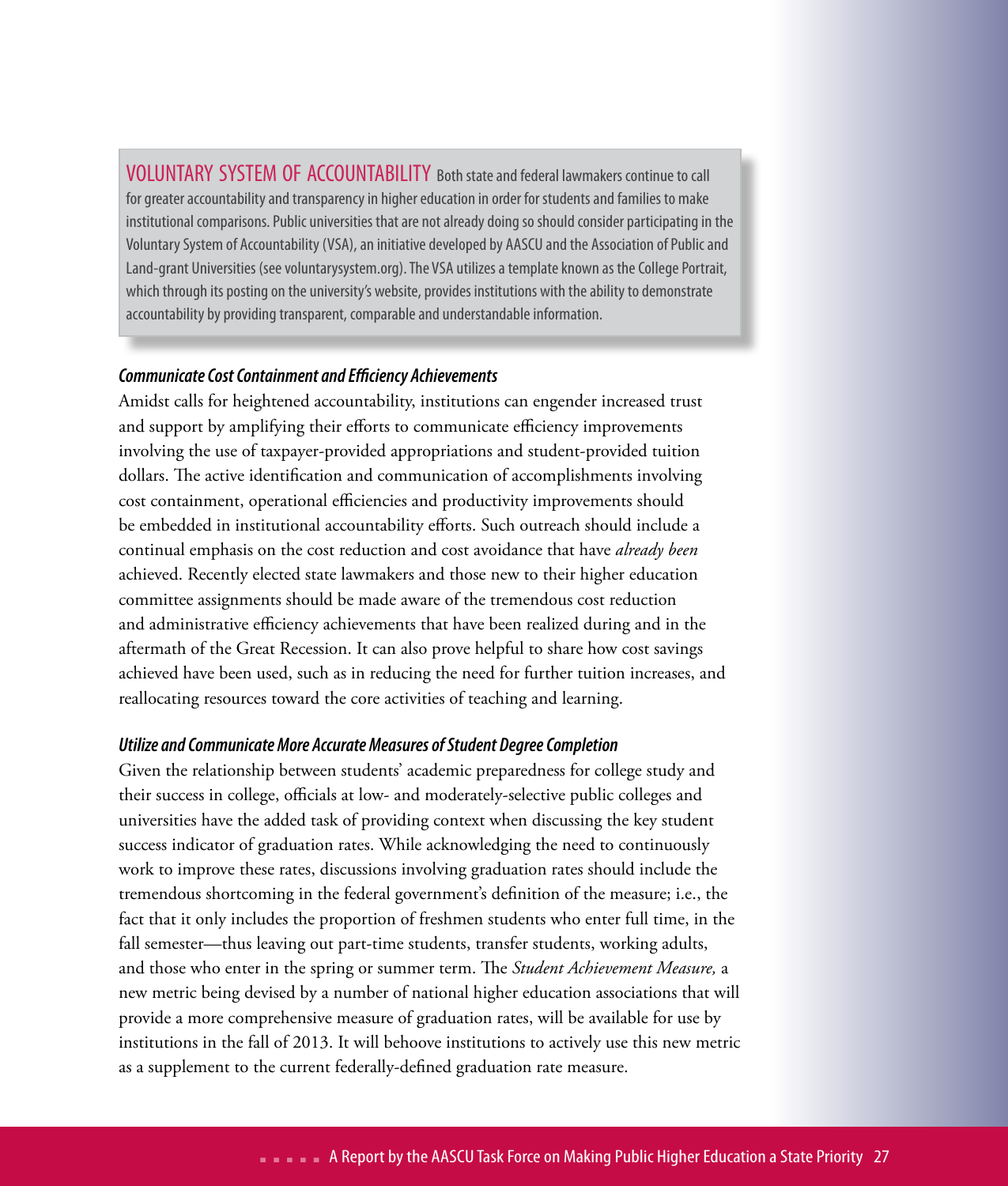**VOLUNTARY SYSTEM OF ACCOUNTABILITY** Both state and federal lawmakers continue to call for greater accountability and transparency in higher education in order for students and families to make institutional comparisons. Public universities that are not already doing so should consider participating in the Voluntary System of Accountability (VSA), an initiative developed by AASCU and the Association of Public and Land-grant Universities (see voluntarysystem.org). The VSA utilizes a template known as the College Portrait, which through its posting on the university's website, provides institutions with the ability to demonstrate accountability by providing transparent, comparable and understandable information.

### *Communicate Cost Containment and Efficiency Achievements*

Amidst calls for heightened accountability, institutions can engender increased trust and support by amplifying their efforts to communicate efficiency improvements involving the use of taxpayer-provided appropriations and student-provided tuition dollars. The active identification and communication of accomplishments involving cost containment, operational efficiencies and productivity improvements should be embedded in institutional accountability efforts. Such outreach should include a continual emphasis on the cost reduction and cost avoidance that have *already been* achieved. Recently elected state lawmakers and those new to their higher education committee assignments should be made aware of the tremendous cost reduction and administrative efficiency achievements that have been realized during and in the aftermath of the Great Recession. It can also prove helpful to share how cost savings achieved have been used, such as in reducing the need for further tuition increases, and reallocating resources toward the core activities of teaching and learning.

### *Utilize and Communicate More Accurate Measures of Student Degree Completion*

Given the relationship between students' academic preparedness for college study and their success in college, officials at low- and moderately-selective public colleges and universities have the added task of providing context when discussing the key student success indicator of graduation rates. While acknowledging the need to continuously work to improve these rates, discussions involving graduation rates should include the tremendous shortcoming in the federal government's definition of the measure; i.e., the fact that it only includes the proportion of freshmen students who enter full time, in the fall semester—thus leaving out part-time students, transfer students, working adults, and those who enter in the spring or summer term. The *Student Achievement Measure,* a new metric being devised by a number of national higher education associations that will provide a more comprehensive measure of graduation rates, will be available for use by institutions in the fall of 2013. It will behoove institutions to actively use this new metric as a supplement to the current federally-defined graduation rate measure.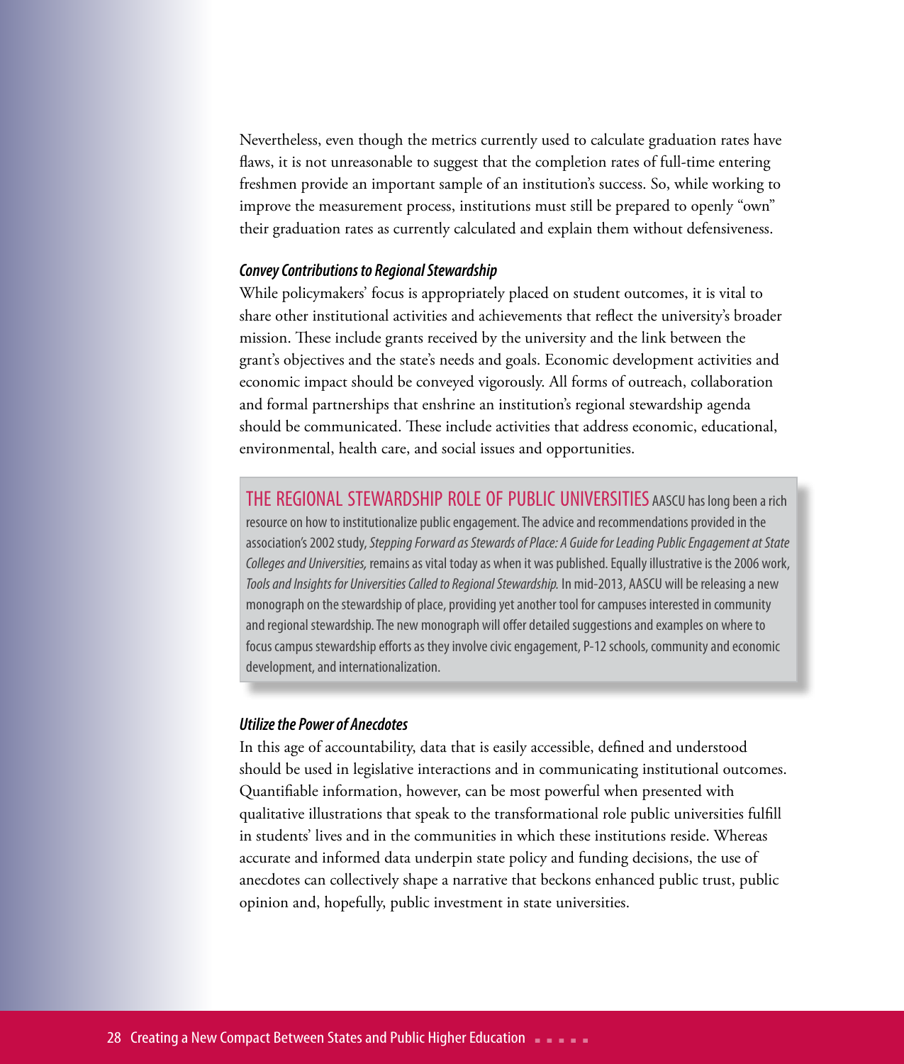Nevertheless, even though the metrics currently used to calculate graduation rates have flaws, it is not unreasonable to suggest that the completion rates of full-time entering freshmen provide an important sample of an institution's success. So, while working to improve the measurement process, institutions must still be prepared to openly "own" their graduation rates as currently calculated and explain them without defensiveness.

### *Convey Contributions to Regional Stewardship*

While policymakers' focus is appropriately placed on student outcomes, it is vital to share other institutional activities and achievements that reflect the university's broader mission. These include grants received by the university and the link between the grant's objectives and the state's needs and goals. Economic development activities and economic impact should be conveyed vigorously. All forms of outreach, collaboration and formal partnerships that enshrine an institution's regional stewardship agenda should be communicated. These include activities that address economic, educational, environmental, health care, and social issues and opportunities.

> **THE REGIONAL STEWARDSHIP ROLE OF PUBLIC UNIVERSITIES** AASCU has long been a rich resource on how to institutionalize public engagement. The advice and recommendations provided in the association's 2002 study, *Stepping Forward as Stewards of Place: A Guide for Leading Public Engagement at State Colleges and Universities,* remains as vital today as when it was published. Equally illustrative is the 2006 work, *Tools and Insights for Universities Called to Regional Stewardship.* In mid-2013, AASCU will be releasing a new monograph on the stewardship of place, providing yet another tool for campuses interested in community and regional stewardship. The new monograph will offer detailed suggestions and examples on where to focus campus stewardship efforts as they involve civic engagement, P-12 schools, community and economic development, and internationalization.

### *Utilize the Power of Anecdotes*

In this age of accountability, data that is easily accessible, defined and understood should be used in legislative interactions and in communicating institutional outcomes. Quantifiable information, however, can be most powerful when presented with qualitative illustrations that speak to the transformational role public universities fulfill in students' lives and in the communities in which these institutions reside. Whereas accurate and informed data underpin state policy and funding decisions, the use of anecdotes can collectively shape a narrative that beckons enhanced public trust, public opinion and, hopefully, public investment in state universities.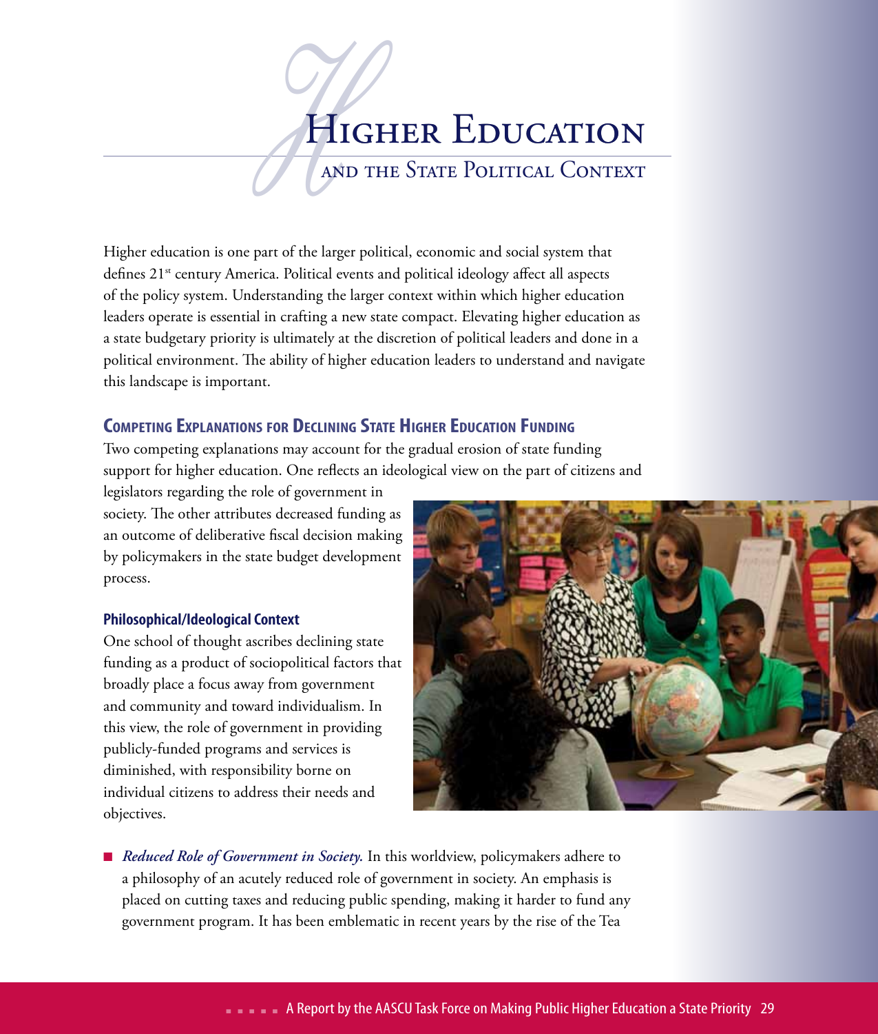# Higher Education and the State Political Context

Higher education is one part of the larger political, economic and social system that defines 21st century America. Political events and political ideology affect all aspects of the policy system. Understanding the larger context within which higher education leaders operate is essential in crafting a new state compact. Elevating higher education as a state budgetary priority is ultimately at the discretion of political leaders and done in a political environment. The ability of higher education leaders to understand and navigate this landscape is important.

## Competing Explanations for Declining State Higher Education Funding

Two competing explanations may account for the gradual erosion of state funding support for higher education. One reflects an ideological view on the part of citizens and legislators regarding the role of government in society. The other attributes decreased funding as an outcome of deliberative fiscal decision making by policymakers in the state budget development process.

### Philosophical/Ideological Context

One school of thought ascribes declining state funding as a product of sociopolitical factors that broadly place a focus away from government and community and toward individualism. In this view, the role of government in providing publicly-funded programs and services is diminished, with responsibility borne on individual citizens to address their needs and objectives.

- *Reduced Role of Government in Society.* In this worldview, policymakers adhere to a philosophy of an acutely reduced role of government in society. An emphasis is placed on cutting taxes and reducing public spending, making it harder to fund any government program. It has been emblematic in recent years by the rise of the Tea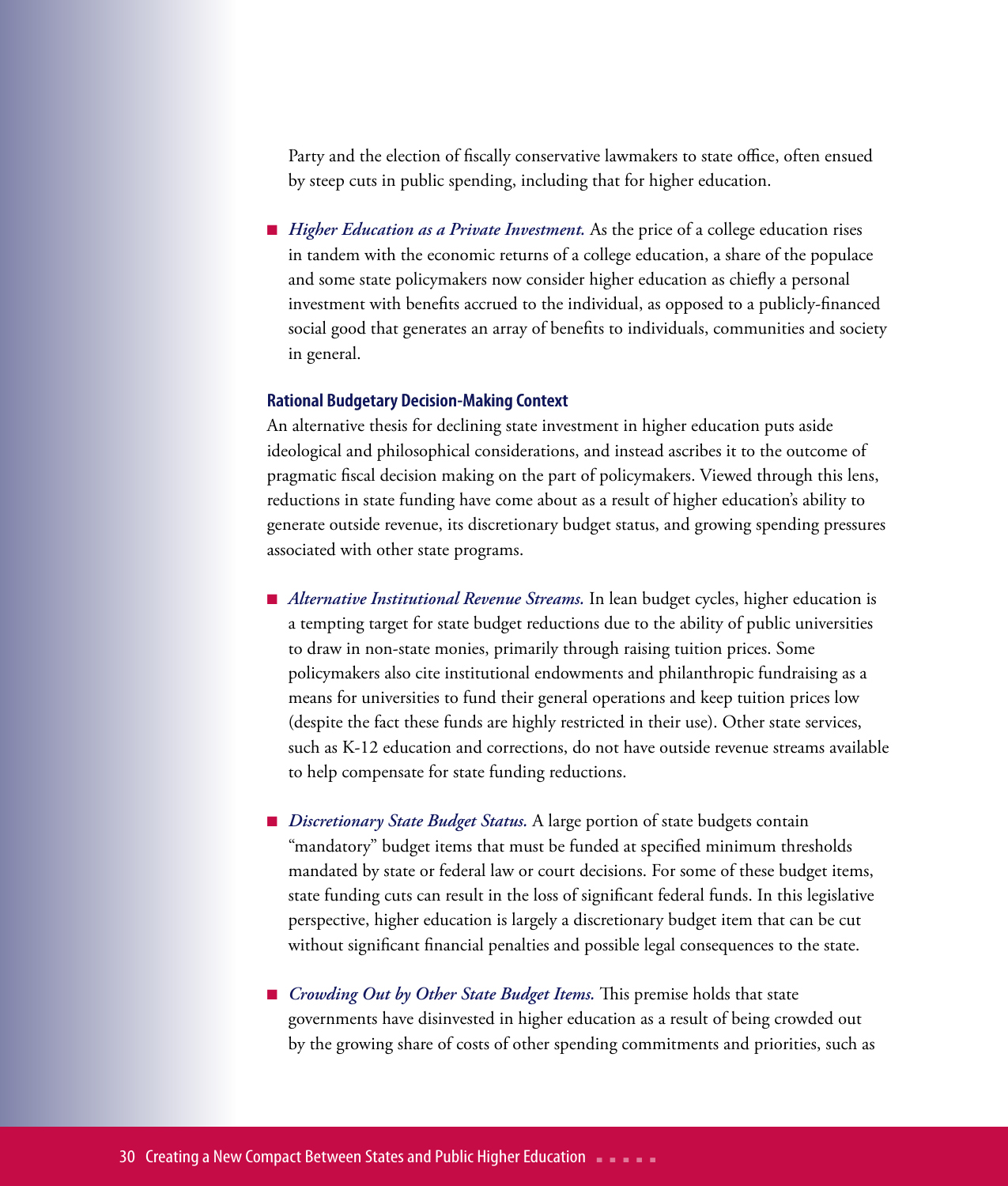Party and the election of fiscally conservative lawmakers to state office, often ensued by steep cuts in public spending, including that for higher education.

- *Higher Education as a Private Investment.* As the price of a college education rises in tandem with the economic returns of a college education, a share of the populace and some state policymakers now consider higher education as chiefly a personal investment with benefits accrued to the individual, as opposed to a publicly-financed social good that generates an array of benefits to individuals, communities and society in general.

### Rational Budgetary Decision-Making Context

An alternative thesis for declining state investment in higher education puts aside ideological and philosophical considerations, and instead ascribes it to the outcome of pragmatic fiscal decision making on the part of policymakers. Viewed through this lens, reductions in state funding have come about as a result of higher education's ability to generate outside revenue, its discretionary budget status, and growing spending pressures associated with other state programs.

- *Alternative Institutional Revenue Streams.* In lean budget cycles, higher education is a tempting target for state budget reductions due to the ability of public universities to draw in non-state monies, primarily through raising tuition prices. Some policymakers also cite institutional endowments and philanthropic fundraising as a means for universities to fund their general operations and keep tuition prices low (despite the fact these funds are highly restricted in their use). Other state services, such as K-12 education and corrections, do not have outside revenue streams available to help compensate for state funding reductions.

- *Discretionary State Budget Status.* A large portion of state budgets contain "mandatory" budget items that must be funded at specified minimum thresholds mandated by state or federal law or court decisions. For some of these budget items, state funding cuts can result in the loss of significant federal funds. In this legislative perspective, higher education is largely a discretionary budget item that can be cut without significant financial penalties and possible legal consequences to the state.

- *Crowding Out by Other State Budget Items.* This premise holds that state governments have disinvested in higher education as a result of being crowded out by the growing share of costs of other spending commitments and priorities, such as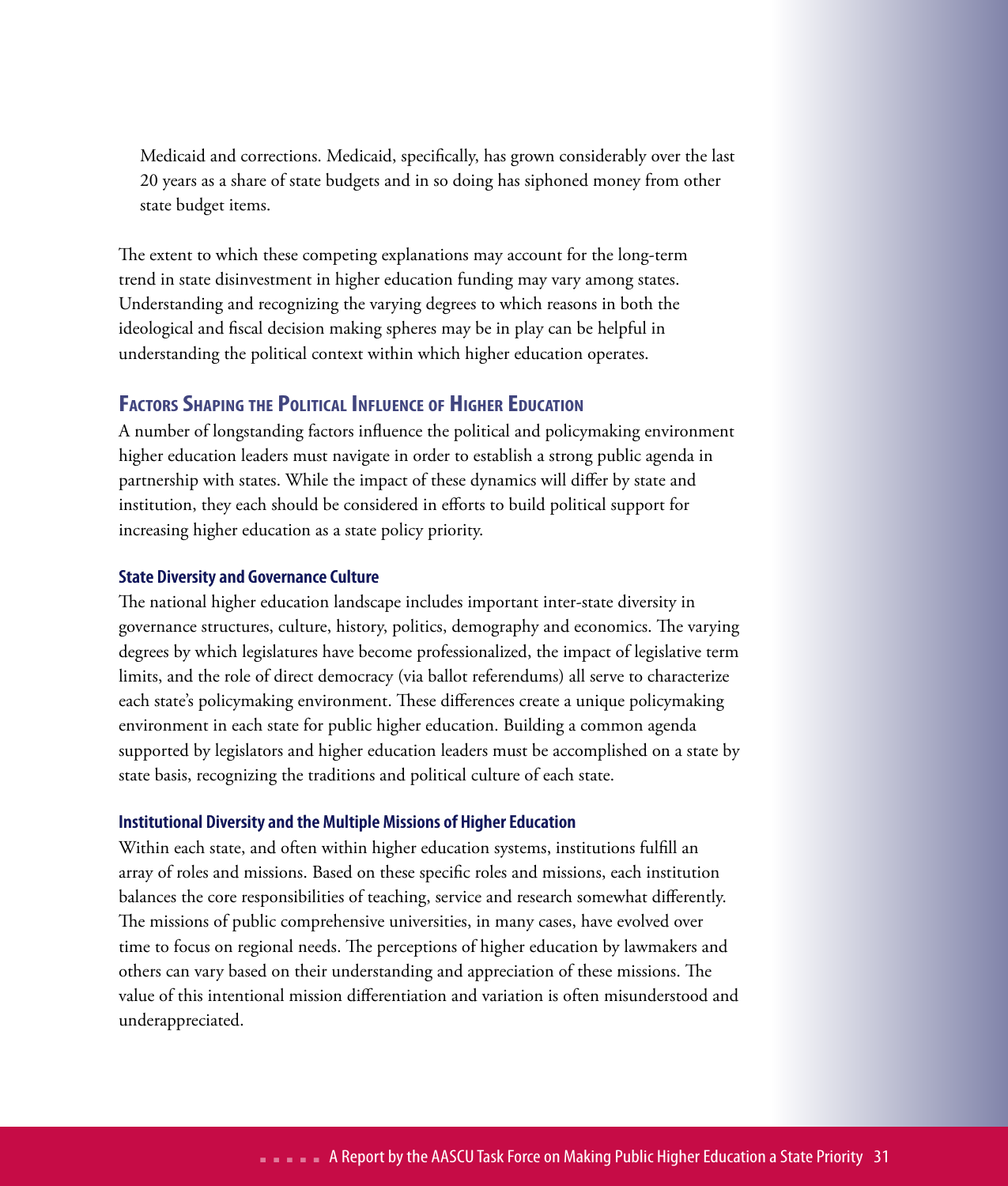Medicaid and corrections. Medicaid, specifically, has grown considerably over the last 20 years as a share of state budgets and in so doing has siphoned money from other state budget items.

The extent to which these competing explanations may account for the long-term trend in state disinvestment in higher education funding may vary among states. Understanding and recognizing the varying degrees to which reasons in both the ideological and fiscal decision making spheres may be in play can be helpful in understanding the political context within which higher education operates.

## Factors Shaping the Political Influence of Higher Education

A number of longstanding factors influence the political and policymaking environment higher education leaders must navigate in order to establish a strong public agenda in partnership with states. While the impact of these dynamics will differ by state and institution, they each should be considered in efforts to build political support for increasing higher education as a state policy priority.

### State Diversity and Governance Culture

The national higher education landscape includes important inter-state diversity in governance structures, culture, history, politics, demography and economics. The varying degrees by which legislatures have become professionalized, the impact of legislative term limits, and the role of direct democracy (via ballot referendums) all serve to characterize each state's policymaking environment. These differences create a unique policymaking environment in each state for public higher education. Building a common agenda supported by legislators and higher education leaders must be accomplished on a state by state basis, recognizing the traditions and political culture of each state.

### Institutional Diversity and the Multiple Missions of Higher Education

Within each state, and often within higher education systems, institutions fulfill an array of roles and missions. Based on these specific roles and missions, each institution balances the core responsibilities of teaching, service and research somewhat differently. The missions of public comprehensive universities, in many cases, have evolved over time to focus on regional needs. The perceptions of higher education by lawmakers and others can vary based on their understanding and appreciation of these missions. The value of this intentional mission differentiation and variation is often misunderstood and underappreciated.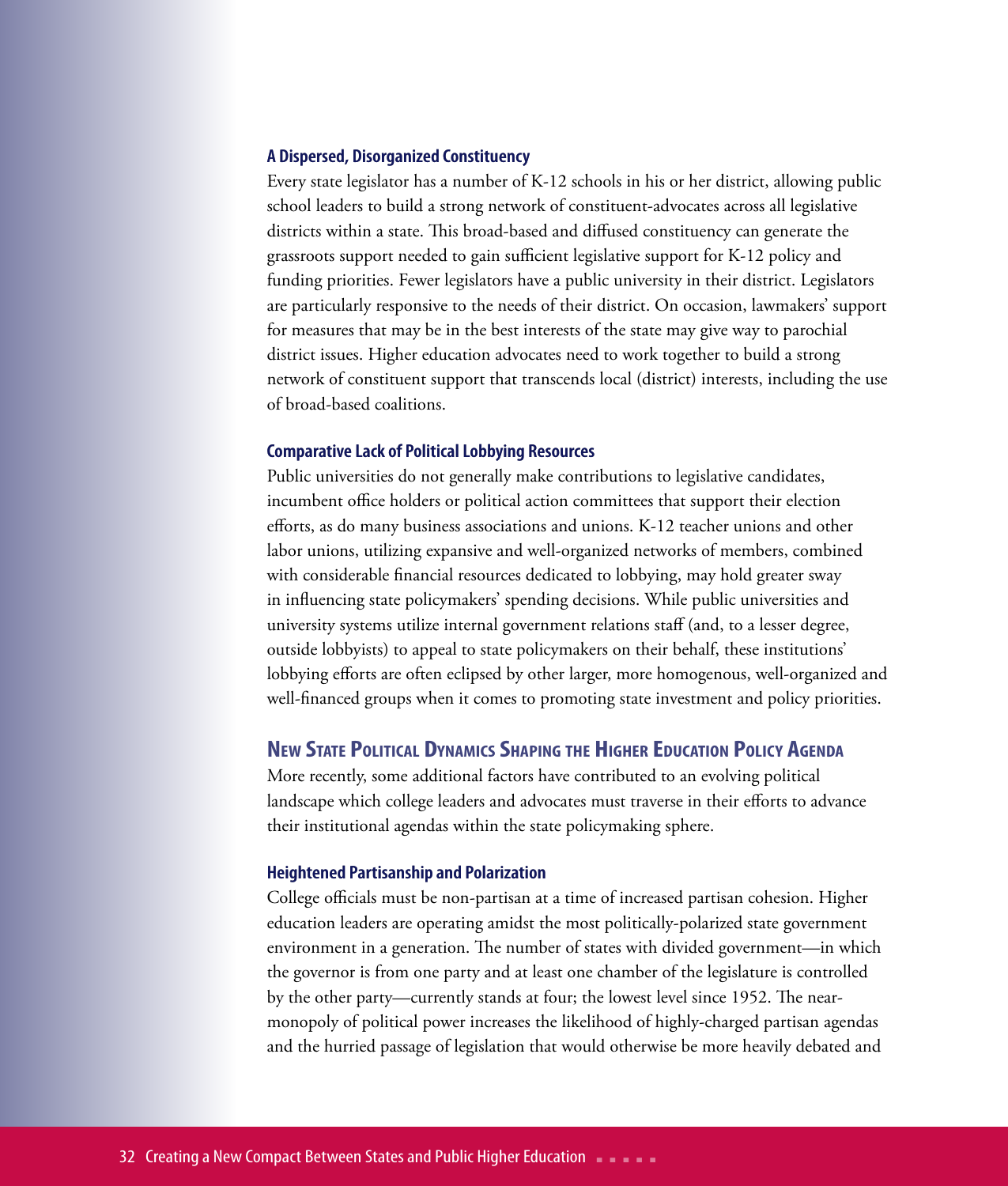### A Dispersed, Disorganized Constituency

Every state legislator has a number of K-12 schools in his or her district, allowing public school leaders to build a strong network of constituent-advocates across all legislative districts within a state. This broad-based and diffused constituency can generate the grassroots support needed to gain sufficient legislative support for K-12 policy and funding priorities. Fewer legislators have a public university in their district. Legislators are particularly responsive to the needs of their district. On occasion, lawmakers' support for measures that may be in the best interests of the state may give way to parochial district issues. Higher education advocates need to work together to build a strong network of constituent support that transcends local (district) interests, including the use of broad-based coalitions.

### Comparative Lack of Political Lobbying Resources

Public universities do not generally make contributions to legislative candidates, incumbent office holders or political action committees that support their election efforts, as do many business associations and unions. K-12 teacher unions and other labor unions, utilizing expansive and well-organized networks of members, combined with considerable financial resources dedicated to lobbying, may hold greater sway in influencing state policymakers' spending decisions. While public universities and university systems utilize internal government relations staff (and, to a lesser degree, outside lobbyists) to appeal to state policymakers on their behalf, these institutions' lobbying efforts are often eclipsed by other larger, more homogenous, well-organized and well-financed groups when it comes to promoting state investment and policy priorities.

## New State Political Dynamics Shaping the Higher Education Policy Agenda

More recently, some additional factors have contributed to an evolving political landscape which college leaders and advocates must traverse in their efforts to advance their institutional agendas within the state policymaking sphere.

### Heightened Partisanship and Polarization

College officials must be non-partisan at a time of increased partisan cohesion. Higher education leaders are operating amidst the most politically-polarized state government environment in a generation. The number of states with divided government—in which the governor is from one party and at least one chamber of the legislature is controlled by the other party—currently stands at four; the lowest level since 1952. The near-monopoly of political power increases the likelihood of highly-charged partisan agendas and the hurried passage of legislation that would otherwise be more heavily debated and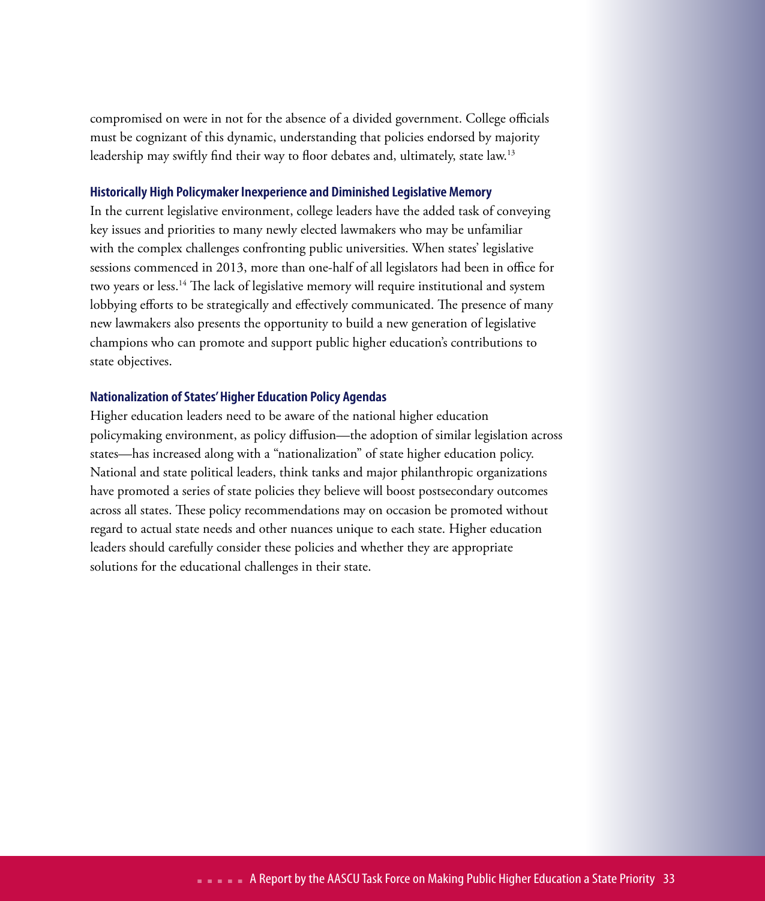compromised on were in not for the absence of a divided government. College officials must be cognizant of this dynamic, understanding that policies endorsed by majority leadership may swiftly find their way to floor debates and, ultimately, state law.[13]

### Historically High Policymaker Inexperience and Diminished Legislative Memory

In the current legislative environment, college leaders have the added task of conveying key issues and priorities to many newly elected lawmakers who may be unfamiliar with the complex challenges confronting public universities. When states' legislative sessions commenced in 2013, more than one-half of all legislators had been in office for two years or less.[14] The lack of legislative memory will require institutional and system lobbying efforts to be strategically and effectively communicated. The presence of many new lawmakers also presents the opportunity to build a new generation of legislative champions who can promote and support public higher education's contributions to state objectives.

### Nationalization of States' Higher Education Policy Agendas

Higher education leaders need to be aware of the national higher education policymaking environment, as policy diffusion—the adoption of similar legislation across states—has increased along with a "nationalization" of state higher education policy. National and state political leaders, think tanks and major philanthropic organizations have promoted a series of state policies they believe will boost postsecondary outcomes across all states. These policy recommendations may on occasion be promoted without regard to actual state needs and other nuances unique to each state. Higher education leaders should carefully consider these policies and whether they are appropriate solutions for the educational challenges in their state.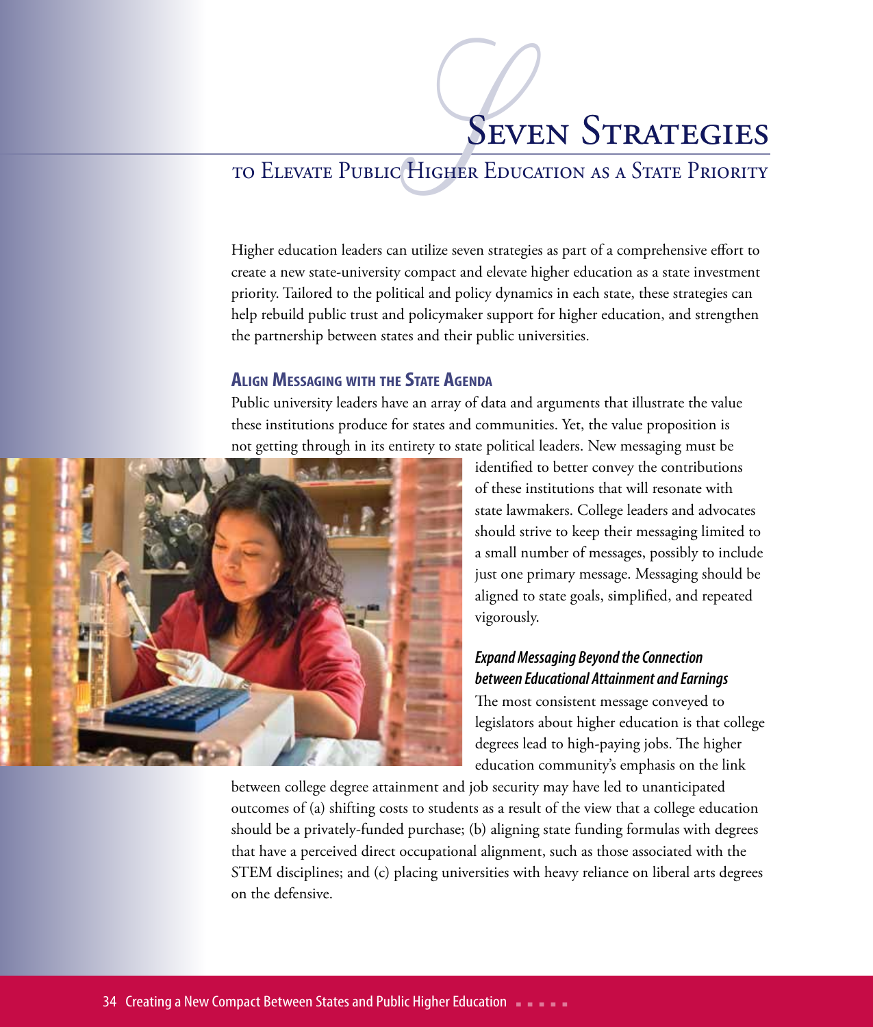# Seven Strategies

## to Elevate Public Higher Education as a State Priority

Higher education leaders can utilize seven strategies as part of a comprehensive effort to create a new state-university compact and elevate higher education as a state investment priority. Tailored to the political and policy dynamics in each state, these strategies can help rebuild public trust and policymaker support for higher education, and strengthen the partnership between states and their public universities.

### Align Messaging with the State Agenda

Public university leaders have an array of data and arguments that illustrate the value these institutions produce for states and communities. Yet, the value proposition is not getting through in its entirety to state political leaders. New messaging must be identified to better convey the contributions of these institutions that will resonate with state lawmakers. College leaders and advocates should strive to keep their messaging limited to a small number of messages, possibly to include just one primary message. Messaging should be aligned to state goals, simplified, and repeated vigorously.

#### *Expand Messaging Beyond the Connection between Educational Attainment and Earnings*

The most consistent message conveyed to legislators about higher education is that college degrees lead to high-paying jobs. The higher education community's emphasis on the link between college degree attainment and job security may have led to unanticipated outcomes of (a) shifting costs to students as a result of the view that a college education should be a privately-funded purchase; (b) aligning state funding formulas with degrees that have a perceived direct occupational alignment, such as those associated with the STEM disciplines; and (c) placing universities with heavy reliance on liberal arts degrees on the defensive.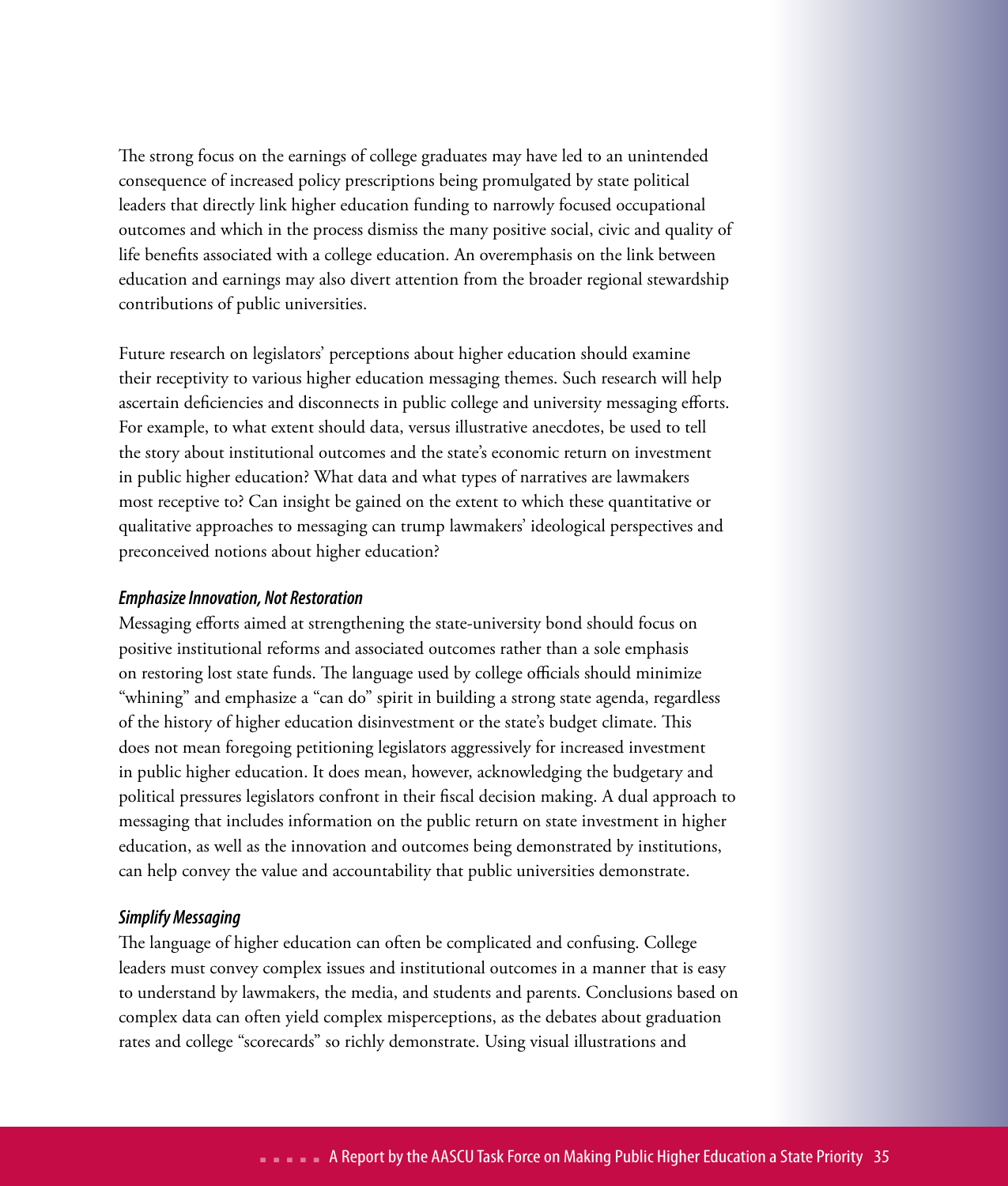The strong focus on the earnings of college graduates may have led to an unintended consequence of increased policy prescriptions being promulgated by state political leaders that directly link higher education funding to narrowly focused occupational outcomes and which in the process dismiss the many positive social, civic and quality of life benefits associated with a college education. An overemphasis on the link between education and earnings may also divert attention from the broader regional stewardship contributions of public universities.

Future research on legislators' perceptions about higher education should examine their receptivity to various higher education messaging themes. Such research will help ascertain deficiencies and disconnects in public college and university messaging efforts. For example, to what extent should data, versus illustrative anecdotes, be used to tell the story about institutional outcomes and the state's economic return on investment in public higher education? What data and what types of narratives are lawmakers most receptive to? Can insight be gained on the extent to which these quantitative or qualitative approaches to messaging can trump lawmakers' ideological perspectives and preconceived notions about higher education?

### *Emphasize Innovation, Not Restoration*

Messaging efforts aimed at strengthening the state-university bond should focus on positive institutional reforms and associated outcomes rather than a sole emphasis on restoring lost state funds. The language used by college officials should minimize "whining" and emphasize a "can do" spirit in building a strong state agenda, regardless of the history of higher education disinvestment or the state's budget climate. This does not mean foregoing petitioning legislators aggressively for increased investment in public higher education. It does mean, however, acknowledging the budgetary and political pressures legislators confront in their fiscal decision making. A dual approach to messaging that includes information on the public return on state investment in higher education, as well as the innovation and outcomes being demonstrated by institutions, can help convey the value and accountability that public universities demonstrate.

### *Simplify Messaging*

The language of higher education can often be complicated and confusing. College leaders must convey complex issues and institutional outcomes in a manner that is easy to understand by lawmakers, the media, and students and parents. Conclusions based on complex data can often yield complex misperceptions, as the debates about graduation rates and college "scorecards" so richly demonstrate. Using visual illustrations and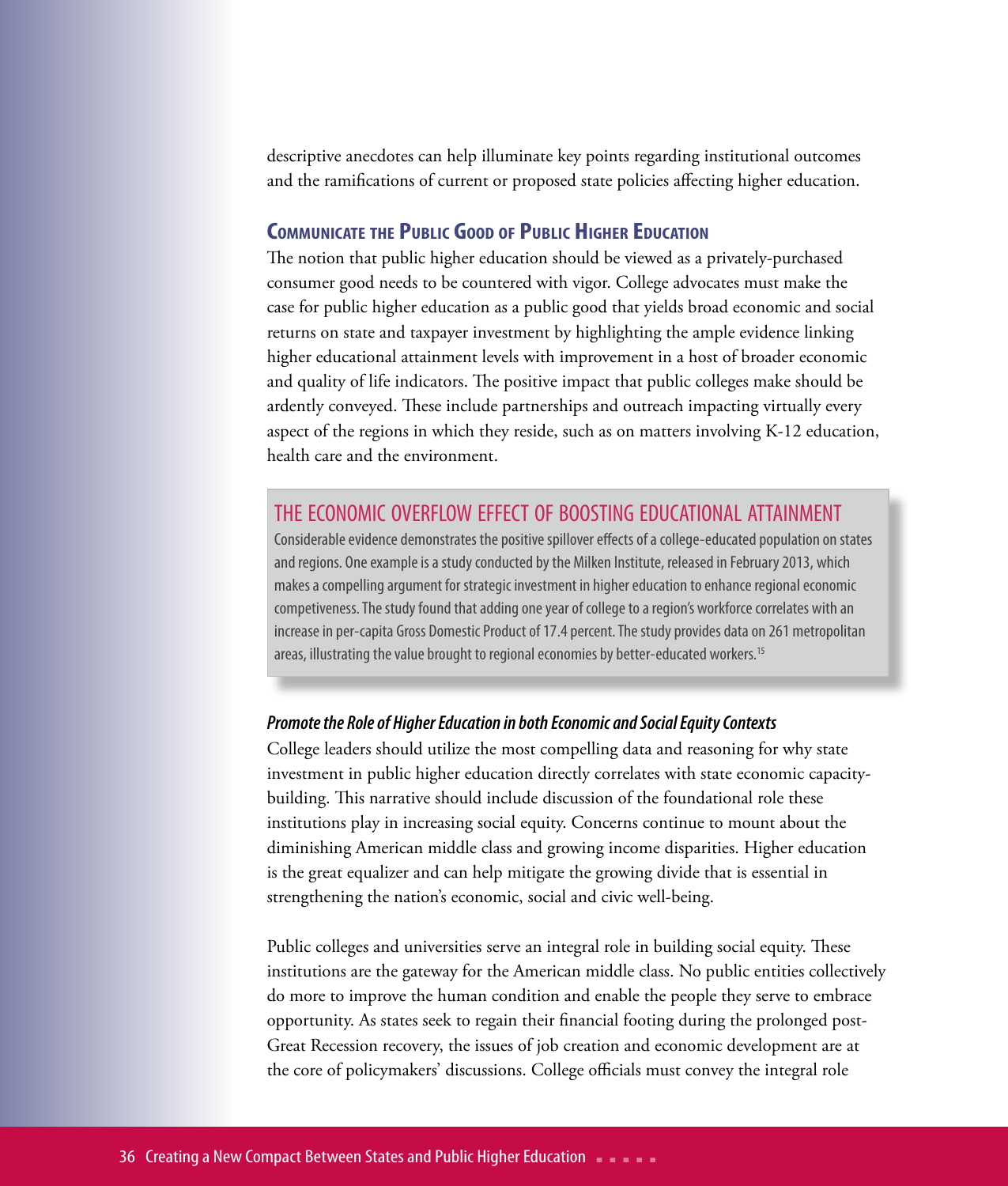descriptive anecdotes can help illuminate key points regarding institutional outcomes and the ramifications of current or proposed state policies affecting higher education.

## Communicate the Public Good of Public Higher Education

The notion that public higher education should be viewed as a privately-purchased consumer good needs to be countered with vigor. College advocates must make the case for public higher education as a public good that yields broad economic and social returns on state and taxpayer investment by highlighting the ample evidence linking higher educational attainment levels with improvement in a host of broader economic and quality of life indicators. The positive impact that public colleges make should be ardently conveyed. These include partnerships and outreach impacting virtually every aspect of the regions in which they reside, such as on matters involving K-12 education, health care and the environment.

> **THE ECONOMIC OVERFLOW EFFECT OF BOOSTING EDUCATIONAL ATTAINMENT**
>
> Considerable evidence demonstrates the positive spillover effects of a college-educated population on states and regions. One example is a study conducted by the Milken Institute, released in February 2013, which makes a compelling argument for strategic investment in higher education to enhance regional economic competiveness. The study found that adding one year of college to a region's workforce correlates with an increase in per-capita Gross Domestic Product of 17.4 percent. The study provides data on 261 metropolitan areas, illustrating the value brought to regional economies by better-educated workers.[15]

### *Promote the Role of Higher Education in both Economic and Social Equity Contexts*

College leaders should utilize the most compelling data and reasoning for why state investment in public higher education directly correlates with state economic capacity-building. This narrative should include discussion of the foundational role these institutions play in increasing social equity. Concerns continue to mount about the diminishing American middle class and growing income disparities. Higher education is the great equalizer and can help mitigate the growing divide that is essential in strengthening the nation's economic, social and civic well-being.

Public colleges and universities serve an integral role in building social equity. These institutions are the gateway for the American middle class. No public entities collectively do more to improve the human condition and enable the people they serve to embrace opportunity. As states seek to regain their financial footing during the prolonged post-Great Recession recovery, the issues of job creation and economic development are at the core of policymakers' discussions. College officials must convey the integral role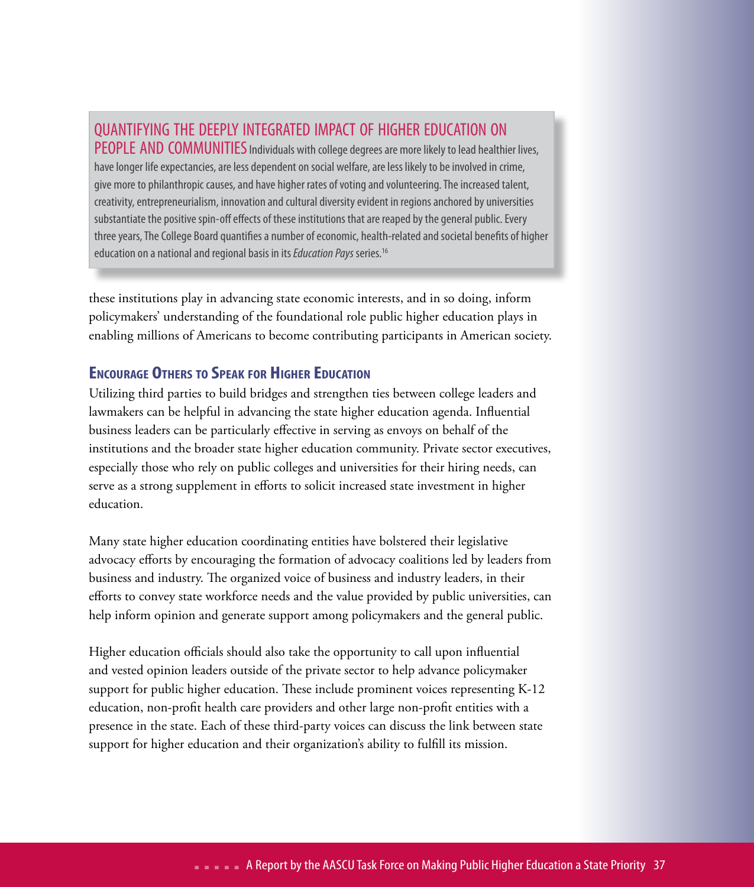## QUANTIFYING THE DEEPLY INTEGRATED IMPACT OF HIGHER EDUCATION ON PEOPLE AND COMMUNITIES

Individuals with college degrees are more likely to lead healthier lives, have longer life expectancies, are less dependent on social welfare, are less likely to be involved in crime, give more to philanthropic causes, and have higher rates of voting and volunteering. The increased talent, creativity, entrepreneurialism, innovation and cultural diversity evident in regions anchored by universities substantiate the positive spin-off effects of these institutions that are reaped by the general public. Every three years, The College Board quantifies a number of economic, health-related and societal benefits of higher education on a national and regional basis in its *Education Pays* series.[16]

these institutions play in advancing state economic interests, and in so doing, inform policymakers' understanding of the foundational role public higher education plays in enabling millions of Americans to become contributing participants in American society.

### Encourage Others to Speak for Higher Education

Utilizing third parties to build bridges and strengthen ties between college leaders and lawmakers can be helpful in advancing the state higher education agenda. Influential business leaders can be particularly effective in serving as envoys on behalf of the institutions and the broader state higher education community. Private sector executives, especially those who rely on public colleges and universities for their hiring needs, can serve as a strong supplement in efforts to solicit increased state investment in higher education.

Many state higher education coordinating entities have bolstered their legislative advocacy efforts by encouraging the formation of advocacy coalitions led by leaders from business and industry. The organized voice of business and industry leaders, in their efforts to convey state workforce needs and the value provided by public universities, can help inform opinion and generate support among policymakers and the general public.

Higher education officials should also take the opportunity to call upon influential and vested opinion leaders outside of the private sector to help advance policymaker support for public higher education. These include prominent voices representing K-12 education, non-profit health care providers and other large non-profit entities with a presence in the state. Each of these third-party voices can discuss the link between state support for higher education and their organization's ability to fulfill its mission.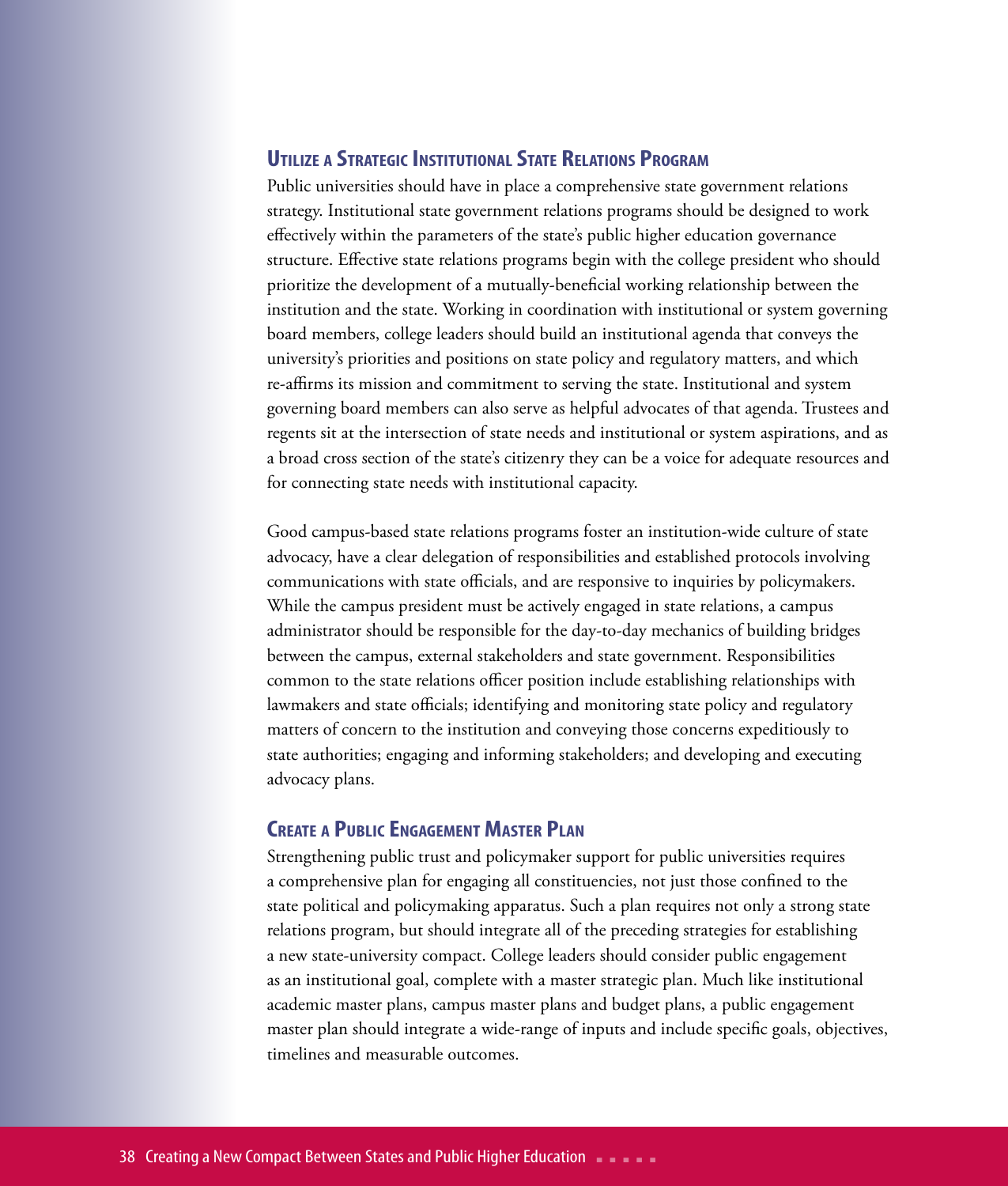## Utilize a Strategic Institutional State Relations Program

Public universities should have in place a comprehensive state government relations strategy. Institutional state government relations programs should be designed to work effectively within the parameters of the state's public higher education governance structure. Effective state relations programs begin with the college president who should prioritize the development of a mutually-beneficial working relationship between the institution and the state. Working in coordination with institutional or system governing board members, college leaders should build an institutional agenda that conveys the university's priorities and positions on state policy and regulatory matters, and which re-affirms its mission and commitment to serving the state. Institutional and system governing board members can also serve as helpful advocates of that agenda. Trustees and regents sit at the intersection of state needs and institutional or system aspirations, and as a broad cross section of the state's citizenry they can be a voice for adequate resources and for connecting state needs with institutional capacity.

Good campus-based state relations programs foster an institution-wide culture of state advocacy, have a clear delegation of responsibilities and established protocols involving communications with state officials, and are responsive to inquiries by policymakers. While the campus president must be actively engaged in state relations, a campus administrator should be responsible for the day-to-day mechanics of building bridges between the campus, external stakeholders and state government. Responsibilities common to the state relations officer position include establishing relationships with lawmakers and state officials; identifying and monitoring state policy and regulatory matters of concern to the institution and conveying those concerns expeditiously to state authorities; engaging and informing stakeholders; and developing and executing advocacy plans.

## Create a Public Engagement Master Plan

Strengthening public trust and policymaker support for public universities requires a comprehensive plan for engaging all constituencies, not just those confined to the state political and policymaking apparatus. Such a plan requires not only a strong state relations program, but should integrate all of the preceding strategies for establishing a new state-university compact. College leaders should consider public engagement as an institutional goal, complete with a master strategic plan. Much like institutional academic master plans, campus master plans and budget plans, a public engagement master plan should integrate a wide-range of inputs and include specific goals, objectives, timelines and measurable outcomes.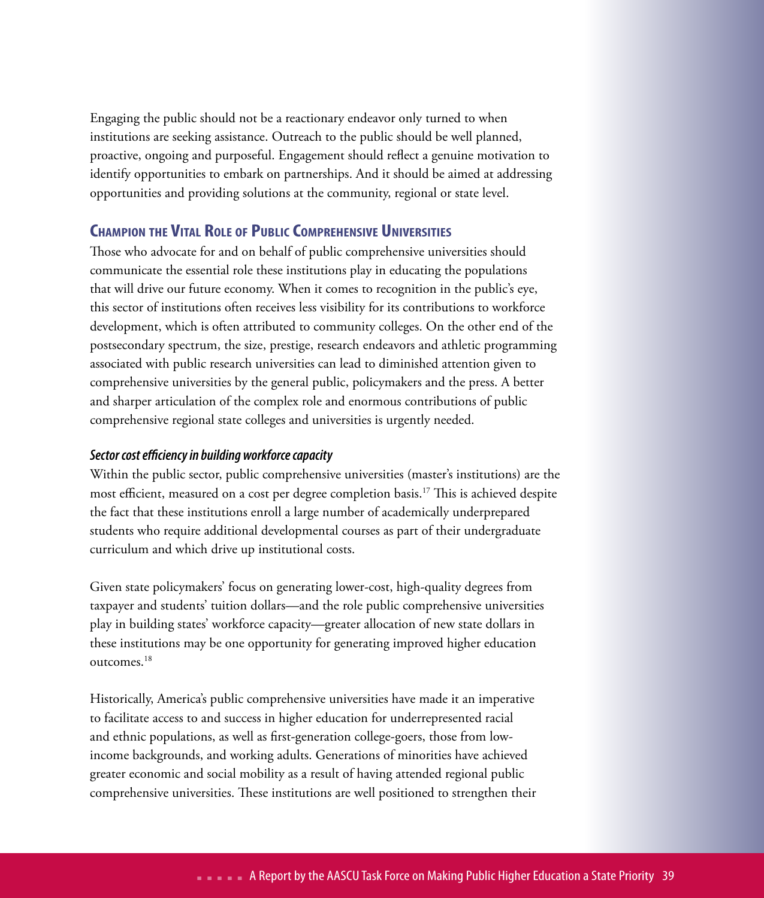Engaging the public should not be a reactionary endeavor only turned to when institutions are seeking assistance. Outreach to the public should be well planned, proactive, ongoing and purposeful. Engagement should reflect a genuine motivation to identify opportunities to embark on partnerships. And it should be aimed at addressing opportunities and providing solutions at the community, regional or state level.

## Champion the Vital Role of Public Comprehensive Universities

Those who advocate for and on behalf of public comprehensive universities should communicate the essential role these institutions play in educating the populations that will drive our future economy. When it comes to recognition in the public's eye, this sector of institutions often receives less visibility for its contributions to workforce development, which is often attributed to community colleges. On the other end of the postsecondary spectrum, the size, prestige, research endeavors and athletic programming associated with public research universities can lead to diminished attention given to comprehensive universities by the general public, policymakers and the press. A better and sharper articulation of the complex role and enormous contributions of public comprehensive regional state colleges and universities is urgently needed.

### *Sector cost efficiency in building workforce capacity*

Within the public sector, public comprehensive universities (master's institutions) are the most efficient, measured on a cost per degree completion basis.[17] This is achieved despite the fact that these institutions enroll a large number of academically underprepared students who require additional developmental courses as part of their undergraduate curriculum and which drive up institutional costs.

Given state policymakers' focus on generating lower-cost, high-quality degrees from taxpayer and students' tuition dollars—and the role public comprehensive universities play in building states' workforce capacity—greater allocation of new state dollars in these institutions may be one opportunity for generating improved higher education outcomes.[18]

Historically, America's public comprehensive universities have made it an imperative to facilitate access to and success in higher education for underrepresented racial and ethnic populations, as well as first-generation college-goers, those from low-income backgrounds, and working adults. Generations of minorities have achieved greater economic and social mobility as a result of having attended regional public comprehensive universities. These institutions are well positioned to strengthen their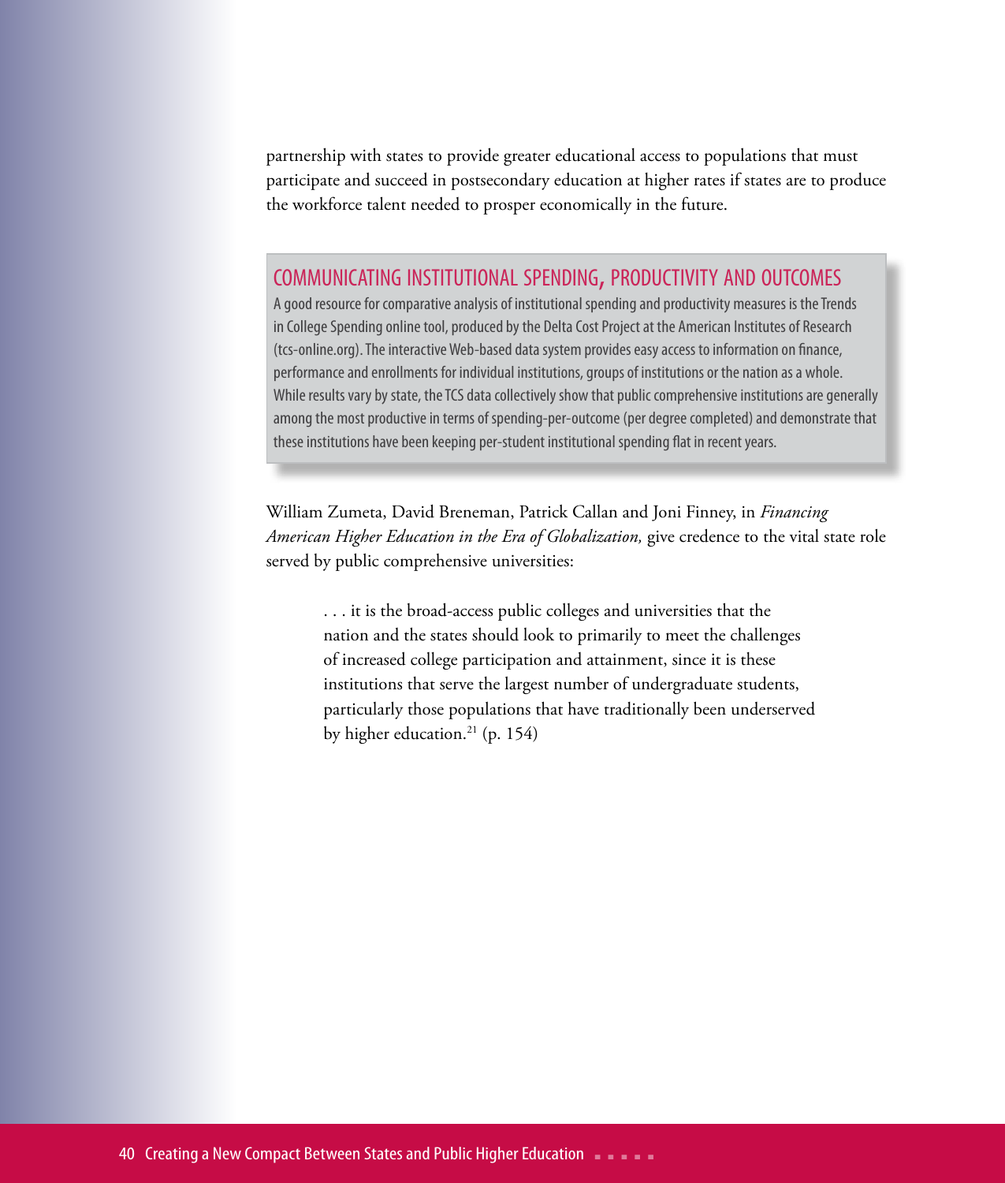partnership with states to provide greater educational access to populations that must participate and succeed in postsecondary education at higher rates if states are to produce the workforce talent needed to prosper economically in the future.

### COMMUNICATING INSTITUTIONAL SPENDING, PRODUCTIVITY AND OUTCOMES

A good resource for comparative analysis of institutional spending and productivity measures is the Trends in College Spending online tool, produced by the Delta Cost Project at the American Institutes of Research (tcs-online.org). The interactive Web-based data system provides easy access to information on finance, performance and enrollments for individual institutions, groups of institutions or the nation as a whole. While results vary by state, the TCS data collectively show that public comprehensive institutions are generally among the most productive in terms of spending-per-outcome (per degree completed) and demonstrate that these institutions have been keeping per-student institutional spending flat in recent years.

William Zumeta, David Breneman, Patrick Callan and Joni Finney, in *Financing American Higher Education in the Era of Globalization,* give credence to the vital state role served by public comprehensive universities:

> . . . it is the broad-access public colleges and universities that the nation and the states should look to primarily to meet the challenges of increased college participation and attainment, since it is these institutions that serve the largest number of undergraduate students, particularly those populations that have traditionally been underserved by higher education.[21] (p. 154)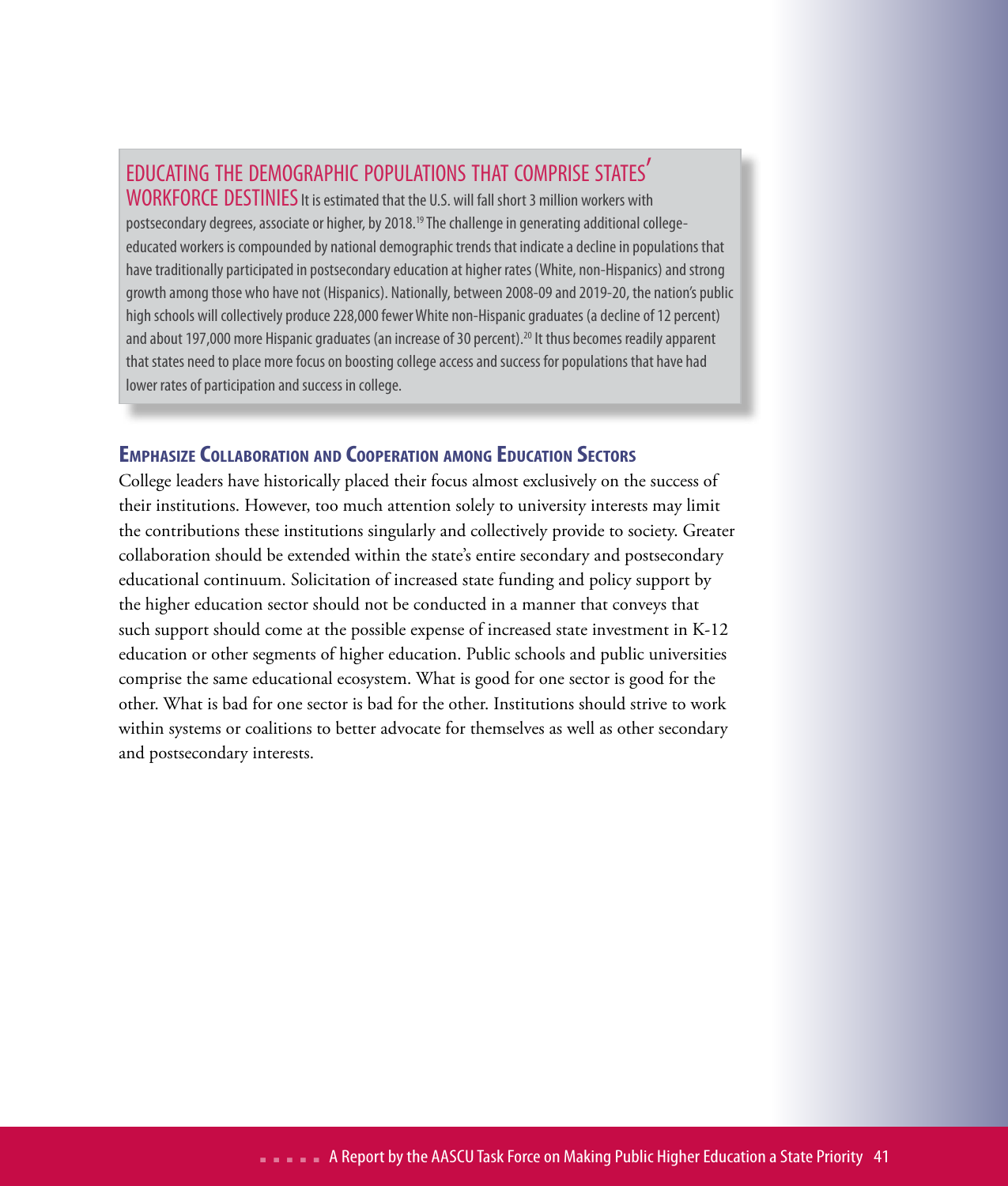**EDUCATING THE DEMOGRAPHIC POPULATIONS THAT COMPRISE STATES' WORKFORCE DESTINIES** It is estimated that the U.S. will fall short 3 million workers with postsecondary degrees, associate or higher, by 2018.[19] The challenge in generating additional college-educated workers is compounded by national demographic trends that indicate a decline in populations that have traditionally participated in postsecondary education at higher rates (White, non-Hispanics) and strong growth among those who have not (Hispanics). Nationally, between 2008-09 and 2019-20, the nation's public high schools will collectively produce 228,000 fewer White non-Hispanic graduates (a decline of 12 percent) and about 197,000 more Hispanic graduates (an increase of 30 percent).[20] It thus becomes readily apparent that states need to place more focus on boosting college access and success for populations that have had lower rates of participation and success in college.

### Emphasize Collaboration and Cooperation among Education Sectors

College leaders have historically placed their focus almost exclusively on the success of their institutions. However, too much attention solely to university interests may limit the contributions these institutions singularly and collectively provide to society. Greater collaboration should be extended within the state's entire secondary and postsecondary educational continuum. Solicitation of increased state funding and policy support by the higher education sector should not be conducted in a manner that conveys that such support should come at the possible expense of increased state investment in K-12 education or other segments of higher education. Public schools and public universities comprise the same educational ecosystem. What is good for one sector is good for the other. What is bad for one sector is bad for the other. Institutions should strive to work within systems or coalitions to better advocate for themselves as well as other secondary and postsecondary interests.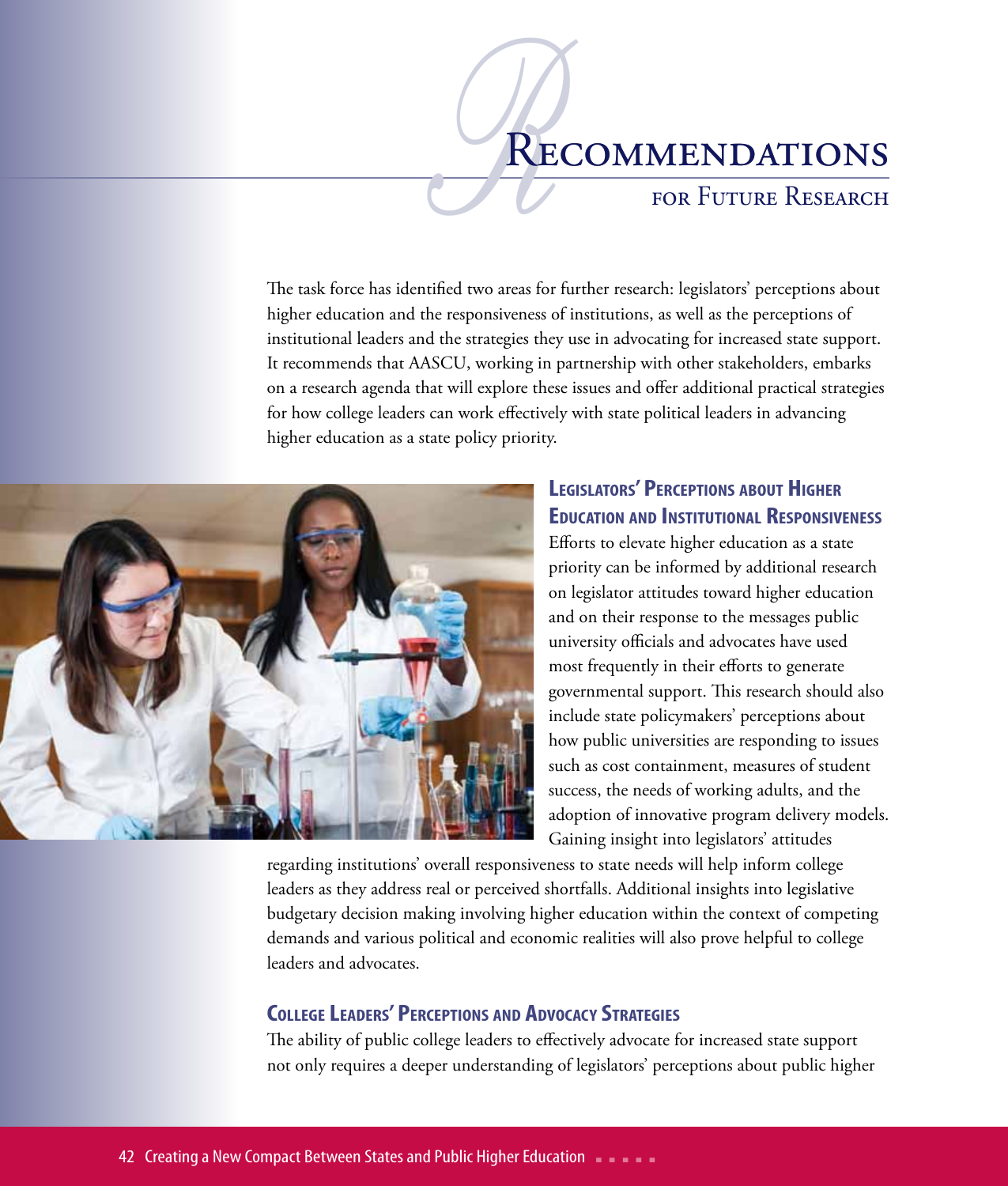# Recommendations for Future Research

The task force has identified two areas for further research: legislators' perceptions about higher education and the responsiveness of institutions, as well as the perceptions of institutional leaders and the strategies they use in advocating for increased state support. It recommends that AASCU, working in partnership with other stakeholders, embarks on a research agenda that will explore these issues and offer additional practical strategies for how college leaders can work effectively with state political leaders in advancing higher education as a state policy priority.

## Legislators' Perceptions about Higher Education and Institutional Responsiveness

Efforts to elevate higher education as a state priority can be informed by additional research on legislator attitudes toward higher education and on their response to the messages public university officials and advocates have used most frequently in their efforts to generate governmental support. This research should also include state policymakers' perceptions about how public universities are responding to issues such as cost containment, measures of student success, the needs of working adults, and the adoption of innovative program delivery models. Gaining insight into legislators' attitudes regarding institutions' overall responsiveness to state needs will help inform college leaders as they address real or perceived shortfalls. Additional insights into legislative budgetary decision making involving higher education within the context of competing demands and various political and economic realities will also prove helpful to college leaders and advocates.

## College Leaders' Perceptions and Advocacy Strategies

The ability of public college leaders to effectively advocate for increased state support not only requires a deeper understanding of legislators' perceptions about public higher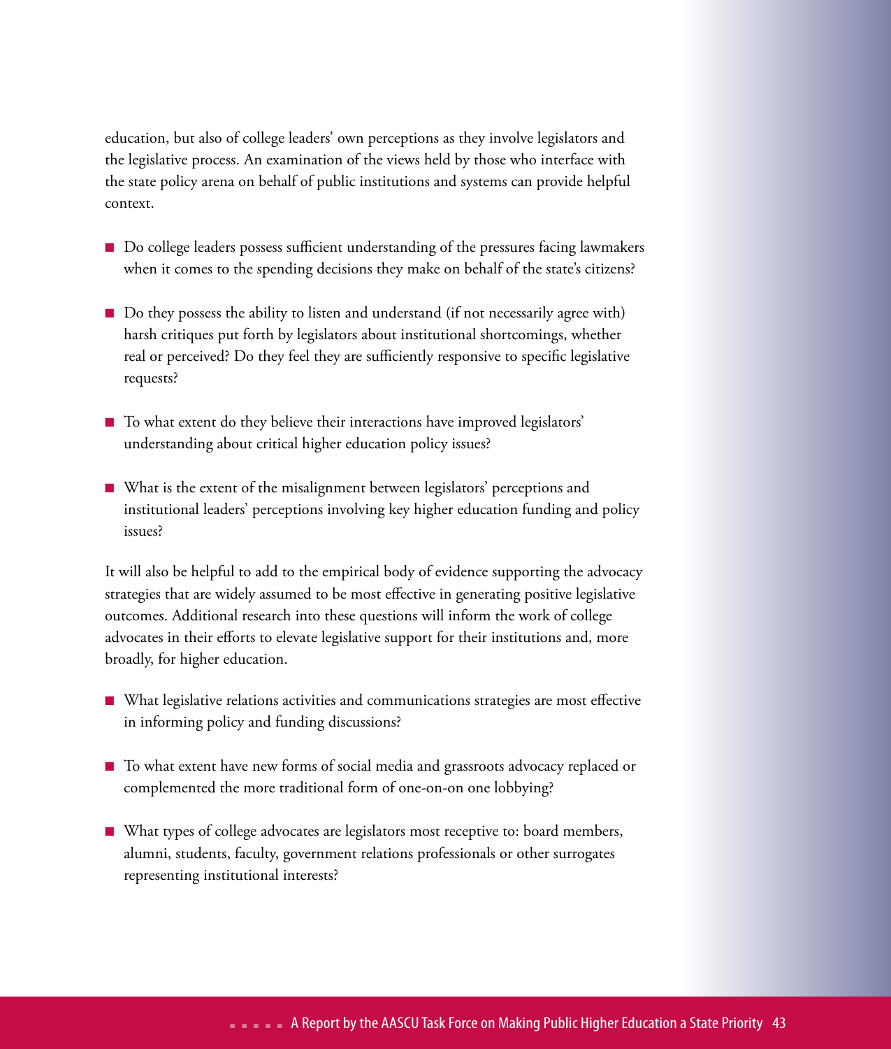education, but also of college leaders' own perceptions as they involve legislators and the legislative process. An examination of the views held by those who interface with the state policy arena on behalf of public institutions and systems can provide helpful context.

- Do college leaders possess sufficient understanding of the pressures facing lawmakers when it comes to the spending decisions they make on behalf of the state's citizens?

- Do they possess the ability to listen and understand (if not necessarily agree with) harsh critiques put forth by legislators about institutional shortcomings, whether real or perceived? Do they feel they are sufficiently responsive to specific legislative requests?

- To what extent do they believe their interactions have improved legislators' understanding about critical higher education policy issues?

- What is the extent of the misalignment between legislators' perceptions and institutional leaders' perceptions involving key higher education funding and policy issues?

It will also be helpful to add to the empirical body of evidence supporting the advocacy strategies that are widely assumed to be most effective in generating positive legislative outcomes. Additional research into these questions will inform the work of college advocates in their efforts to elevate legislative support for their institutions and, more broadly, for higher education.

- What legislative relations activities and communications strategies are most effective in informing policy and funding discussions?

- To what extent have new forms of social media and grassroots advocacy replaced or complemented the more traditional form of one-on-on one lobbying?

- What types of college advocates are legislators most receptive to: board members, alumni, students, faculty, government relations professionals or other surrogates representing institutional interests?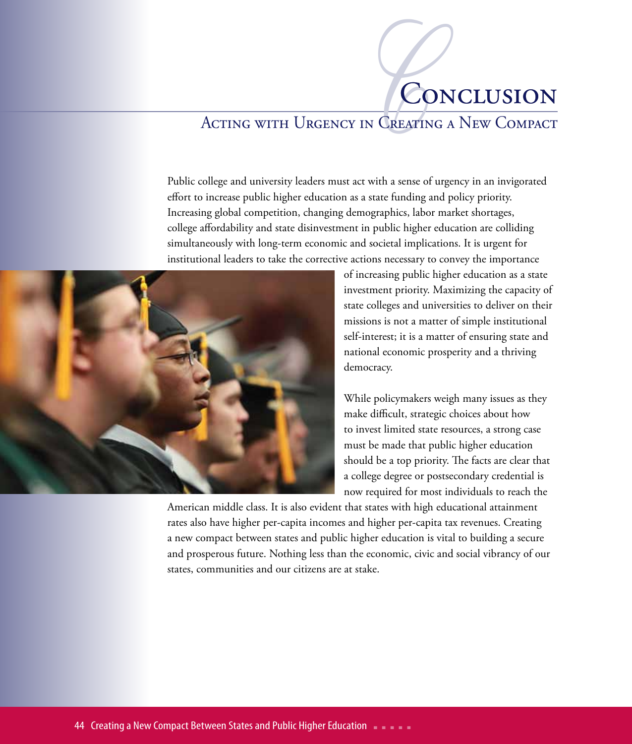# Conclusion

## Acting with Urgency in Creating a New Compact

Public college and university leaders must act with a sense of urgency in an invigorated effort to increase public higher education as a state funding and policy priority. Increasing global competition, changing demographics, labor market shortages, college affordability and state disinvestment in public higher education are colliding simultaneously with long-term economic and societal implications. It is urgent for institutional leaders to take the corrective actions necessary to convey the importance of increasing public higher education as a state investment priority. Maximizing the capacity of state colleges and universities to deliver on their missions is not a matter of simple institutional self-interest; it is a matter of ensuring state and national economic prosperity and a thriving democracy.

While policymakers weigh many issues as they make difficult, strategic choices about how to invest limited state resources, a strong case must be made that public higher education should be a top priority. The facts are clear that a college degree or postsecondary credential is now required for most individuals to reach the American middle class. It is also evident that states with high educational attainment rates also have higher per-capita incomes and higher per-capita tax revenues. Creating a new compact between states and public higher education is vital to building a secure and prosperous future. Nothing less than the economic, civic and social vibrancy of our states, communities and our citizens are at stake.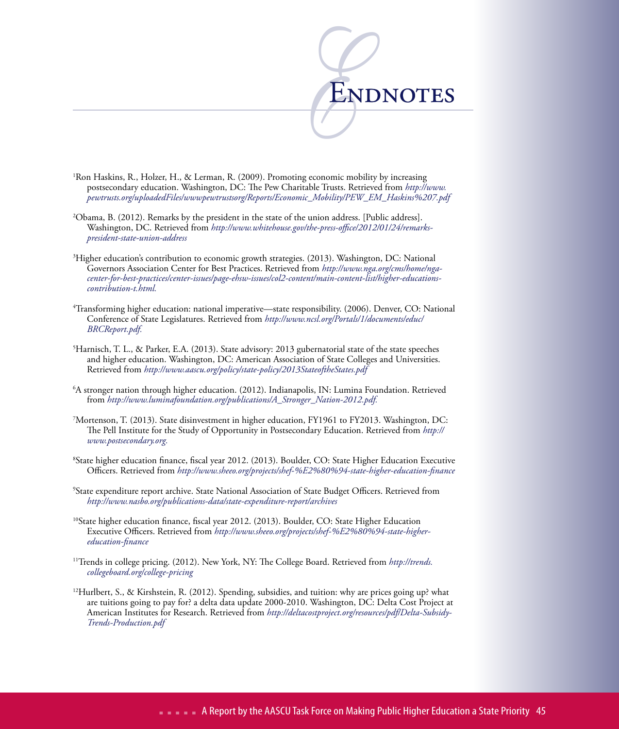# Endnotes

[1]Ron Haskins, R., Holzer, H., & Lerman, R. (2009). Promoting economic mobility by increasing postsecondary education. Washington, DC: The Pew Charitable Trusts. Retrieved from *http://www.pewtrusts.org/uploadedFiles/wwwpewtrustsorg/Reports/Economic_Mobility/PEW_EM_Haskins%207.pdf*

[2]Obama, B. (2012). Remarks by the president in the state of the union address. [Public address]. Washington, DC. Retrieved from *http://www.whitehouse.gov/the-press-office/2012/01/24/remarks-president-state-union-address*

[3]Higher education's contribution to economic growth strategies. (2013). Washington, DC: National Governors Association Center for Best Practices. Retrieved from *http://www.nga.org/cms/home/nga-center-for-best-practices/center-issues/page-ehsw-issues/col2-content/main-content-list/higher-educations-contribution-t.html.*

[4]Transforming higher education: national imperative—state responsibility. (2006). Denver, CO: National Conference of State Legislatures. Retrieved from *http://www.ncsl.org/Portals/1/documents/educ/BRCReport.pdf.*

[5]Harnisch, T. L., & Parker, E.A. (2013). State advisory: 2013 gubernatorial state of the state speeches and higher education. Washington, DC: American Association of State Colleges and Universities. Retrieved from *http://www.aascu.org/policy/state-policy/2013StateoftheStates.pdf*

[6]A stronger nation through higher education. (2012). Indianapolis, IN: Lumina Foundation. Retrieved from *http://www.luminafoundation.org/publications/A_Stronger_Nation-2012.pdf.*

[7]Mortenson, T. (2013). State disinvestment in higher education, FY1961 to FY2013. Washington, DC: The Pell Institute for the Study of Opportunity in Postsecondary Education. Retrieved from *http://www.postsecondary.org.*

[8]State higher education finance, fiscal year 2012. (2013). Boulder, CO: State Higher Education Executive Officers. Retrieved from *http://www.sheeo.org/projects/shef-%E2%80%94-state-higher-education-finance*

[9]State expenditure report archive. State National Association of State Budget Officers. Retrieved from *http://www.nasbo.org/publications-data/state-expenditure-report/archives*

[10]State higher education finance, fiscal year 2012. (2013). Boulder, CO: State Higher Education Executive Officers. Retrieved from *http://www.sheeo.org/projects/shef-%E2%80%94-state-higher-education-finance*

[11]Trends in college pricing. (2012). New York, NY: The College Board. Retrieved from *http://trends.collegeboard.org/college-pricing*

[12]Hurlbert, S., & Kirshstein, R. (2012). Spending, subsidies, and tuition: why are prices going up? what are tuitions going to pay for? a delta data update 2000-2010. Washington, DC: Delta Cost Project at American Institutes for Research. Retrieved from *http://deltacostproject.org/resources/pdf/Delta-Subsidy-Trends-Production.pdf*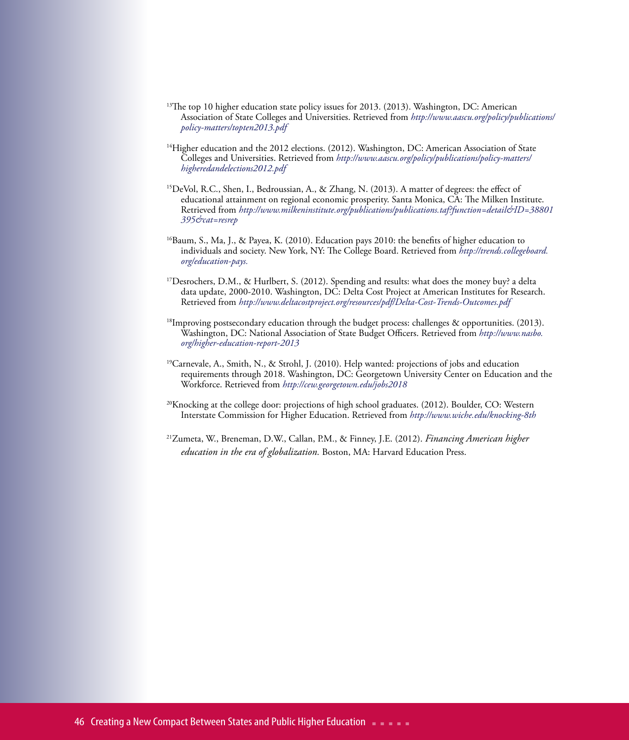[13]The top 10 higher education state policy issues for 2013. (2013). Washington, DC: American Association of State Colleges and Universities. Retrieved from *http://www.aascu.org/policy/publications/policy-matters/topten2013.pdf*

[14]Higher education and the 2012 elections. (2012). Washington, DC: American Association of State Colleges and Universities. Retrieved from *http://www.aascu.org/policy/publications/policy-matters/higheredandelections2012.pdf*

[15]DeVol, R.C., Shen, I., Bedroussian, A., & Zhang, N. (2013). A matter of degrees: the effect of educational attainment on regional economic prosperity. Santa Monica, CA: The Milken Institute. Retrieved from *http://www.milkeninstitute.org/publications/publications.taf?function=detail&ID=38801395&cat=resrep*

[16]Baum, S., Ma, J., & Payea, K. (2010). Education pays 2010: the benefits of higher education to individuals and society. New York, NY: The College Board. Retrieved from *http://trends.collegeboard.org/education-pays.*

[17]Desrochers, D.M., & Hurlbert, S. (2012). Spending and results: what does the money buy? a delta data update, 2000-2010. Washington, DC: Delta Cost Project at American Institutes for Research. Retrieved from *http://www.deltacostproject.org/resources/pdf/Delta-Cost-Trends-Outcomes.pdf*

[18]Improving postsecondary education through the budget process: challenges & opportunities. (2013). Washington, DC: National Association of State Budget Officers. Retrieved from *http://www.nasbo.org/higher-education-report-2013*

[19]Carnevale, A., Smith, N., & Strohl, J. (2010). Help wanted: projections of jobs and education requirements through 2018. Washington, DC: Georgetown University Center on Education and the Workforce. Retrieved from *http://cew.georgetown.edu/jobs2018*

[20]Knocking at the college door: projections of high school graduates. (2012). Boulder, CO: Western Interstate Commission for Higher Education. Retrieved from *http://www.wiche.edu/knocking-8th*

[21]Zumeta, W., Breneman, D.W., Callan, P.M., & Finney, J.E. (2012). *Financing American higher education in the era of globalization.* Boston, MA: Harvard Education Press.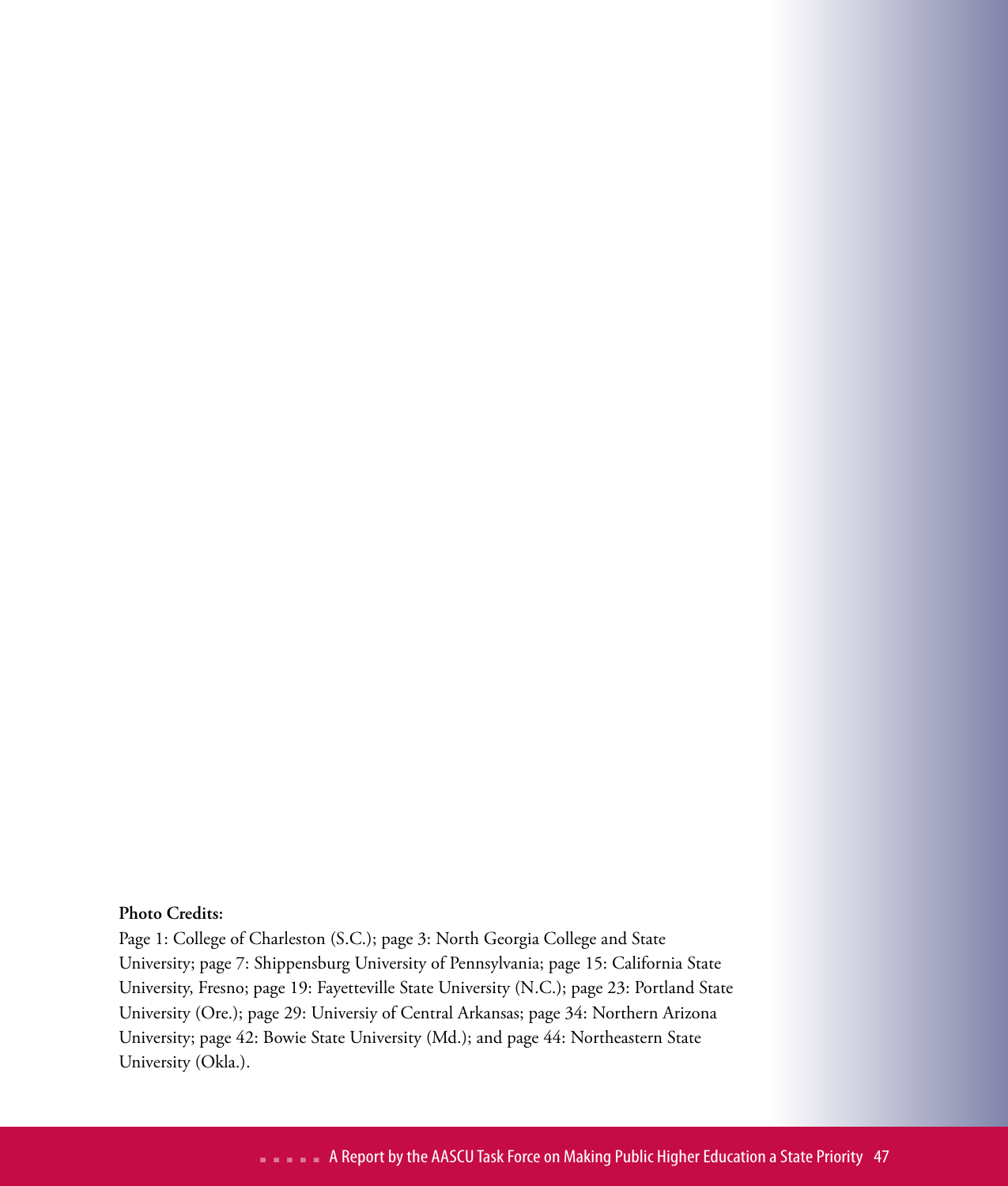**Photo Credits:**

Page 1: College of Charleston (S.C.); page 3: North Georgia College and State University; page 7: Shippensburg University of Pennsylvania; page 15: California State University, Fresno; page 19: Fayetteville State University (N.C.); page 23: Portland State University (Ore.); page 29: Universiy of Central Arkansas; page 34: Northern Arizona University; page 42: Bowie State University (Md.); and page 44: Northeastern State University (Okla.).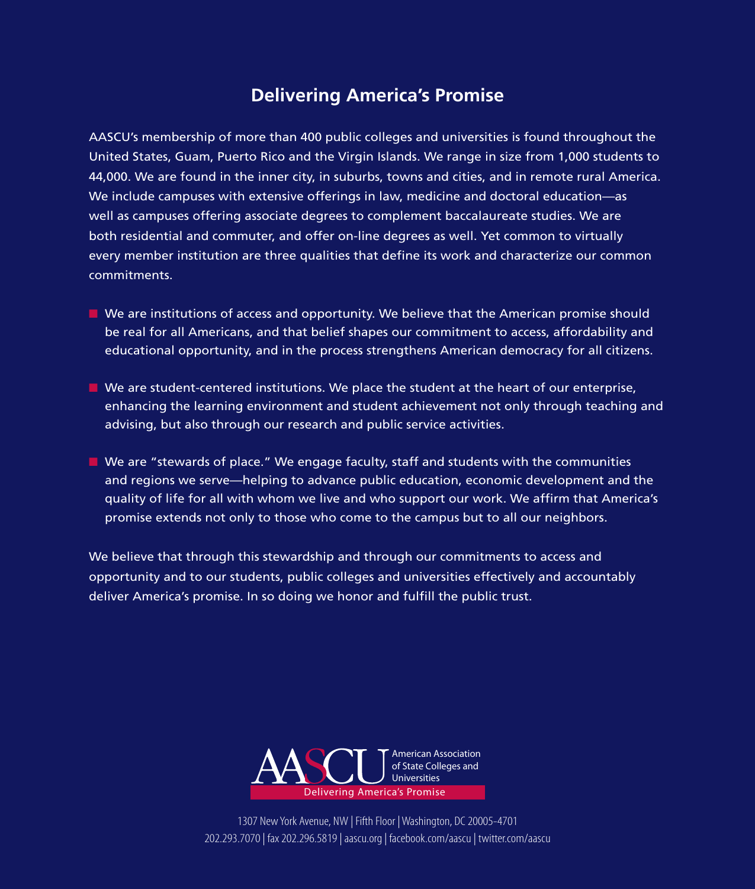# Delivering America's Promise

AASCU's membership of more than 400 public colleges and universities is found throughout the United States, Guam, Puerto Rico and the Virgin Islands. We range in size from 1,000 students to 44,000. We are found in the inner city, in suburbs, towns and cities, and in remote rural America. We include campuses with extensive offerings in law, medicine and doctoral education—as well as campuses offering associate degrees to complement baccalaureate studies. We are both residential and commuter, and offer on-line degrees as well. Yet common to virtually every member institution are three qualities that define its work and characterize our common commitments.

- We are institutions of access and opportunity. We believe that the American promise should be real for all Americans, and that belief shapes our commitment to access, affordability and educational opportunity, and in the process strengthens American democracy for all citizens.
- We are student-centered institutions. We place the student at the heart of our enterprise, enhancing the learning environment and student achievement not only through teaching and advising, but also through our research and public service activities.
- We are "stewards of place." We engage faculty, staff and students with the communities and regions we serve—helping to advance public education, economic development and the quality of life for all with whom we live and who support our work. We affirm that America's promise extends not only to those who come to the campus but to all our neighbors.

We believe that through this stewardship and through our commitments to access and opportunity and to our students, public colleges and universities effectively and accountably deliver America's promise. In so doing we honor and fulfill the public trust.

AASCU American Association of State Colleges and Universities

Delivering America's Promise

1307 New York Avenue, NW | Fifth Floor | Washington, DC 20005-4701
202.293.7070 | fax 202.296.5819 | aascu.org | facebook.com/aascu | twitter.com/aascu